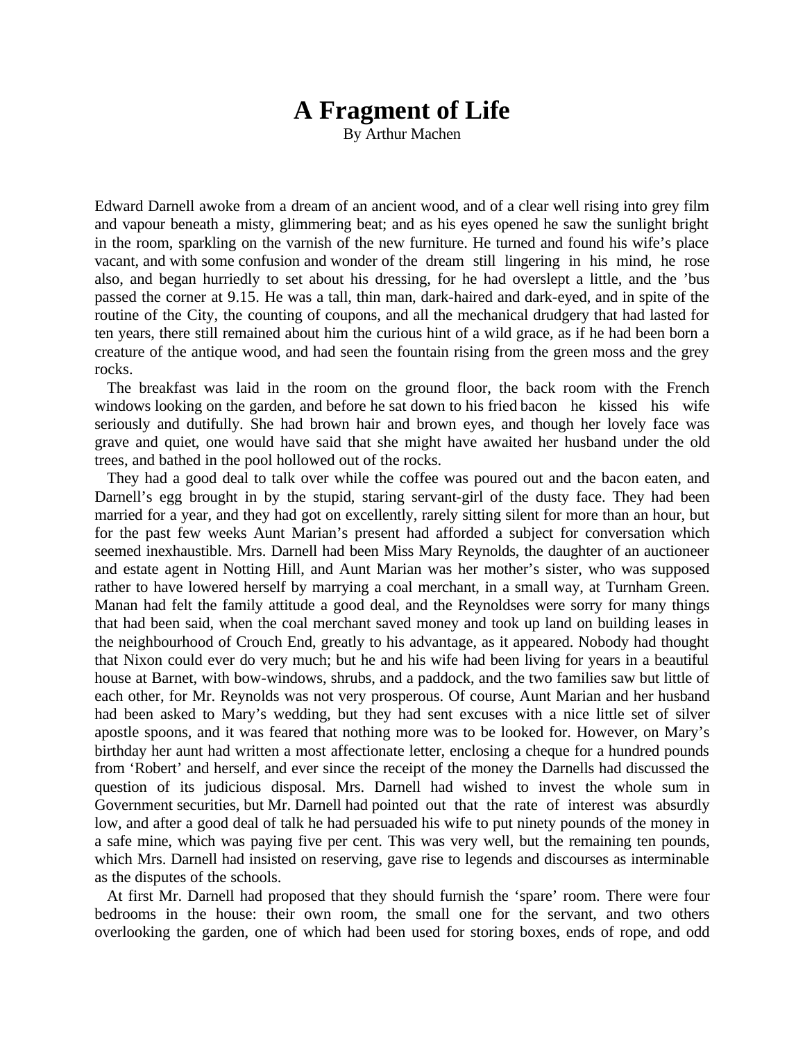# A Fragment of Life

By Arthur Machen

Edward Darnell awoke from a dream of an ancient wood, and of a clear well rising into grey film and vapour beneath a misty, glimmering beat; and as his eyes opened he saw the sunlight bright in the room, sparkling on the varnish of the new furniture. He turned and found his wife's place vacant, and with some confusion and wonder of the dream still lingering in his mind, he rose also, and began hurriedly to set about his dressing, for he had overslept a little, and the 'bus passed the corner at 9.15. He was a tall, thin man, dark-haired and dark-eyed, and in spite of the routine of the City, the counting of coupons, and all the mechanical drudgery that had lasted for ten years, there still remained about him the curious hint of a wild grace, as if he had been born a creature of the antique wood, and had seen the fountain rising from the green moss and the grey rocks.

The breakfast was laid in the room on the ground floor, the back room with the French windows looking on the garden, and before he sat down to his fried bacon he kissed his wife seriously and dutifully. She had brown hair and brown eyes, and though her lovely face was grave and quiet, one would have said that she might have awaited her husband under the old trees, and bathed in the pool hollowed out of the rocks.

They had a good deal to talk over while the coffee was poured out and the bacon eaten, and Darnell's egg brought in by the stupid, staring servant-girl of the dusty face. They had been married for a year, and they had got on excellently, rarely sitting silent for more than an hour, but for the past few weeks Aunt Marian's present had afforded a subject for conversation which seemed inexhaustible. Mrs. Darnell had been Miss Mary Reynolds, the daughter of an auctioneer and estate agent in Notting Hill, and Aunt Marian was her mother's sister, who was supposed rather to have lowered herself by marrying a coal merchant, in a small way, at Turnham Green. Manan had felt the family attitude a good deal, and the Reynoldses were sorry for many things that had been said, when the coal merchant saved money and took up land on building leases in the neighbourhood of Crouch End, greatly to his advantage, as it appeared. Nobody had thought that Nixon could ever do very much; but he and his wife had been living for years in a beautiful house at Barnet, with bow-windows, shrubs, and a paddock, and the two families saw but little of each other, for Mr. Reynolds was not very prosperous. Of course, Aunt Marian and her husband had been asked to Mary's wedding, but they had sent excuses with a nice little set of silver apostle spoons, and it was feared that nothing more was to be looked for. However, on Mary's birthday her aunt had written a most affectionate letter, enclosing a cheque for a hundred pounds from 'Robert' and herself, and ever since the receipt of the money the Darnells had discussed the question of its judicious disposal. Mrs. Darnell had wished to invest the whole sum in Government securities, but Mr. Darnell had pointed out that the rate of interest was absurdly low, and after a good deal of talk he had persuaded his wife to put ninety pounds of the money in a safe mine, which was paying five per cent. This was very well, but the remaining ten pounds, which Mrs. Darnell had insisted on reserving, gave rise to legends and discourses as interminable as the disputes of the schools.

At first Mr. Darnell had proposed that they should furnish the 'spare' room. There were four bedrooms in the house: their own room, the small one for the servant, and two others overlooking the garden, one of which had been used for storing boxes, ends of rope, and odd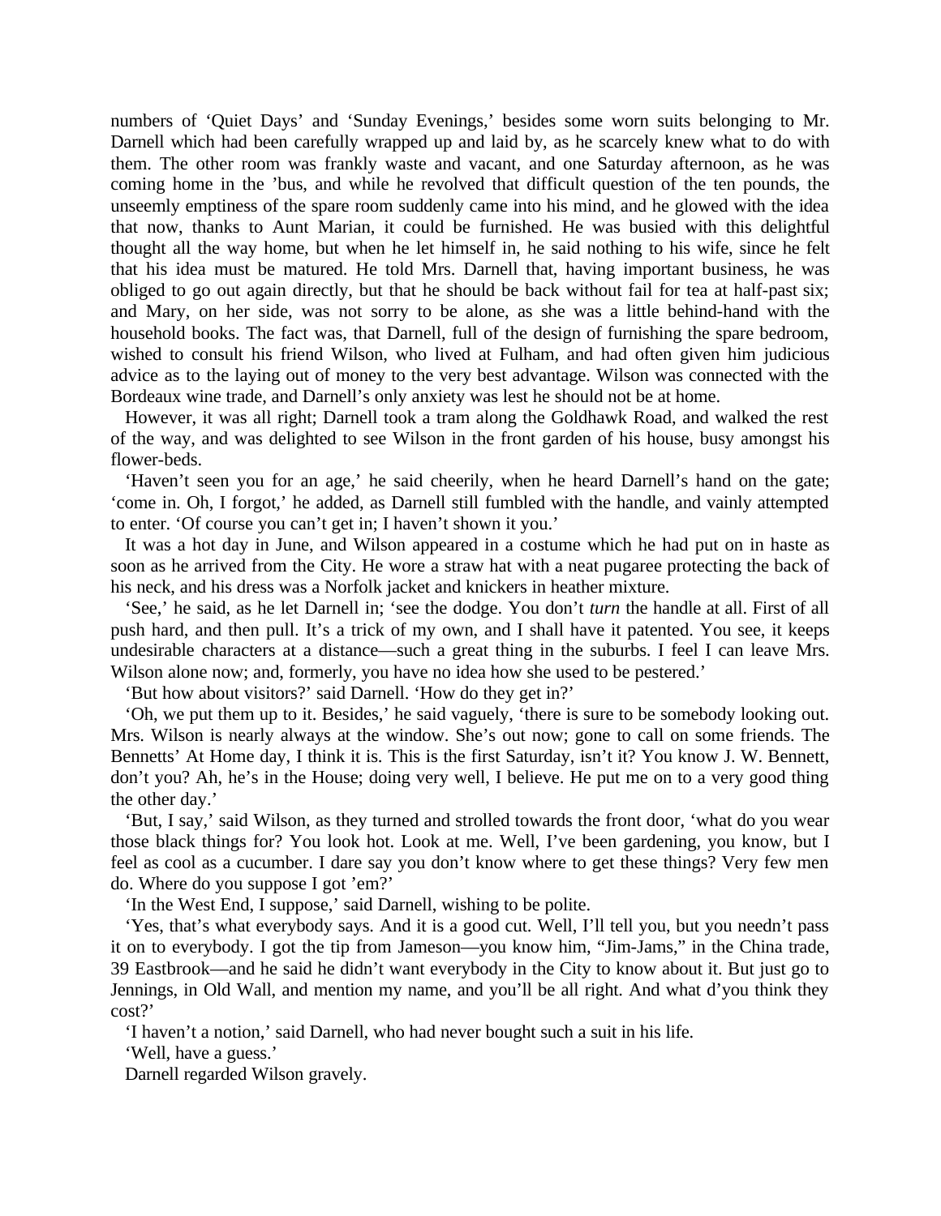numbers of 'Quiet Days' and 'Sunday Evenings,' besides some worn suits belonging to Mr. Darnell which had been carefully wrapped up and laid by, as he scarcely knew what to do with them. The other room was frankly waste and vacant, and one Saturday afternoon, as he was coming home in the 'bus, and while he revolved that difficult question of the ten pounds, the unseemly emptiness of the spare room suddenly came into his mind, and he glowed with the idea that now, thanks to Aunt Marian, it could be furnished. He was busied with this delightful thought all the way home, but when he let himself in, he said nothing to his wife, since he felt that his idea must be matured. He told Mrs. Darnell that, having important business, he was obliged to go out again directly, but that he should be back without fail for tea at half-past six; and Mary, on her side, was not sorry to be alone, as she was a little behind-hand with the household books. The fact was, that Darnell, full of the design of furnishing the spare bedroom, wished to consult his friend Wilson, who lived at Fulham, and had often given him judicious advice as to the laying out of money to the very best advantage. Wilson was connected with the Bordeaux wine trade, and Darnell's only anxiety was lest he should not be at home.

However, it was all right; Darnell took a tram along the Goldhawk Road, and walked the rest of the way, and was delighted to see Wilson in the front garden of his house, busy amongst his flower-beds.

'Haven't seen you for an age,' he said cheerily, when he heard Darnell's hand on the gate; 'come in. Oh, I forgot,' he added, as Darnell still fumbled with the handle, and vainly attempted to enter. 'Of course you can't get in; I haven't shown it you.'

It was a hot day in June, and Wilson appeared in a costume which he had put on in haste as soon as he arrived from the City. He wore a straw hat with a neat pugaree protecting the back of his neck, and his dress was a Norfolk jacket and knickers in heather mixture.

'See,' he said, as he let Darnell in; 'see the dodge. You don't *turn* the handle at all. First of all push hard, and then pull. It's a trick of my own, and I shall have it patented. You see, it keeps undesirable characters at a distance—such a great thing in the suburbs. I feel I can leave Mrs. Wilson alone now; and, formerly, you have no idea how she used to be pestered.'

'But how about visitors?' said Darnell. 'How do they get in?'

'Oh, we put them up to it. Besides,' he said vaguely, 'there is sure to be somebody looking out. Mrs. Wilson is nearly always at the window. She's out now; gone to call on some friends. The Bennetts' At Home day, I think it is. This is the first Saturday, isn't it? You know J. W. Bennett, don't you? Ah, he's in the House; doing very well, I believe. He put me on to a very good thing the other day.'

'But, I say,' said Wilson, as they turned and strolled towards the front door, 'what do you wear those black things for? You look hot. Look at me. Well, I've been gardening, you know, but I feel as cool as a cucumber. I dare say you don't know where to get these things? Very few men do. Where do you suppose I got 'em?'

'In the West End, I suppose,' said Darnell, wishing to be polite.

'Yes, that's what everybody says. And it is a good cut. Well, I'll tell you, but you needn't pass it on to everybody. I got the tip from Jameson—you know him, "Jim-Jams," in the China trade, 39 Eastbrook—and he said he didn't want everybody in the City to know about it. But just go to Jennings, in Old Wall, and mention my name, and you'll be all right. And what d'you think they cost?'

'I haven't a notion,' said Darnell, who had never bought such a suit in his life.

'Well, have a guess.'

Darnell regarded Wilson gravely.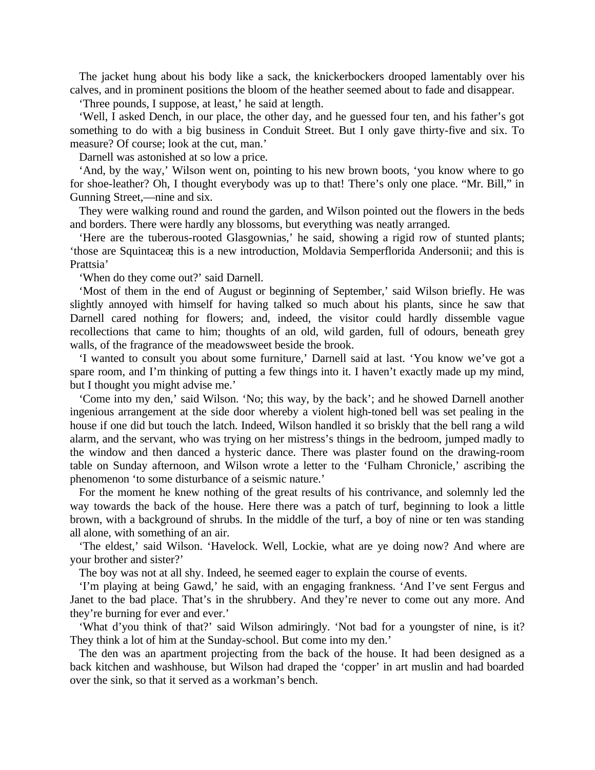The jacket hung about his body like a sack, the knickerbockers drooped lamentably over his calves, and in prominent positions the bloom of the heather seemed about to fade and disappear.

'Three pounds, I suppose, at least,' he said at length.

'Well, I asked Dench, in our place, the other day, and he guessed four ten, and his father's got something to do with a big business in Conduit Street. But I only gave thirty-five and six. To measure? Of course; look at the cut, man.'

Darnell was astonished at so low a price.

'And, by the way,' Wilson went on, pointing to his new brown boots, 'you know where to go for shoe-leather? Oh, I thought everybody was up to that! There's only one place. "Mr. Bill," in Gunning Street,—nine and six.

They were walking round and round the garden, and Wilson pointed out the flowers in the beds and borders. There were hardly any blossoms, but everything was neatly arranged.

'Here are the tuberous-rooted Glasgownias,' he said, showing a rigid row of stunted plants; 'those are Squintaceæ; this is a new introduction, Moldavia Semperflorida Andersonii; and this is Prattsia'

'When do they come out?' said Darnell.

'Most of them in the end of August or beginning of September,' said Wilson briefly. He was slightly annoyed with himself for having talked so much about his plants, since he saw that Darnell cared nothing for flowers; and, indeed, the visitor could hardly dissemble vague recollections that came to him; thoughts of an old, wild garden, full of odours, beneath grey walls, of the fragrance of the meadowsweet beside the brook.

'I wanted to consult you about some furniture,' Darnell said at last. 'You know we've got a spare room, and I'm thinking of putting a few things into it. I haven't exactly made up my mind, but I thought you might advise me.'

'Come into my den,' said Wilson. 'No; this way, by the back'; and he showed Darnell another ingenious arrangement at the side door whereby a violent high-toned bell was set pealing in the house if one did but touch the latch. Indeed, Wilson handled it so briskly that the bell rang a wild alarm, and the servant, who was trying on her mistress's things in the bedroom, jumped madly to the window and then danced a hysteric dance. There was plaster found on the drawing-room table on Sunday afternoon, and Wilson wrote a letter to the 'Fulham Chronicle,' ascribing the phenomenon 'to some disturbance of a seismic nature.'

For the moment he knew nothing of the great results of his contrivance, and solemnly led the way towards the back of the house. Here there was a patch of turf, beginning to look a little brown, with a background of shrubs. In the middle of the turf, a boy of nine or ten was standing all alone, with something of an air.

'The eldest,' said Wilson. 'Havelock. Well, Lockie, what are ye doing now? And where are your brother and sister?'

The boy was not at all shy. Indeed, he seemed eager to explain the course of events.

'I'm playing at being Gawd,' he said, with an engaging frankness. 'And I've sent Fergus and Janet to the bad place. That's in the shrubbery. And they're never to come out any more. And they're burning for ever and ever.'

'What d'you think of that?' said Wilson admiringly. 'Not bad for a youngster of nine, is it? They think a lot of him at the Sunday-school. But come into my den.'

The den was an apartment projecting from the back of the house. It had been designed as a back kitchen and washhouse, but Wilson had draped the 'copper' in art muslin and had boarded over the sink, so that it served as a workman's bench.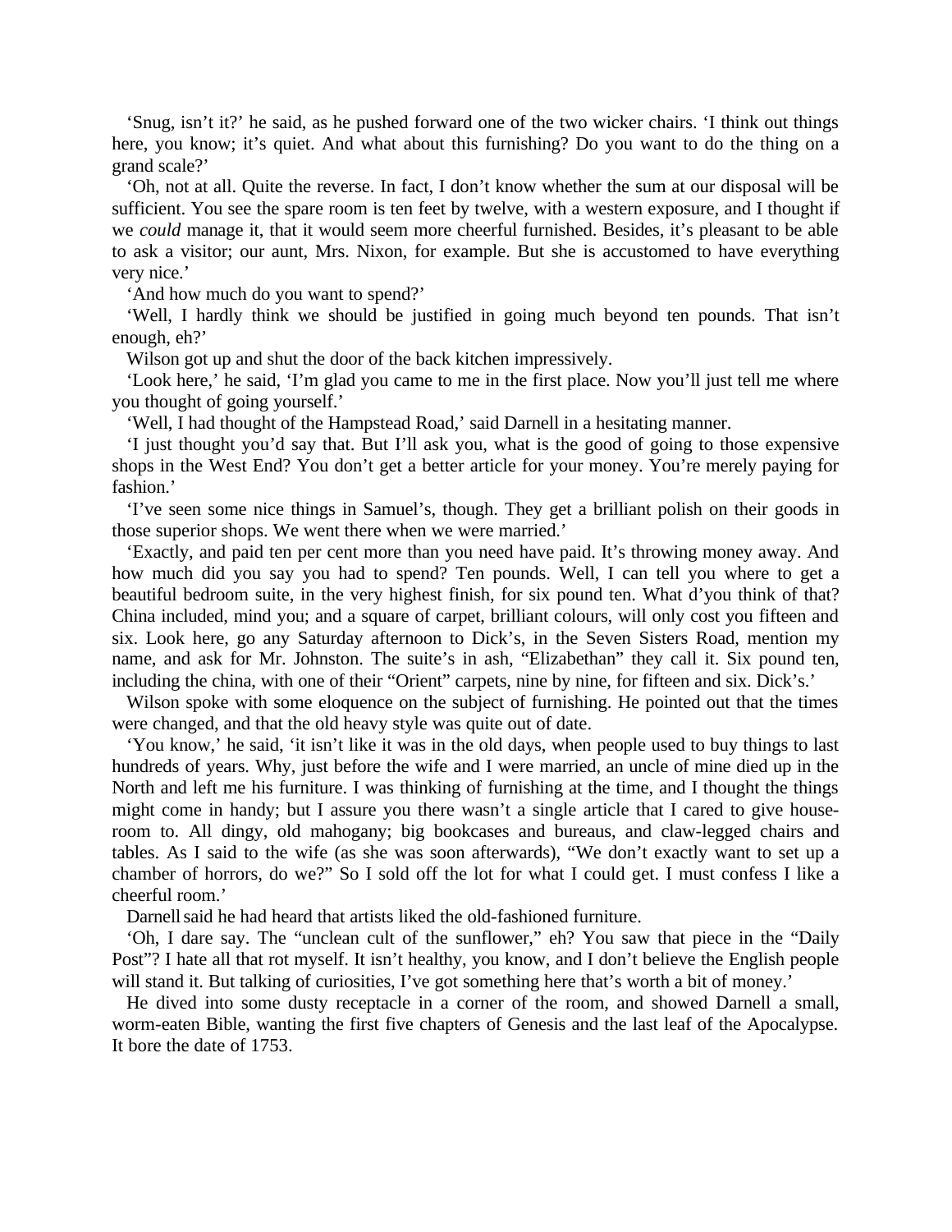'Snug, isn't it?' he said, as he pushed forward one of the two wicker chairs. 'I think out things here, you know; it's quiet. And what about this furnishing? Do you want to do the thing on a grand scale?'

'Oh, not at all. Quite the reverse. In fact, I don't know whether the sum at our disposal will be sufficient. You see the spare room is ten feet by twelve, with a western exposure, and I thought if we *could* manage it, that it would seem more cheerful furnished. Besides, it's pleasant to be able to ask a visitor; our aunt, Mrs. Nixon, for example. But she is accustomed to have everything very nice.'

'And how much do you want to spend?'

'Well, I hardly think we should be justified in going much beyond ten pounds. That isn't enough, eh?'

Wilson got up and shut the door of the back kitchen impressively.

'Look here,' he said, 'I'm glad you came to me in the first place. Now you'll just tell me where you thought of going yourself.'

'Well, I had thought of the Hampstead Road,' said Darnell in a hesitating manner.

'I just thought you'd say that. But I'll ask you, what is the good of going to those expensive shops in the West End? You don't get a better article for your money. You're merely paying for fashion.'

'I've seen some nice things in Samuel's, though. They get a brilliant polish on their goods in those superior shops. We went there when we were married.'

'Exactly, and paid ten per cent more than you need have paid. It's throwing money away. And how much did you say you had to spend? Ten pounds. Well, I can tell you where to get a beautiful bedroom suite, in the very highest finish, for six pound ten. What d'you think of that? China included, mind you; and a square of carpet, brilliant colours, will only cost you fifteen and six. Look here, go any Saturday afternoon to Dick's, in the Seven Sisters Road, mention my name, and ask for Mr. Johnston. The suite's in ash, "Elizabethan" they call it. Six pound ten, including the china, with one of their "Orient" carpets, nine by nine, for fifteen and six. Dick's.'

Wilson spoke with some eloquence on the subject of furnishing. He pointed out that the times were changed, and that the old heavy style was quite out of date.

'You know,' he said, 'it isn't like it was in the old days, when people used to buy things to last hundreds of years. Why, just before the wife and I were married, an uncle of mine died up in the North and left me his furniture. I was thinking of furnishing at the time, and I thought the things might come in handy; but I assure you there wasn't a single article that I cared to give house-room to. All dingy, old mahogany; big bookcases and bureaus, and claw-legged chairs and tables. As I said to the wife (as she was soon afterwards), "We don't exactly want to set up a chamber of horrors, do we?" So I sold off the lot for what I could get. I must confess I like a cheerful room.'

Darnell said he had heard that artists liked the old-fashioned furniture.

'Oh, I dare say. The "unclean cult of the sunflower," eh? You saw that piece in the "Daily Post"? I hate all that rot myself. It isn't healthy, you know, and I don't believe the English people will stand it. But talking of curiosities, I've got something here that's worth a bit of money.'

He dived into some dusty receptacle in a corner of the room, and showed Darnell a small, worm-eaten Bible, wanting the first five chapters of Genesis and the last leaf of the Apocalypse. It bore the date of 1753.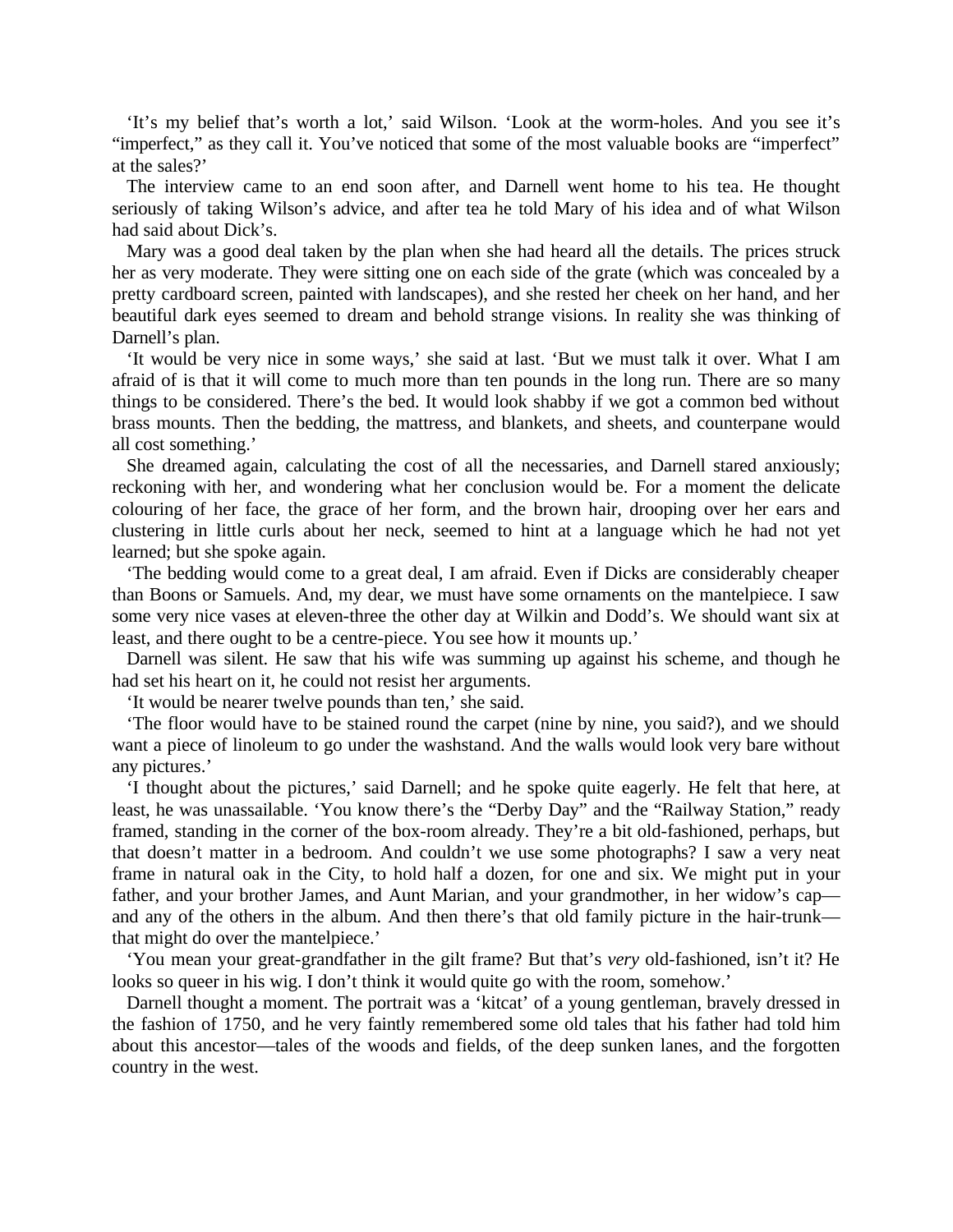'It's my belief that's worth a lot,' said Wilson. 'Look at the worm-holes. And you see it's "imperfect," as they call it. You've noticed that some of the most valuable books are "imperfect" at the sales?'

The interview came to an end soon after, and Darnell went home to his tea. He thought seriously of taking Wilson's advice, and after tea he told Mary of his idea and of what Wilson had said about Dick's.

Mary was a good deal taken by the plan when she had heard all the details. The prices struck her as very moderate. They were sitting one on each side of the grate (which was concealed by a pretty cardboard screen, painted with landscapes), and she rested her cheek on her hand, and her beautiful dark eyes seemed to dream and behold strange visions. In reality she was thinking of Darnell's plan.

'It would be very nice in some ways,' she said at last. 'But we must talk it over. What I am afraid of is that it will come to much more than ten pounds in the long run. There are so many things to be considered. There's the bed. It would look shabby if we got a common bed without brass mounts. Then the bedding, the mattress, and blankets, and sheets, and counterpane would all cost something.'

She dreamed again, calculating the cost of all the necessaries, and Darnell stared anxiously; reckoning with her, and wondering what her conclusion would be. For a moment the delicate colouring of her face, the grace of her form, and the brown hair, drooping over her ears and clustering in little curls about her neck, seemed to hint at a language which he had not yet learned; but she spoke again.

'The bedding would come to a great deal, I am afraid. Even if Dicks are considerably cheaper than Boons or Samuels. And, my dear, we must have some ornaments on the mantelpiece. I saw some very nice vases at eleven-three the other day at Wilkin and Dodd's. We should want six at least, and there ought to be a centre-piece. You see how it mounts up.'

Darnell was silent. He saw that his wife was summing up against his scheme, and though he had set his heart on it, he could not resist her arguments.

'It would be nearer twelve pounds than ten,' she said.

'The floor would have to be stained round the carpet (nine by nine, you said?), and we should want a piece of linoleum to go under the washstand. And the walls would look very bare without any pictures.'

'I thought about the pictures,' said Darnell; and he spoke quite eagerly. He felt that here, at least, he was unassailable. 'You know there's the "Derby Day" and the "Railway Station," ready framed, standing in the corner of the box-room already. They're a bit old-fashioned, perhaps, but that doesn't matter in a bedroom. And couldn't we use some photographs? I saw a very neat frame in natural oak in the City, to hold half a dozen, for one and six. We might put in your father, and your brother James, and Aunt Marian, and your grandmother, in her widow's cap—and any of the others in the album. And then there's that old family picture in the hair-trunk—that might do over the mantelpiece.'

'You mean your great-grandfather in the gilt frame? But that's *very* old-fashioned, isn't it? He looks so queer in his wig. I don't think it would quite go with the room, somehow.'

Darnell thought a moment. The portrait was a 'kitcat' of a young gentleman, bravely dressed in the fashion of 1750, and he very faintly remembered some old tales that his father had told him about this ancestor—tales of the woods and fields, of the deep sunken lanes, and the forgotten country in the west.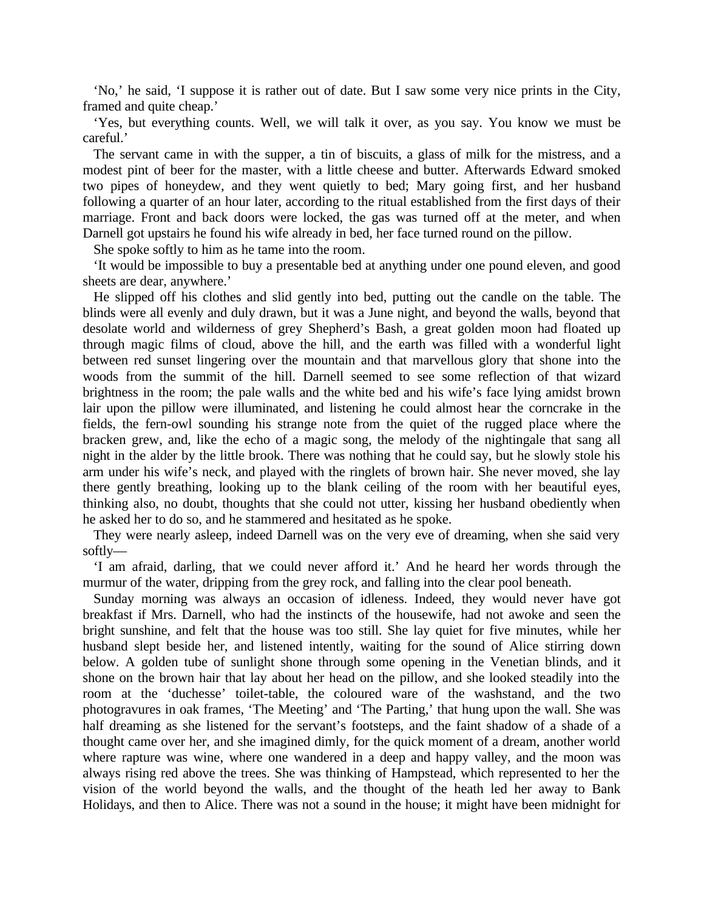‘No,’ he said, ‘I suppose it is rather out of date. But I saw some very nice prints in the City, framed and quite cheap.’

‘Yes, but everything counts. Well, we will talk it over, as you say. You know we must be careful.’

The servant came in with the supper, a tin of biscuits, a glass of milk for the mistress, and a modest pint of beer for the master, with a little cheese and butter. Afterwards Edward smoked two pipes of honeydew, and they went quietly to bed; Mary going first, and her husband following a quarter of an hour later, according to the ritual established from the first days of their marriage. Front and back doors were locked, the gas was turned off at the meter, and when Darnell got upstairs he found his wife already in bed, her face turned round on the pillow.

She spoke softly to him as he tame into the room.

‘It would be impossible to buy a presentable bed at anything under one pound eleven, and good sheets are dear, anywhere.’

He slipped off his clothes and slid gently into bed, putting out the candle on the table. The blinds were all evenly and duly drawn, but it was a June night, and beyond the walls, beyond that desolate world and wilderness of grey Shepherd’s Bash, a great golden moon had floated up through magic films of cloud, above the hill, and the earth was filled with a wonderful light between red sunset lingering over the mountain and that marvellous glory that shone into the woods from the summit of the hill. Darnell seemed to see some reflection of that wizard brightness in the room; the pale walls and the white bed and his wife’s face lying amidst brown lair upon the pillow were illuminated, and listening he could almost hear the corncrake in the fields, the fern-owl sounding his strange note from the quiet of the rugged place where the bracken grew, and, like the echo of a magic song, the melody of the nightingale that sang all night in the alder by the little brook. There was nothing that he could say, but he slowly stole his arm under his wife’s neck, and played with the ringlets of brown hair. She never moved, she lay there gently breathing, looking up to the blank ceiling of the room with her beautiful eyes, thinking also, no doubt, thoughts that she could not utter, kissing her husband obediently when he asked her to do so, and he stammered and hesitated as he spoke.

They were nearly asleep, indeed Darnell was on the very eve of dreaming, when she said very softly—

‘I am afraid, darling, that we could never afford it.’ And he heard her words through the murmur of the water, dripping from the grey rock, and falling into the clear pool beneath.

Sunday morning was always an occasion of idleness. Indeed, they would never have got breakfast if Mrs. Darnell, who had the instincts of the housewife, had not awoke and seen the bright sunshine, and felt that the house was too still. She lay quiet for five minutes, while her husband slept beside her, and listened intently, waiting for the sound of Alice stirring down below. A golden tube of sunlight shone through some opening in the Venetian blinds, and it shone on the brown hair that lay about her head on the pillow, and she looked steadily into the room at the ‘duchesse’ toilet-table, the coloured ware of the washstand, and the two photogravures in oak frames, ‘The Meeting’ and ‘The Parting,’ that hung upon the wall. She was half dreaming as she listened for the servant’s footsteps, and the faint shadow of a shade of a thought came over her, and she imagined dimly, for the quick moment of a dream, another world where rapture was wine, where one wandered in a deep and happy valley, and the moon was always rising red above the trees. She was thinking of Hampstead, which represented to her the vision of the world beyond the walls, and the thought of the heath led her away to Bank Holidays, and then to Alice. There was not a sound in the house; it might have been midnight for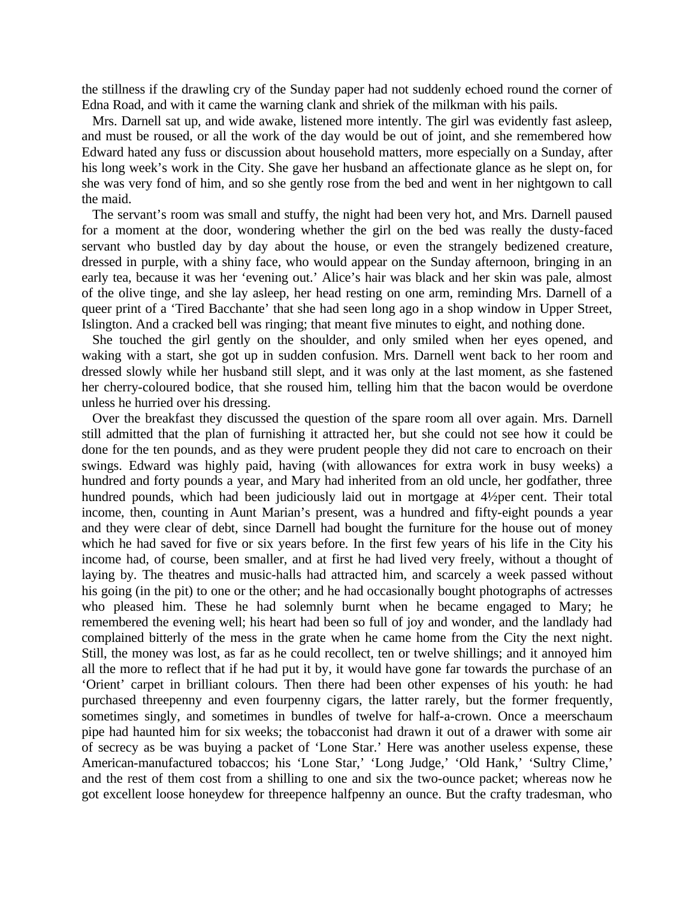the stillness if the drawling cry of the Sunday paper had not suddenly echoed round the corner of Edna Road, and with it came the warning clank and shriek of the milkman with his pails.

Mrs. Darnell sat up, and wide awake, listened more intently. The girl was evidently fast asleep, and must be roused, or all the work of the day would be out of joint, and she remembered how Edward hated any fuss or discussion about household matters, more especially on a Sunday, after his long week's work in the City. She gave her husband an affectionate glance as he slept on, for she was very fond of him, and so she gently rose from the bed and went in her nightgown to call the maid.

The servant's room was small and stuffy, the night had been very hot, and Mrs. Darnell paused for a moment at the door, wondering whether the girl on the bed was really the dusty-faced servant who bustled day by day about the house, or even the strangely bedizened creature, dressed in purple, with a shiny face, who would appear on the Sunday afternoon, bringing in an early tea, because it was her 'evening out.' Alice's hair was black and her skin was pale, almost of the olive tinge, and she lay asleep, her head resting on one arm, reminding Mrs. Darnell of a queer print of a 'Tired Bacchante' that she had seen long ago in a shop window in Upper Street, Islington. And a cracked bell was ringing; that meant five minutes to eight, and nothing done.

She touched the girl gently on the shoulder, and only smiled when her eyes opened, and waking with a start, she got up in sudden confusion. Mrs. Darnell went back to her room and dressed slowly while her husband still slept, and it was only at the last moment, as she fastened her cherry-coloured bodice, that she roused him, telling him that the bacon would be overdone unless he hurried over his dressing.

Over the breakfast they discussed the question of the spare room all over again. Mrs. Darnell still admitted that the plan of furnishing it attracted her, but she could not see how it could be done for the ten pounds, and as they were prudent people they did not care to encroach on their swings. Edward was highly paid, having (with allowances for extra work in busy weeks) a hundred and forty pounds a year, and Mary had inherited from an old uncle, her godfather, three hundred pounds, which had been judiciously laid out in mortgage at 4½per cent. Their total income, then, counting in Aunt Marian's present, was a hundred and fifty-eight pounds a year and they were clear of debt, since Darnell had bought the furniture for the house out of money which he had saved for five or six years before. In the first few years of his life in the City his income had, of course, been smaller, and at first he had lived very freely, without a thought of laying by. The theatres and music-halls had attracted him, and scarcely a week passed without his going (in the pit) to one or the other; and he had occasionally bought photographs of actresses who pleased him. These he had solemnly burnt when he became engaged to Mary; he remembered the evening well; his heart had been so full of joy and wonder, and the landlady had complained bitterly of the mess in the grate when he came home from the City the next night. Still, the money was lost, as far as he could recollect, ten or twelve shillings; and it annoyed him all the more to reflect that if he had put it by, it would have gone far towards the purchase of an 'Orient' carpet in brilliant colours. Then there had been other expenses of his youth: he had purchased threepenny and even fourpenny cigars, the latter rarely, but the former frequently, sometimes singly, and sometimes in bundles of twelve for half-a-crown. Once a meerschaum pipe had haunted him for six weeks; the tobacconist had drawn it out of a drawer with some air of secrecy as be was buying a packet of 'Lone Star.' Here was another useless expense, these American-manufactured tobaccos; his 'Lone Star,' 'Long Judge,' 'Old Hank,' 'Sultry Clime,' and the rest of them cost from a shilling to one and six the two-ounce packet; whereas now he got excellent loose honeydew for threepence halfpenny an ounce. But the crafty tradesman, who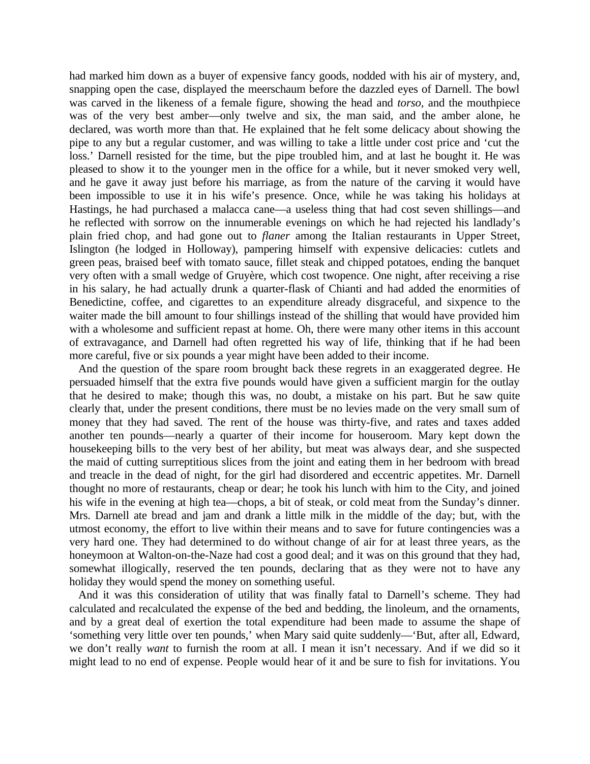had marked him down as a buyer of expensive fancy goods, nodded with his air of mystery, and, snapping open the case, displayed the meerschaum before the dazzled eyes of Darnell. The bowl was carved in the likeness of a female figure, showing the head and *torso*, and the mouthpiece was of the very best amber—only twelve and six, the man said, and the amber alone, he declared, was worth more than that. He explained that he felt some delicacy about showing the pipe to any but a regular customer, and was willing to take a little under cost price and 'cut the loss.' Darnell resisted for the time, but the pipe troubled him, and at last he bought it. He was pleased to show it to the younger men in the office for a while, but it never smoked very well, and he gave it away just before his marriage, as from the nature of the carving it would have been impossible to use it in his wife's presence. Once, while he was taking his holidays at Hastings, he had purchased a malacca cane—a useless thing that had cost seven shillings—and he reflected with sorrow on the innumerable evenings on which he had rejected his landlady's plain fried chop, and had gone out to *flaner* among the Italian restaurants in Upper Street, Islington (he lodged in Holloway), pampering himself with expensive delicacies: cutlets and green peas, braised beef with tomato sauce, fillet steak and chipped potatoes, ending the banquet very often with a small wedge of Gruyère, which cost twopence. One night, after receiving a rise in his salary, he had actually drunk a quarter-flask of Chianti and had added the enormities of Benedictine, coffee, and cigarettes to an expenditure already disgraceful, and sixpence to the waiter made the bill amount to four shillings instead of the shilling that would have provided him with a wholesome and sufficient repast at home. Oh, there were many other items in this account of extravagance, and Darnell had often regretted his way of life, thinking that if he had been more careful, five or six pounds a year might have been added to their income.

And the question of the spare room brought back these regrets in an exaggerated degree. He persuaded himself that the extra five pounds would have given a sufficient margin for the outlay that he desired to make; though this was, no doubt, a mistake on his part. But he saw quite clearly that, under the present conditions, there must be no levies made on the very small sum of money that they had saved. The rent of the house was thirty-five, and rates and taxes added another ten pounds—nearly a quarter of their income for houseroom. Mary kept down the housekeeping bills to the very best of her ability, but meat was always dear, and she suspected the maid of cutting surreptitious slices from the joint and eating them in her bedroom with bread and treacle in the dead of night, for the girl had disordered and eccentric appetites. Mr. Darnell thought no more of restaurants, cheap or dear; he took his lunch with him to the City, and joined his wife in the evening at high tea—chops, a bit of steak, or cold meat from the Sunday's dinner. Mrs. Darnell ate bread and jam and drank a little milk in the middle of the day; but, with the utmost economy, the effort to live within their means and to save for future contingencies was a very hard one. They had determined to do without change of air for at least three years, as the honeymoon at Walton-on-the-Naze had cost a good deal; and it was on this ground that they had, somewhat illogically, reserved the ten pounds, declaring that as they were not to have any holiday they would spend the money on something useful.

And it was this consideration of utility that was finally fatal to Darnell's scheme. They had calculated and recalculated the expense of the bed and bedding, the linoleum, and the ornaments, and by a great deal of exertion the total expenditure had been made to assume the shape of 'something very little over ten pounds,' when Mary said quite suddenly—'But, after all, Edward, we don't really *want* to furnish the room at all. I mean it isn't necessary. And if we did so it might lead to no end of expense. People would hear of it and be sure to fish for invitations. You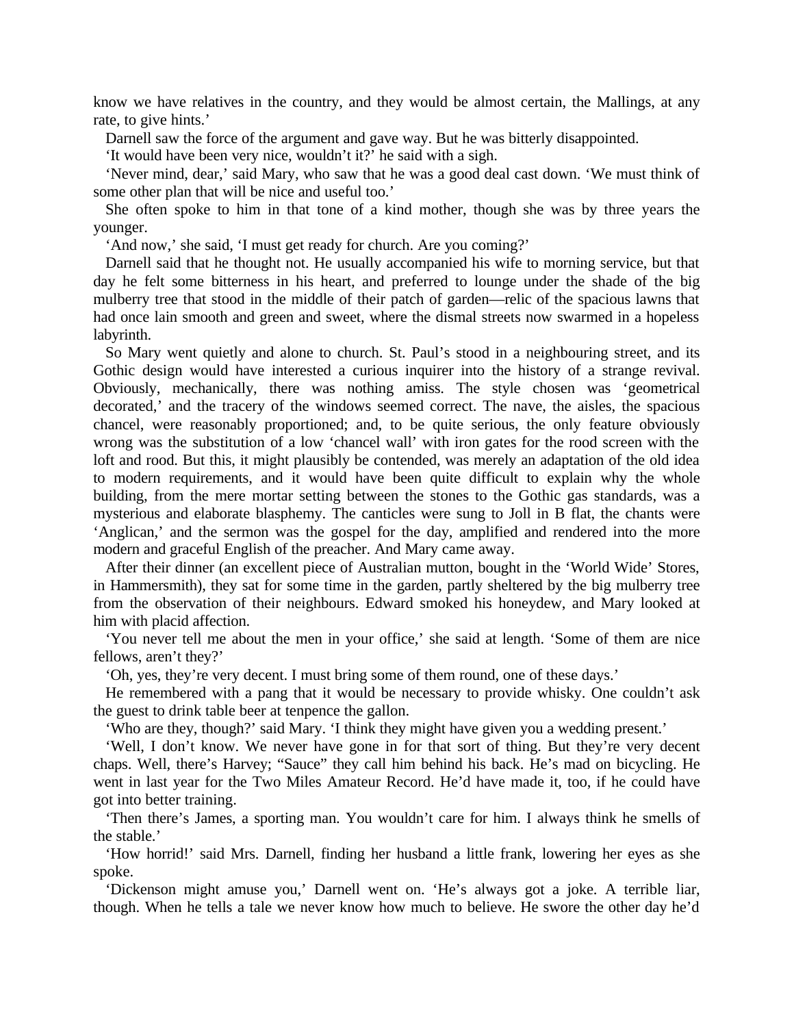know we have relatives in the country, and they would be almost certain, the Mallings, at any rate, to give hints.'

Darnell saw the force of the argument and gave way. But he was bitterly disappointed.

'It would have been very nice, wouldn't it?' he said with a sigh.

'Never mind, dear,' said Mary, who saw that he was a good deal cast down. 'We must think of some other plan that will be nice and useful too.'

She often spoke to him in that tone of a kind mother, though she was by three years the younger.

'And now,' she said, 'I must get ready for church. Are you coming?'

Darnell said that he thought not. He usually accompanied his wife to morning service, but that day he felt some bitterness in his heart, and preferred to lounge under the shade of the big mulberry tree that stood in the middle of their patch of garden—relic of the spacious lawns that had once lain smooth and green and sweet, where the dismal streets now swarmed in a hopeless labyrinth.

So Mary went quietly and alone to church. St. Paul's stood in a neighbouring street, and its Gothic design would have interested a curious inquirer into the history of a strange revival. Obviously, mechanically, there was nothing amiss. The style chosen was 'geometrical decorated,' and the tracery of the windows seemed correct. The nave, the aisles, the spacious chancel, were reasonably proportioned; and, to be quite serious, the only feature obviously wrong was the substitution of a low 'chancel wall' with iron gates for the rood screen with the loft and rood. But this, it might plausibly be contended, was merely an adaptation of the old idea to modern requirements, and it would have been quite difficult to explain why the whole building, from the mere mortar setting between the stones to the Gothic gas standards, was a mysterious and elaborate blasphemy. The canticles were sung to Joll in B flat, the chants were 'Anglican,' and the sermon was the gospel for the day, amplified and rendered into the more modern and graceful English of the preacher. And Mary came away.

After their dinner (an excellent piece of Australian mutton, bought in the 'World Wide' Stores, in Hammersmith), they sat for some time in the garden, partly sheltered by the big mulberry tree from the observation of their neighbours. Edward smoked his honeydew, and Mary looked at him with placid affection.

'You never tell me about the men in your office,' she said at length. 'Some of them are nice fellows, aren't they?'

'Oh, yes, they're very decent. I must bring some of them round, one of these days.'

He remembered with a pang that it would be necessary to provide whisky. One couldn't ask the guest to drink table beer at tenpence the gallon.

'Who are they, though?' said Mary. 'I think they might have given you a wedding present.'

'Well, I don't know. We never have gone in for that sort of thing. But they're very decent chaps. Well, there's Harvey; "Sauce" they call him behind his back. He's mad on bicycling. He went in last year for the Two Miles Amateur Record. He'd have made it, too, if he could have got into better training.

'Then there's James, a sporting man. You wouldn't care for him. I always think he smells of the stable.'

'How horrid!' said Mrs. Darnell, finding her husband a little frank, lowering her eyes as she spoke.

'Dickenson might amuse you,' Darnell went on. 'He's always got a joke. A terrible liar, though. When he tells a tale we never know how much to believe. He swore the other day he'd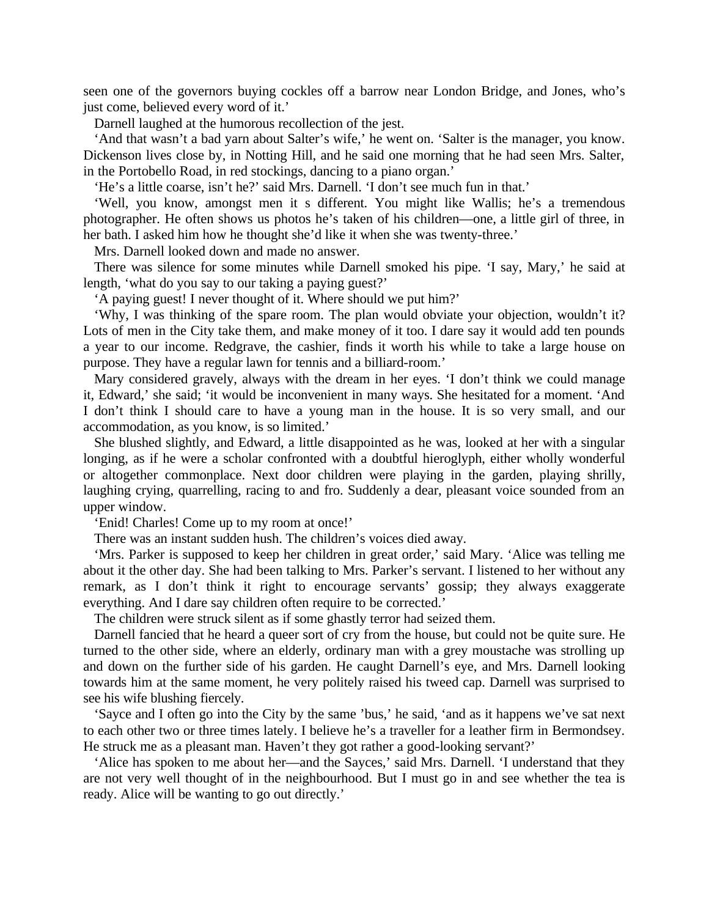seen one of the governors buying cockles off a barrow near London Bridge, and Jones, who's just come, believed every word of it.'

Darnell laughed at the humorous recollection of the jest.

'And that wasn't a bad yarn about Salter's wife,' he went on. 'Salter is the manager, you know. Dickenson lives close by, in Notting Hill, and he said one morning that he had seen Mrs. Salter, in the Portobello Road, in red stockings, dancing to a piano organ.'

'He's a little coarse, isn't he?' said Mrs. Darnell. 'I don't see much fun in that.'

'Well, you know, amongst men it s different. You might like Wallis; he's a tremendous photographer. He often shows us photos he's taken of his children—one, a little girl of three, in her bath. I asked him how he thought she'd like it when she was twenty-three.'

Mrs. Darnell looked down and made no answer.

There was silence for some minutes while Darnell smoked his pipe. 'I say, Mary,' he said at length, 'what do you say to our taking a paying guest?'

'A paying guest! I never thought of it. Where should we put him?'

'Why, I was thinking of the spare room. The plan would obviate your objection, wouldn't it? Lots of men in the City take them, and make money of it too. I dare say it would add ten pounds a year to our income. Redgrave, the cashier, finds it worth his while to take a large house on purpose. They have a regular lawn for tennis and a billiard-room.'

Mary considered gravely, always with the dream in her eyes. 'I don't think we could manage it, Edward,' she said; 'it would be inconvenient in many ways. She hesitated for a moment. 'And I don't think I should care to have a young man in the house. It is so very small, and our accommodation, as you know, is so limited.'

She blushed slightly, and Edward, a little disappointed as he was, looked at her with a singular longing, as if he were a scholar confronted with a doubtful hieroglyph, either wholly wonderful or altogether commonplace. Next door children were playing in the garden, playing shrilly, laughing crying, quarrelling, racing to and fro. Suddenly a dear, pleasant voice sounded from an upper window.

'Enid! Charles! Come up to my room at once!'

There was an instant sudden hush. The children's voices died away.

'Mrs. Parker is supposed to keep her children in great order,' said Mary. 'Alice was telling me about it the other day. She had been talking to Mrs. Parker's servant. I listened to her without any remark, as I don't think it right to encourage servants' gossip; they always exaggerate everything. And I dare say children often require to be corrected.'

The children were struck silent as if some ghastly terror had seized them.

Darnell fancied that he heard a queer sort of cry from the house, but could not be quite sure. He turned to the other side, where an elderly, ordinary man with a grey moustache was strolling up and down on the further side of his garden. He caught Darnell's eye, and Mrs. Darnell looking towards him at the same moment, he very politely raised his tweed cap. Darnell was surprised to see his wife blushing fiercely.

'Sayce and I often go into the City by the same 'bus,' he said, 'and as it happens we've sat next to each other two or three times lately. I believe he's a traveller for a leather firm in Bermondsey. He struck me as a pleasant man. Haven't they got rather a good-looking servant?'

'Alice has spoken to me about her—and the Sayces,' said Mrs. Darnell. 'I understand that they are not very well thought of in the neighbourhood. But I must go in and see whether the tea is ready. Alice will be wanting to go out directly.'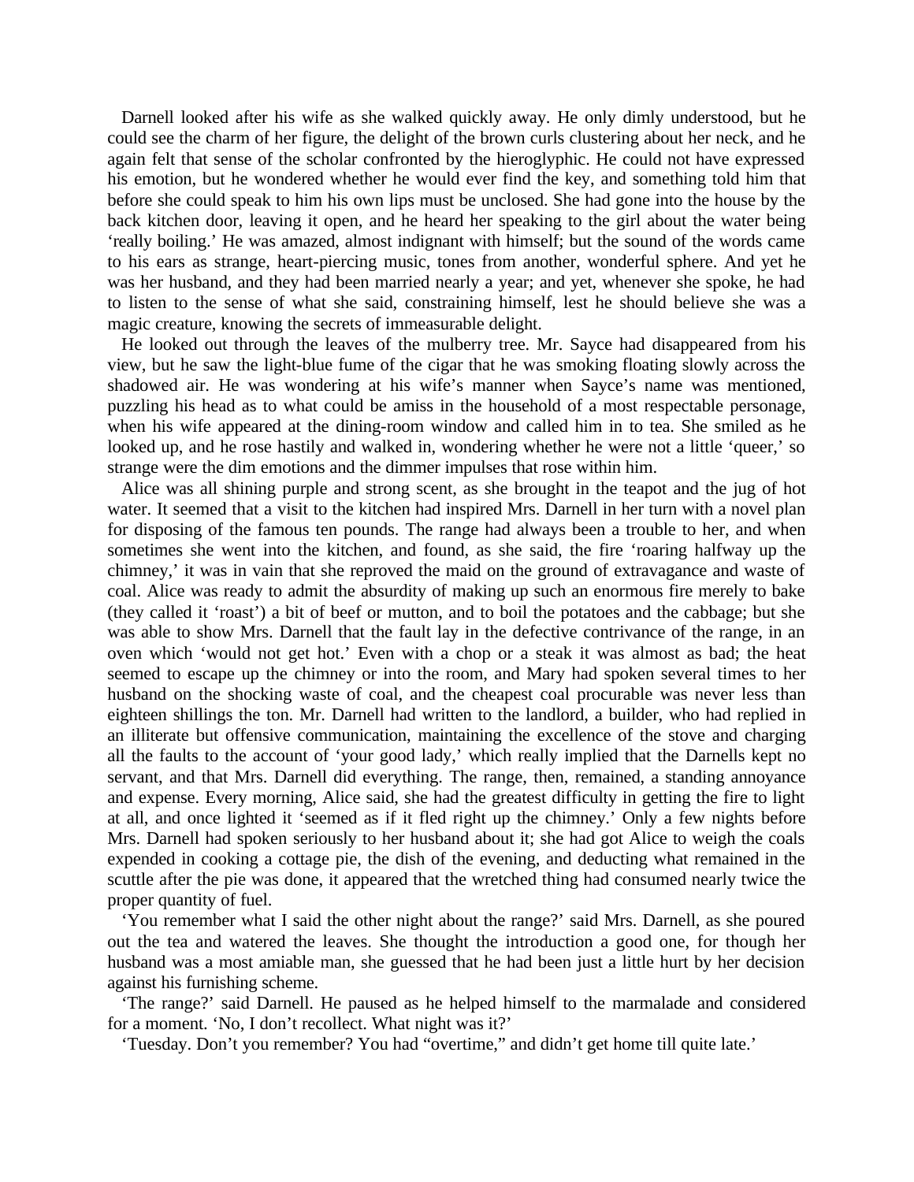Darnell looked after his wife as she walked quickly away. He only dimly understood, but he could see the charm of her figure, the delight of the brown curls clustering about her neck, and he again felt that sense of the scholar confronted by the hieroglyphic. He could not have expressed his emotion, but he wondered whether he would ever find the key, and something told him that before she could speak to him his own lips must be unclosed. She had gone into the house by the back kitchen door, leaving it open, and he heard her speaking to the girl about the water being 'really boiling.' He was amazed, almost indignant with himself; but the sound of the words came to his ears as strange, heart-piercing music, tones from another, wonderful sphere. And yet he was her husband, and they had been married nearly a year; and yet, whenever she spoke, he had to listen to the sense of what she said, constraining himself, lest he should believe she was a magic creature, knowing the secrets of immeasurable delight.

He looked out through the leaves of the mulberry tree. Mr. Sayce had disappeared from his view, but he saw the light-blue fume of the cigar that he was smoking floating slowly across the shadowed air. He was wondering at his wife's manner when Sayce's name was mentioned, puzzling his head as to what could be amiss in the household of a most respectable personage, when his wife appeared at the dining-room window and called him in to tea. She smiled as he looked up, and he rose hastily and walked in, wondering whether he were not a little 'queer,' so strange were the dim emotions and the dimmer impulses that rose within him.

Alice was all shining purple and strong scent, as she brought in the teapot and the jug of hot water. It seemed that a visit to the kitchen had inspired Mrs. Darnell in her turn with a novel plan for disposing of the famous ten pounds. The range had always been a trouble to her, and when sometimes she went into the kitchen, and found, as she said, the fire 'roaring halfway up the chimney,' it was in vain that she reproved the maid on the ground of extravagance and waste of coal. Alice was ready to admit the absurdity of making up such an enormous fire merely to bake (they called it 'roast') a bit of beef or mutton, and to boil the potatoes and the cabbage; but she was able to show Mrs. Darnell that the fault lay in the defective contrivance of the range, in an oven which 'would not get hot.' Even with a chop or a steak it was almost as bad; the heat seemed to escape up the chimney or into the room, and Mary had spoken several times to her husband on the shocking waste of coal, and the cheapest coal procurable was never less than eighteen shillings the ton. Mr. Darnell had written to the landlord, a builder, who had replied in an illiterate but offensive communication, maintaining the excellence of the stove and charging all the faults to the account of 'your good lady,' which really implied that the Darnells kept no servant, and that Mrs. Darnell did everything. The range, then, remained, a standing annoyance and expense. Every morning, Alice said, she had the greatest difficulty in getting the fire to light at all, and once lighted it 'seemed as if it fled right up the chimney.' Only a few nights before Mrs. Darnell had spoken seriously to her husband about it; she had got Alice to weigh the coals expended in cooking a cottage pie, the dish of the evening, and deducting what remained in the scuttle after the pie was done, it appeared that the wretched thing had consumed nearly twice the proper quantity of fuel.

'You remember what I said the other night about the range?' said Mrs. Darnell, as she poured out the tea and watered the leaves. She thought the introduction a good one, for though her husband was a most amiable man, she guessed that he had been just a little hurt by her decision against his furnishing scheme.

'The range?' said Darnell. He paused as he helped himself to the marmalade and considered for a moment. 'No, I don't recollect. What night was it?'

'Tuesday. Don't you remember? You had "overtime," and didn't get home till quite late.'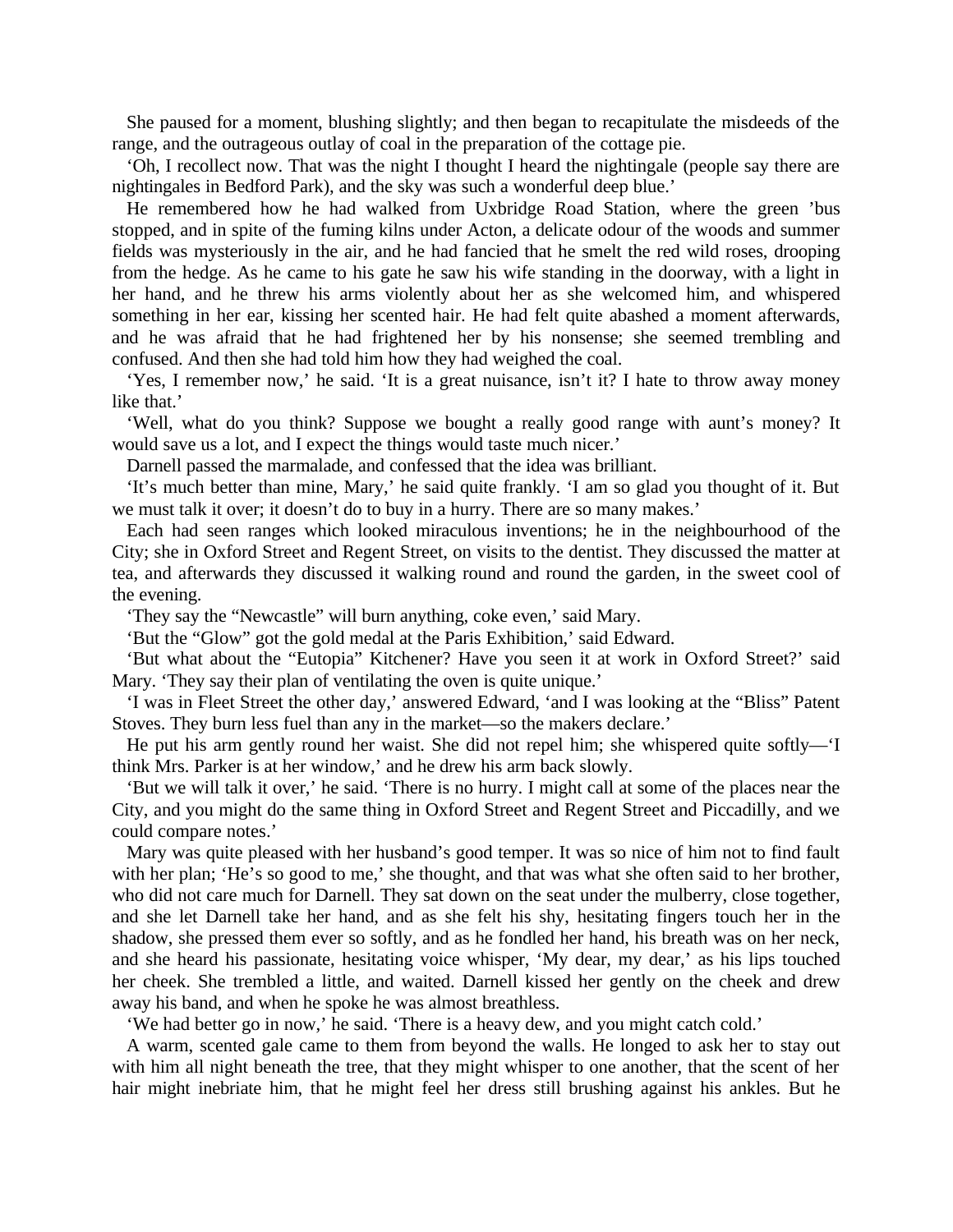She paused for a moment, blushing slightly; and then began to recapitulate the misdeeds of the range, and the outrageous outlay of coal in the preparation of the cottage pie.

'Oh, I recollect now. That was the night I thought I heard the nightingale (people say there are nightingales in Bedford Park), and the sky was such a wonderful deep blue.'

He remembered how he had walked from Uxbridge Road Station, where the green 'bus stopped, and in spite of the fuming kilns under Acton, a delicate odour of the woods and summer fields was mysteriously in the air, and he had fancied that he smelt the red wild roses, drooping from the hedge. As he came to his gate he saw his wife standing in the doorway, with a light in her hand, and he threw his arms violently about her as she welcomed him, and whispered something in her ear, kissing her scented hair. He had felt quite abashed a moment afterwards, and he was afraid that he had frightened her by his nonsense; she seemed trembling and confused. And then she had told him how they had weighed the coal.

'Yes, I remember now,' he said. 'It is a great nuisance, isn't it? I hate to throw away money like that.'

'Well, what do you think? Suppose we bought a really good range with aunt's money? It would save us a lot, and I expect the things would taste much nicer.'

Darnell passed the marmalade, and confessed that the idea was brilliant.

'It's much better than mine, Mary,' he said quite frankly. 'I am so glad you thought of it. But we must talk it over; it doesn't do to buy in a hurry. There are so many makes.'

Each had seen ranges which looked miraculous inventions; he in the neighbourhood of the City; she in Oxford Street and Regent Street, on visits to the dentist. They discussed the matter at tea, and afterwards they discussed it walking round and round the garden, in the sweet cool of the evening.

'They say the "Newcastle" will burn anything, coke even,' said Mary.

'But the "Glow" got the gold medal at the Paris Exhibition,' said Edward.

'But what about the "Eutopia" Kitchener? Have you seen it at work in Oxford Street?' said Mary. 'They say their plan of ventilating the oven is quite unique.'

'I was in Fleet Street the other day,' answered Edward, 'and I was looking at the "Bliss" Patent Stoves. They burn less fuel than any in the market—so the makers declare.'

He put his arm gently round her waist. She did not repel him; she whispered quite softly—'I think Mrs. Parker is at her window,' and he drew his arm back slowly.

'But we will talk it over,' he said. 'There is no hurry. I might call at some of the places near the City, and you might do the same thing in Oxford Street and Regent Street and Piccadilly, and we could compare notes.'

Mary was quite pleased with her husband's good temper. It was so nice of him not to find fault with her plan; 'He's so good to me,' she thought, and that was what she often said to her brother, who did not care much for Darnell. They sat down on the seat under the mulberry, close together, and she let Darnell take her hand, and as she felt his shy, hesitating fingers touch her in the shadow, she pressed them ever so softly, and as he fondled her hand, his breath was on her neck, and she heard his passionate, hesitating voice whisper, 'My dear, my dear,' as his lips touched her cheek. She trembled a little, and waited. Darnell kissed her gently on the cheek and drew away his band, and when he spoke he was almost breathless.

'We had better go in now,' he said. 'There is a heavy dew, and you might catch cold.'

A warm, scented gale came to them from beyond the walls. He longed to ask her to stay out with him all night beneath the tree, that they might whisper to one another, that the scent of her hair might inebriate him, that he might feel her dress still brushing against his ankles. But he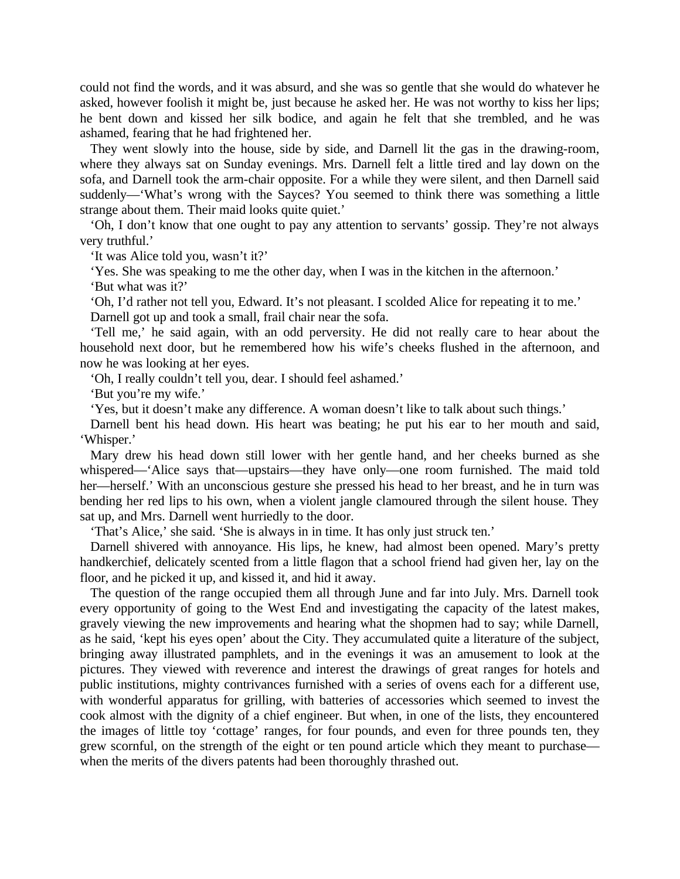could not find the words, and it was absurd, and she was so gentle that she would do whatever he asked, however foolish it might be, just because he asked her. He was not worthy to kiss her lips; he bent down and kissed her silk bodice, and again he felt that she trembled, and he was ashamed, fearing that he had frightened her.

They went slowly into the house, side by side, and Darnell lit the gas in the drawing-room, where they always sat on Sunday evenings. Mrs. Darnell felt a little tired and lay down on the sofa, and Darnell took the arm-chair opposite. For a while they were silent, and then Darnell said suddenly—'What's wrong with the Sayces? You seemed to think there was something a little strange about them. Their maid looks quite quiet.'

'Oh, I don't know that one ought to pay any attention to servants' gossip. They're not always very truthful.'

'It was Alice told you, wasn't it?'

'Yes. She was speaking to me the other day, when I was in the kitchen in the afternoon.'

'But what was it?'

'Oh, I'd rather not tell you, Edward. It's not pleasant. I scolded Alice for repeating it to me.'

Darnell got up and took a small, frail chair near the sofa.

'Tell me,' he said again, with an odd perversity. He did not really care to hear about the household next door, but he remembered how his wife's cheeks flushed in the afternoon, and now he was looking at her eyes.

'Oh, I really couldn't tell you, dear. I should feel ashamed.'

'But you're my wife.'

'Yes, but it doesn't make any difference. A woman doesn't like to talk about such things.'

Darnell bent his head down. His heart was beating; he put his ear to her mouth and said, 'Whisper.'

Mary drew his head down still lower with her gentle hand, and her cheeks burned as she whispered—'Alice says that—upstairs—they have only—one room furnished. The maid told her—herself.' With an unconscious gesture she pressed his head to her breast, and he in turn was bending her red lips to his own, when a violent jangle clamoured through the silent house. They sat up, and Mrs. Darnell went hurriedly to the door.

'That's Alice,' she said. 'She is always in in time. It has only just struck ten.'

Darnell shivered with annoyance. His lips, he knew, had almost been opened. Mary's pretty handkerchief, delicately scented from a little flagon that a school friend had given her, lay on the floor, and he picked it up, and kissed it, and hid it away.

The question of the range occupied them all through June and far into July. Mrs. Darnell took every opportunity of going to the West End and investigating the capacity of the latest makes, gravely viewing the new improvements and hearing what the shopmen had to say; while Darnell, as he said, 'kept his eyes open' about the City. They accumulated quite a literature of the subject, bringing away illustrated pamphlets, and in the evenings it was an amusement to look at the pictures. They viewed with reverence and interest the drawings of great ranges for hotels and public institutions, mighty contrivances furnished with a series of ovens each for a different use, with wonderful apparatus for grilling, with batteries of accessories which seemed to invest the cook almost with the dignity of a chief engineer. But when, in one of the lists, they encountered the images of little toy 'cottage' ranges, for four pounds, and even for three pounds ten, they grew scornful, on the strength of the eight or ten pound article which they meant to purchase—when the merits of the divers patents had been thoroughly thrashed out.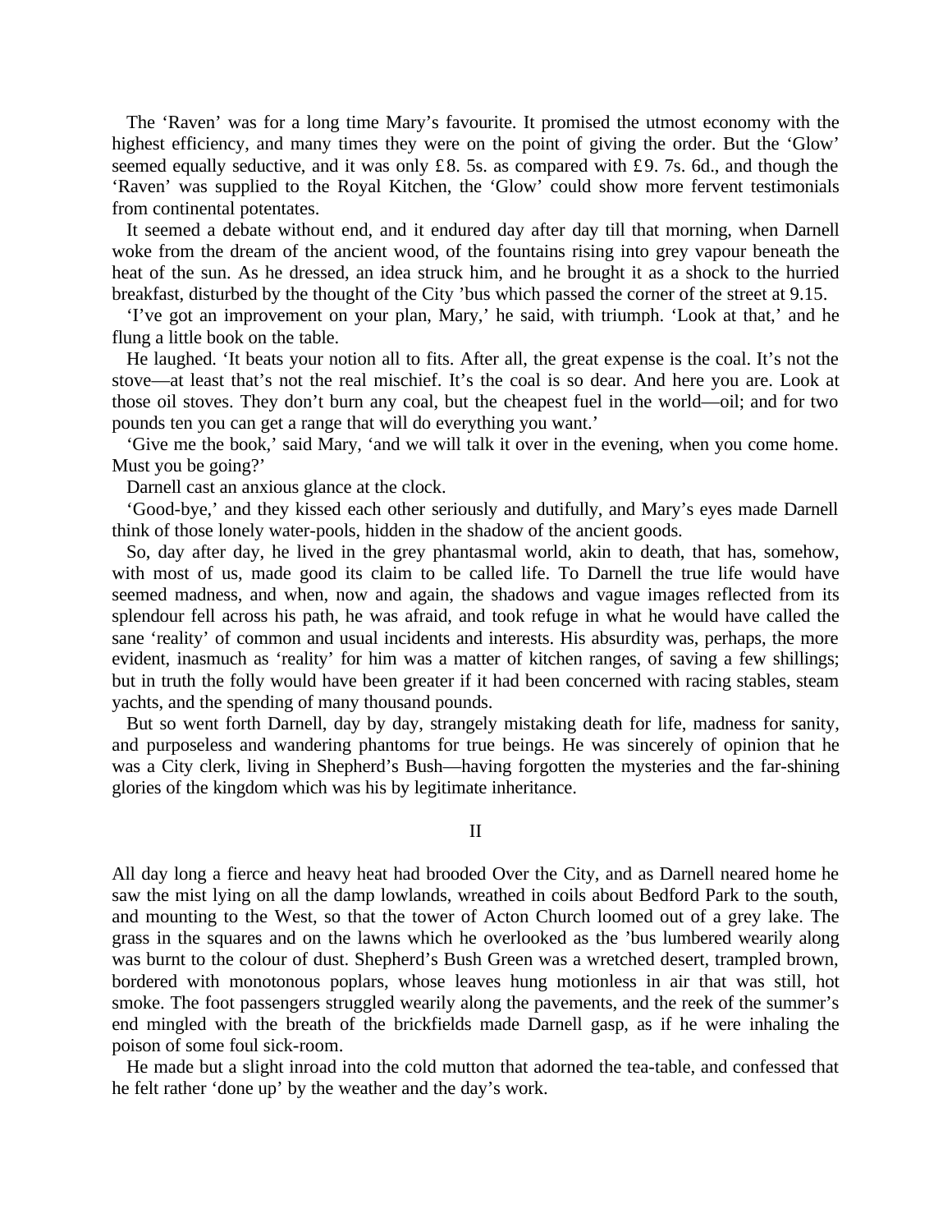The 'Raven' was for a long time Mary's favourite. It promised the utmost economy with the highest efficiency, and many times they were on the point of giving the order. But the 'Glow' seemed equally seductive, and it was only £8. 5s. as compared with £9. 7s. 6d., and though the 'Raven' was supplied to the Royal Kitchen, the 'Glow' could show more fervent testimonials from continental potentates.

It seemed a debate without end, and it endured day after day till that morning, when Darnell woke from the dream of the ancient wood, of the fountains rising into grey vapour beneath the heat of the sun. As he dressed, an idea struck him, and he brought it as a shock to the hurried breakfast, disturbed by the thought of the City 'bus which passed the corner of the street at 9.15.

'I've got an improvement on your plan, Mary,' he said, with triumph. 'Look at that,' and he flung a little book on the table.

He laughed. 'It beats your notion all to fits. After all, the great expense is the coal. It's not the stove—at least that's not the real mischief. It's the coal is so dear. And here you are. Look at those oil stoves. They don't burn any coal, but the cheapest fuel in the world—oil; and for two pounds ten you can get a range that will do everything you want.'

'Give me the book,' said Mary, 'and we will talk it over in the evening, when you come home. Must you be going?'

Darnell cast an anxious glance at the clock.

'Good-bye,' and they kissed each other seriously and dutifully, and Mary's eyes made Darnell think of those lonely water-pools, hidden in the shadow of the ancient goods.

So, day after day, he lived in the grey phantasmal world, akin to death, that has, somehow, with most of us, made good its claim to be called life. To Darnell the true life would have seemed madness, and when, now and again, the shadows and vague images reflected from its splendour fell across his path, he was afraid, and took refuge in what he would have called the sane 'reality' of common and usual incidents and interests. His absurdity was, perhaps, the more evident, inasmuch as 'reality' for him was a matter of kitchen ranges, of saving a few shillings; but in truth the folly would have been greater if it had been concerned with racing stables, steam yachts, and the spending of many thousand pounds.

But so went forth Darnell, day by day, strangely mistaking death for life, madness for sanity, and purposeless and wandering phantoms for true beings. He was sincerely of opinion that he was a City clerk, living in Shepherd's Bush—having forgotten the mysteries and the far-shining glories of the kingdom which was his by legitimate inheritance.

## II

All day long a fierce and heavy heat had brooded Over the City, and as Darnell neared home he saw the mist lying on all the damp lowlands, wreathed in coils about Bedford Park to the south, and mounting to the West, so that the tower of Acton Church loomed out of a grey lake. The grass in the squares and on the lawns which he overlooked as the 'bus lumbered wearily along was burnt to the colour of dust. Shepherd's Bush Green was a wretched desert, trampled brown, bordered with monotonous poplars, whose leaves hung motionless in air that was still, hot smoke. The foot passengers struggled wearily along the pavements, and the reek of the summer's end mingled with the breath of the brickfields made Darnell gasp, as if he were inhaling the poison of some foul sick-room.

He made but a slight inroad into the cold mutton that adorned the tea-table, and confessed that he felt rather 'done up' by the weather and the day's work.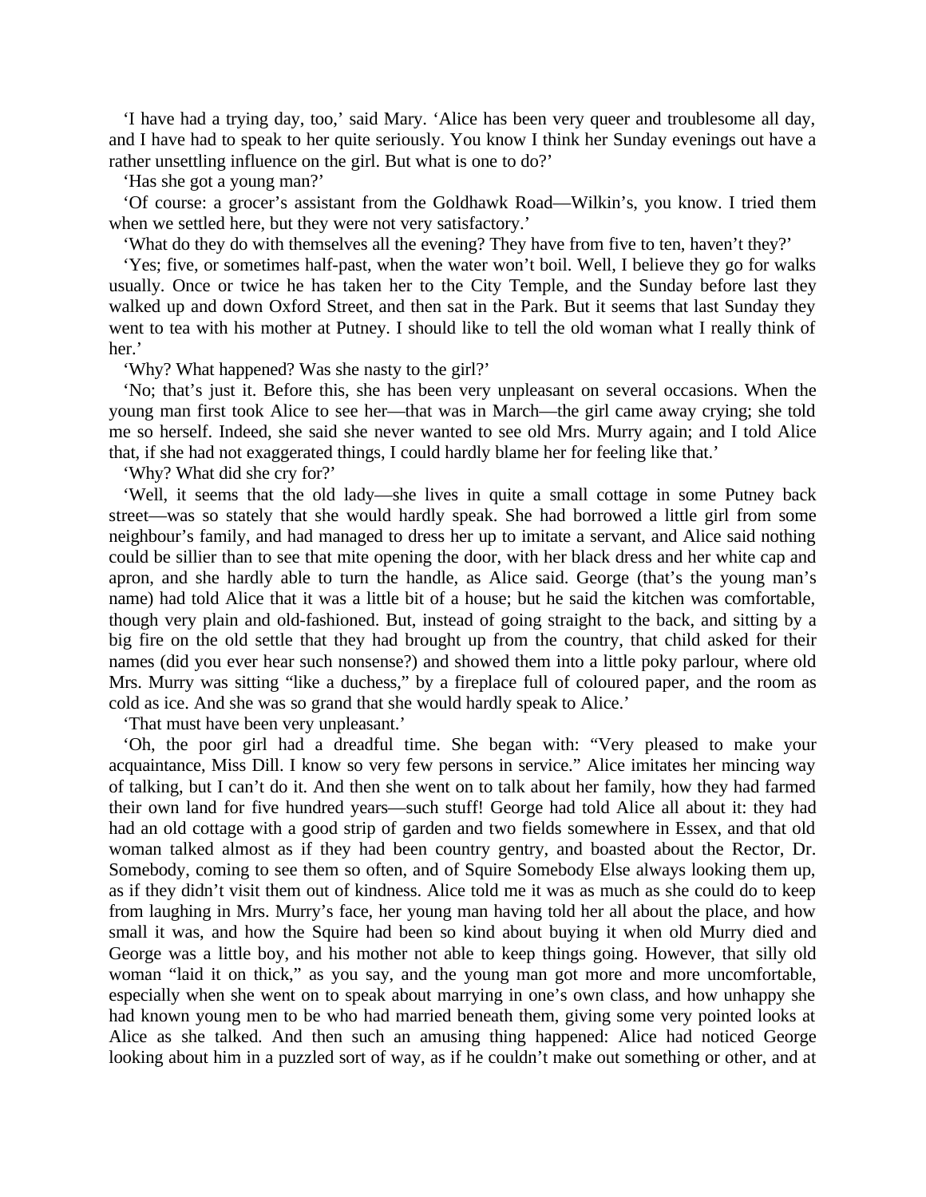'I have had a trying day, too,' said Mary. 'Alice has been very queer and troublesome all day, and I have had to speak to her quite seriously. You know I think her Sunday evenings out have a rather unsettling influence on the girl. But what is one to do?'

'Has she got a young man?'

'Of course: a grocer's assistant from the Goldhawk Road—Wilkin's, you know. I tried them when we settled here, but they were not very satisfactory.'

'What do they do with themselves all the evening? They have from five to ten, haven't they?'

'Yes; five, or sometimes half-past, when the water won't boil. Well, I believe they go for walks usually. Once or twice he has taken her to the City Temple, and the Sunday before last they walked up and down Oxford Street, and then sat in the Park. But it seems that last Sunday they went to tea with his mother at Putney. I should like to tell the old woman what I really think of her.'

'Why? What happened? Was she nasty to the girl?'

'No; that's just it. Before this, she has been very unpleasant on several occasions. When the young man first took Alice to see her—that was in March—the girl came away crying; she told me so herself. Indeed, she said she never wanted to see old Mrs. Murry again; and I told Alice that, if she had not exaggerated things, I could hardly blame her for feeling like that.'

'Why? What did she cry for?'

'Well, it seems that the old lady—she lives in quite a small cottage in some Putney back street—was so stately that she would hardly speak. She had borrowed a little girl from some neighbour's family, and had managed to dress her up to imitate a servant, and Alice said nothing could be sillier than to see that mite opening the door, with her black dress and her white cap and apron, and she hardly able to turn the handle, as Alice said. George (that's the young man's name) had told Alice that it was a little bit of a house; but he said the kitchen was comfortable, though very plain and old-fashioned. But, instead of going straight to the back, and sitting by a big fire on the old settle that they had brought up from the country, that child asked for their names (did you ever hear such nonsense?) and showed them into a little poky parlour, where old Mrs. Murry was sitting "like a duchess," by a fireplace full of coloured paper, and the room as cold as ice. And she was so grand that she would hardly speak to Alice.'

'That must have been very unpleasant.'

'Oh, the poor girl had a dreadful time. She began with: "Very pleased to make your acquaintance, Miss Dill. I know so very few persons in service." Alice imitates her mincing way of talking, but I can't do it. And then she went on to talk about her family, how they had farmed their own land for five hundred years—such stuff! George had told Alice all about it: they had had an old cottage with a good strip of garden and two fields somewhere in Essex, and that old woman talked almost as if they had been country gentry, and boasted about the Rector, Dr. Somebody, coming to see them so often, and of Squire Somebody Else always looking them up, as if they didn't visit them out of kindness. Alice told me it was as much as she could do to keep from laughing in Mrs. Murry's face, her young man having told her all about the place, and how small it was, and how the Squire had been so kind about buying it when old Murry died and George was a little boy, and his mother not able to keep things going. However, that silly old woman "laid it on thick," as you say, and the young man got more and more uncomfortable, especially when she went on to speak about marrying in one's own class, and how unhappy she had known young men to be who had married beneath them, giving some very pointed looks at Alice as she talked. And then such an amusing thing happened: Alice had noticed George looking about him in a puzzled sort of way, as if he couldn't make out something or other, and at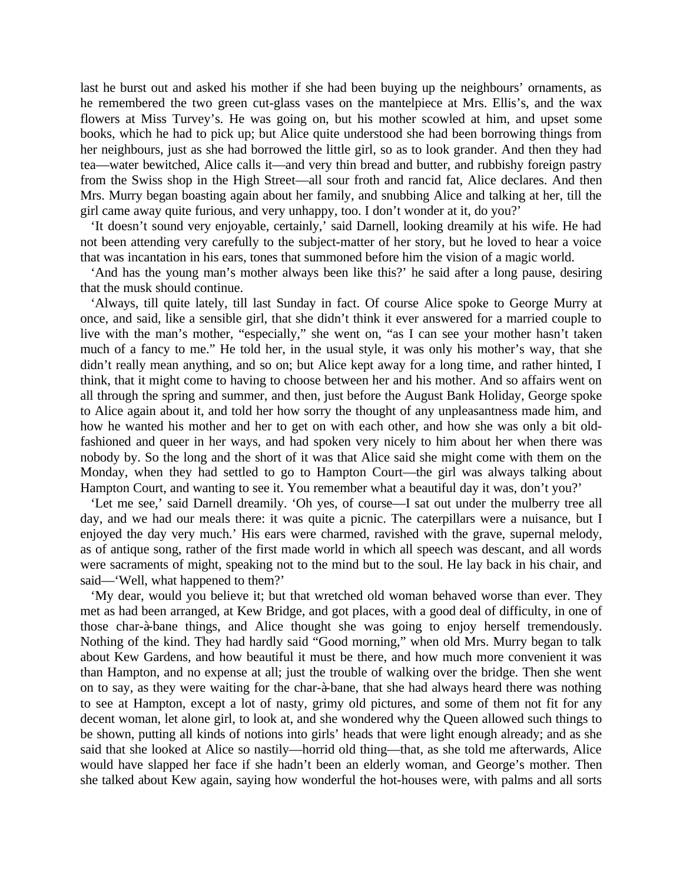last he burst out and asked his mother if she had been buying up the neighbours' ornaments, as he remembered the two green cut-glass vases on the mantelpiece at Mrs. Ellis's, and the wax flowers at Miss Turvey's. He was going on, but his mother scowled at him, and upset some books, which he had to pick up; but Alice quite understood she had been borrowing things from her neighbours, just as she had borrowed the little girl, so as to look grander. And then they had tea—water bewitched, Alice calls it—and very thin bread and butter, and rubbishy foreign pastry from the Swiss shop in the High Street—all sour froth and rancid fat, Alice declares. And then Mrs. Murry began boasting again about her family, and snubbing Alice and talking at her, till the girl came away quite furious, and very unhappy, too. I don't wonder at it, do you?'

'It doesn't sound very enjoyable, certainly,' said Darnell, looking dreamily at his wife. He had not been attending very carefully to the subject-matter of her story, but he loved to hear a voice that was incantation in his ears, tones that summoned before him the vision of a magic world.

'And has the young man's mother always been like this?' he said after a long pause, desiring that the musk should continue.

'Always, till quite lately, till last Sunday in fact. Of course Alice spoke to George Murry at once, and said, like a sensible girl, that she didn't think it ever answered for a married couple to live with the man's mother, "especially," she went on, "as I can see your mother hasn't taken much of a fancy to me." He told her, in the usual style, it was only his mother's way, that she didn't really mean anything, and so on; but Alice kept away for a long time, and rather hinted, I think, that it might come to having to choose between her and his mother. And so affairs went on all through the spring and summer, and then, just before the August Bank Holiday, George spoke to Alice again about it, and told her how sorry the thought of any unpleasantness made him, and how he wanted his mother and her to get on with each other, and how she was only a bit old-fashioned and queer in her ways, and had spoken very nicely to him about her when there was nobody by. So the long and the short of it was that Alice said she might come with them on the Monday, when they had settled to go to Hampton Court—the girl was always talking about Hampton Court, and wanting to see it. You remember what a beautiful day it was, don't you?'

'Let me see,' said Darnell dreamily. 'Oh yes, of course—I sat out under the mulberry tree all day, and we had our meals there: it was quite a picnic. The caterpillars were a nuisance, but I enjoyed the day very much.' His ears were charmed, ravished with the grave, supernal melody, as of antique song, rather of the first made world in which all speech was descant, and all words were sacraments of might, speaking not to the mind but to the soul. He lay back in his chair, and said—'Well, what happened to them?'

'My dear, would you believe it; but that wretched old woman behaved worse than ever. They met as had been arranged, at Kew Bridge, and got places, with a good deal of difficulty, in one of those char-à-bane things, and Alice thought she was going to enjoy herself tremendously. Nothing of the kind. They had hardly said "Good morning," when old Mrs. Murry began to talk about Kew Gardens, and how beautiful it must be there, and how much more convenient it was than Hampton, and no expense at all; just the trouble of walking over the bridge. Then she went on to say, as they were waiting for the char-à-bane, that she had always heard there was nothing to see at Hampton, except a lot of nasty, grimy old pictures, and some of them not fit for any decent woman, let alone girl, to look at, and she wondered why the Queen allowed such things to be shown, putting all kinds of notions into girls' heads that were light enough already; and as she said that she looked at Alice so nastily—horrid old thing—that, as she told me afterwards, Alice would have slapped her face if she hadn't been an elderly woman, and George's mother. Then she talked about Kew again, saying how wonderful the hot-houses were, with palms and all sorts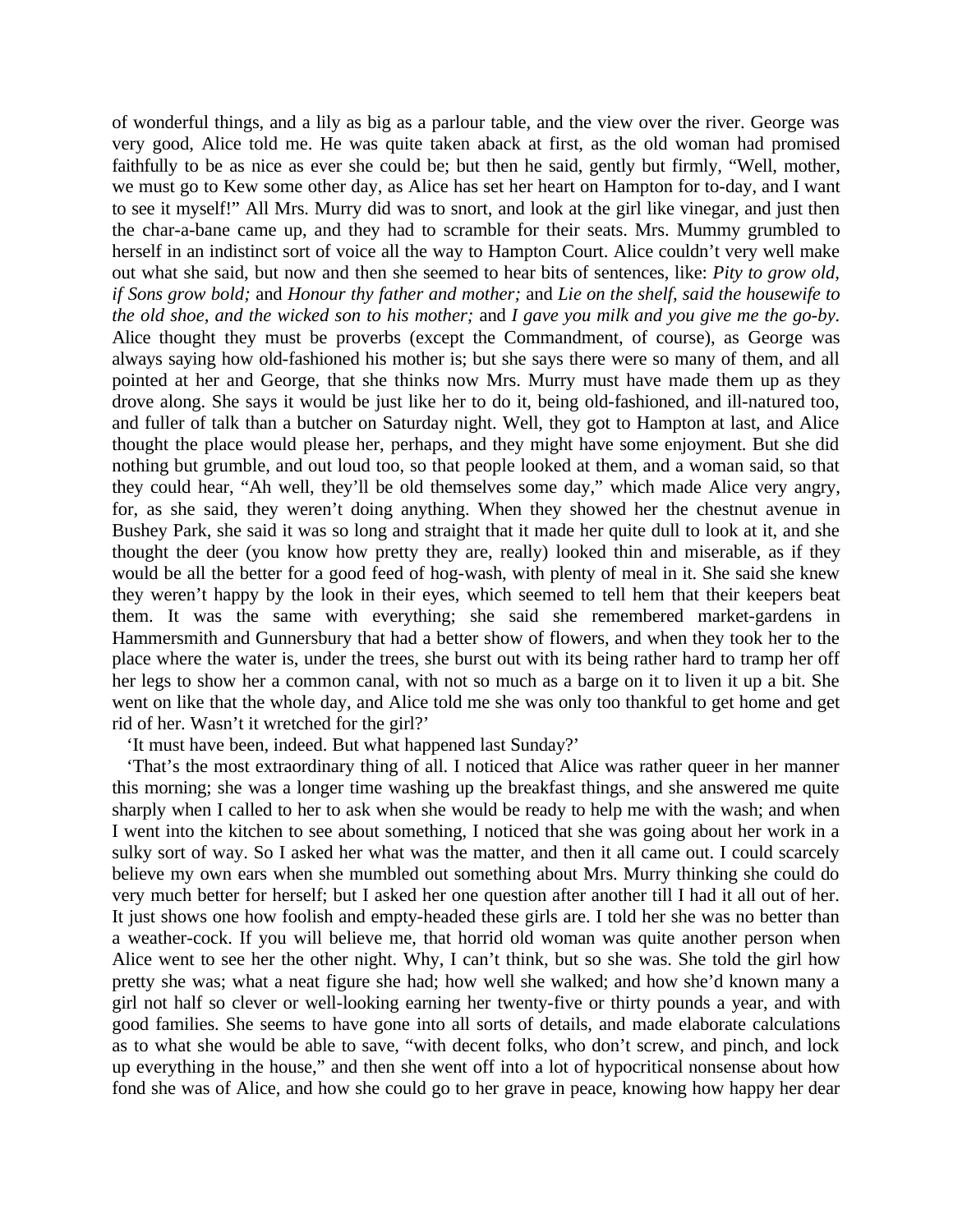of wonderful things, and a lily as big as a parlour table, and the view over the river. George was very good, Alice told me. He was quite taken aback at first, as the old woman had promised faithfully to be as nice as ever she could be; but then he said, gently but firmly, “Well, mother, we must go to Kew some other day, as Alice has set her heart on Hampton for to-day, and I want to see it myself!” All Mrs. Murry did was to snort, and look at the girl like vinegar, and just then the char-a-bane came up, and they had to scramble for their seats. Mrs. Mummy grumbled to herself in an indistinct sort of voice all the way to Hampton Court. Alice couldn’t very well make out what she said, but now and then she seemed to hear bits of sentences, like: *Pity to grow old, if Sons grow bold;* and *Honour thy father and mother;* and *Lie on the shelf, said the housewife to the old shoe, and the wicked son to his mother;* and *I gave you milk and you give me the go-by*. Alice thought they must be proverbs (except the Commandment, of course), as George was always saying how old-fashioned his mother is; but she says there were so many of them, and all pointed at her and George, that she thinks now Mrs. Murry must have made them up as they drove along. She says it would be just like her to do it, being old-fashioned, and ill-natured too, and fuller of talk than a butcher on Saturday night. Well, they got to Hampton at last, and Alice thought the place would please her, perhaps, and they might have some enjoyment. But she did nothing but grumble, and out loud too, so that people looked at them, and a woman said, so that they could hear, “Ah well, they’ll be old themselves some day,” which made Alice very angry, for, as she said, they weren’t doing anything. When they showed her the chestnut avenue in Bushey Park, she said it was so long and straight that it made her quite dull to look at it, and she thought the deer (you know how pretty they are, really) looked thin and miserable, as if they would be all the better for a good feed of hog-wash, with plenty of meal in it. She said she knew they weren’t happy by the look in their eyes, which seemed to tell hem that their keepers beat them. It was the same with everything; she said she remembered market-gardens in Hammersmith and Gunnersbury that had a better show of flowers, and when they took her to the place where the water is, under the trees, she burst out with its being rather hard to tramp her off her legs to show her a common canal, with not so much as a barge on it to liven it up a bit. She went on like that the whole day, and Alice told me she was only too thankful to get home and get rid of her. Wasn’t it wretched for the girl?’

‘It must have been, indeed. But what happened last Sunday?’

‘That’s the most extraordinary thing of all. I noticed that Alice was rather queer in her manner this morning; she was a longer time washing up the breakfast things, and she answered me quite sharply when I called to her to ask when she would be ready to help me with the wash; and when I went into the kitchen to see about something, I noticed that she was going about her work in a sulky sort of way. So I asked her what was the matter, and then it all came out. I could scarcely believe my own ears when she mumbled out something about Mrs. Murry thinking she could do very much better for herself; but I asked her one question after another till I had it all out of her. It just shows one how foolish and empty-headed these girls are. I told her she was no better than a weather-cock. If you will believe me, that horrid old woman was quite another person when Alice went to see her the other night. Why, I can’t think, but so she was. She told the girl how pretty she was; what a neat figure she had; how well she walked; and how she’d known many a girl not half so clever or well-looking earning her twenty-five or thirty pounds a year, and with good families. She seems to have gone into all sorts of details, and made elaborate calculations as to what she would be able to save, “with decent folks, who don’t screw, and pinch, and lock up everything in the house,” and then she went off into a lot of hypocritical nonsense about how fond she was of Alice, and how she could go to her grave in peace, knowing how happy her dear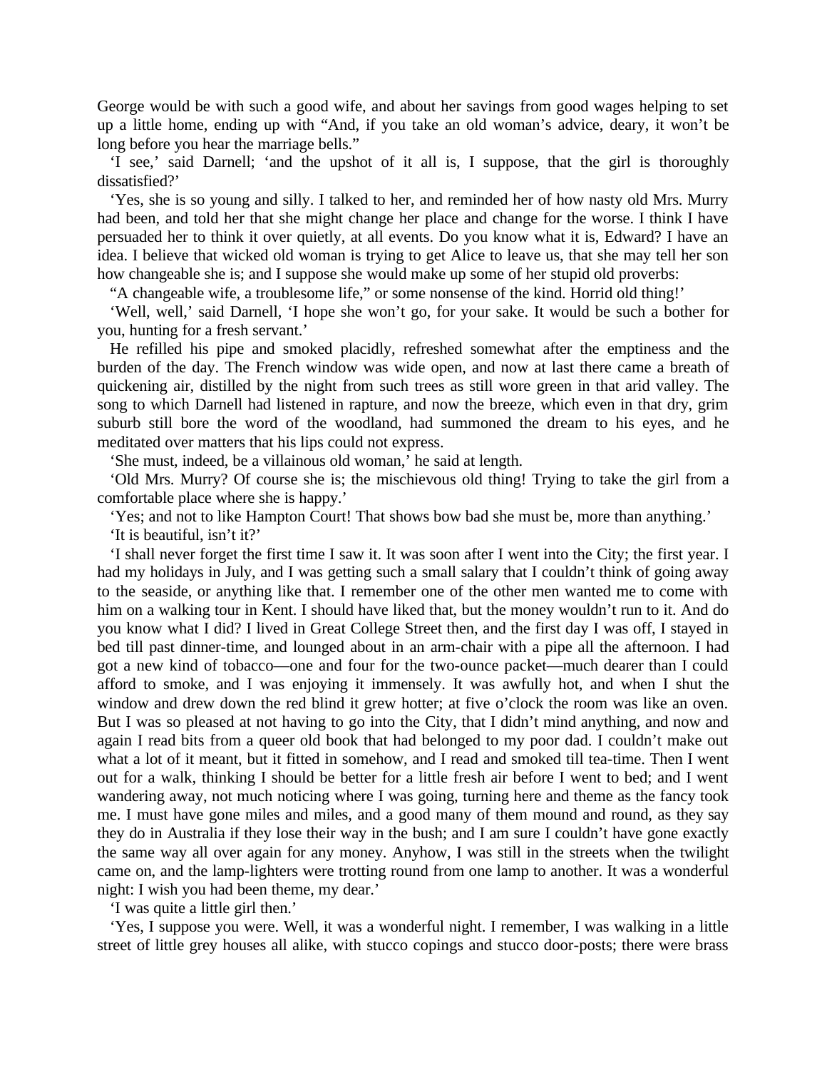George would be with such a good wife, and about her savings from good wages helping to set up a little home, ending up with "And, if you take an old woman's advice, deary, it won't be long before you hear the marriage bells."

'I see,' said Darnell; 'and the upshot of it all is, I suppose, that the girl is thoroughly dissatisfied?'

'Yes, she is so young and silly. I talked to her, and reminded her of how nasty old Mrs. Murry had been, and told her that she might change her place and change for the worse. I think I have persuaded her to think it over quietly, at all events. Do you know what it is, Edward? I have an idea. I believe that wicked old woman is trying to get Alice to leave us, that she may tell her son how changeable she is; and I suppose she would make up some of her stupid old proverbs:

"A changeable wife, a troublesome life," or some nonsense of the kind. Horrid old thing!'

'Well, well,' said Darnell, 'I hope she won't go, for your sake. It would be such a bother for you, hunting for a fresh servant.'

He refilled his pipe and smoked placidly, refreshed somewhat after the emptiness and the burden of the day. The French window was wide open, and now at last there came a breath of quickening air, distilled by the night from such trees as still wore green in that arid valley. The song to which Darnell had listened in rapture, and now the breeze, which even in that dry, grim suburb still bore the word of the woodland, had summoned the dream to his eyes, and he meditated over matters that his lips could not express.

'She must, indeed, be a villainous old woman,' he said at length.

'Old Mrs. Murry? Of course she is; the mischievous old thing! Trying to take the girl from a comfortable place where she is happy.'

'Yes; and not to like Hampton Court! That shows bow bad she must be, more than anything.'

'It is beautiful, isn't it?'

'I shall never forget the first time I saw it. It was soon after I went into the City; the first year. I had my holidays in July, and I was getting such a small salary that I couldn't think of going away to the seaside, or anything like that. I remember one of the other men wanted me to come with him on a walking tour in Kent. I should have liked that, but the money wouldn't run to it. And do you know what I did? I lived in Great College Street then, and the first day I was off, I stayed in bed till past dinner-time, and lounged about in an arm-chair with a pipe all the afternoon. I had got a new kind of tobacco—one and four for the two-ounce packet—much dearer than I could afford to smoke, and I was enjoying it immensely. It was awfully hot, and when I shut the window and drew down the red blind it grew hotter; at five o'clock the room was like an oven. But I was so pleased at not having to go into the City, that I didn't mind anything, and now and again I read bits from a queer old book that had belonged to my poor dad. I couldn't make out what a lot of it meant, but it fitted in somehow, and I read and smoked till tea-time. Then I went out for a walk, thinking I should be better for a little fresh air before I went to bed; and I went wandering away, not much noticing where I was going, turning here and theme as the fancy took me. I must have gone miles and miles, and a good many of them mound and round, as they say they do in Australia if they lose their way in the bush; and I am sure I couldn't have gone exactly the same way all over again for any money. Anyhow, I was still in the streets when the twilight came on, and the lamp-lighters were trotting round from one lamp to another. It was a wonderful night: I wish you had been theme, my dear.'

'I was quite a little girl then.'

'Yes, I suppose you were. Well, it was a wonderful night. I remember, I was walking in a little street of little grey houses all alike, with stucco copings and stucco door-posts; there were brass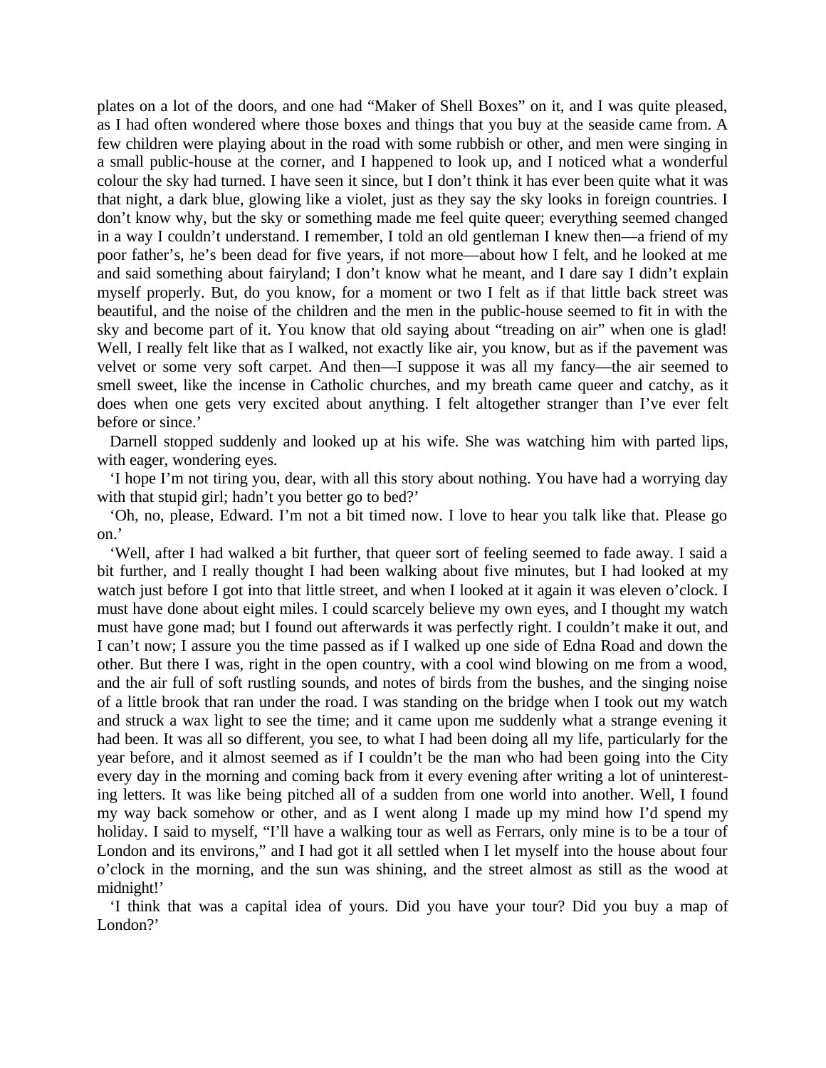plates on a lot of the doors, and one had “Maker of Shell Boxes” on it, and I was quite pleased, as I had often wondered where those boxes and things that you buy at the seaside came from. A few children were playing about in the road with some rubbish or other, and men were singing in a small public-house at the corner, and I happened to look up, and I noticed what a wonderful colour the sky had turned. I have seen it since, but I don’t think it has ever been quite what it was that night, a dark blue, glowing like a violet, just as they say the sky looks in foreign countries. I don’t know why, but the sky or something made me feel quite queer; everything seemed changed in a way I couldn’t understand. I remember, I told an old gentleman I knew then—a friend of my poor father’s, he’s been dead for five years, if not more—about how I felt, and he looked at me and said something about fairyland; I don’t know what he meant, and I dare say I didn’t explain myself properly. But, do you know, for a moment or two I felt as if that little back street was beautiful, and the noise of the children and the men in the public-house seemed to fit in with the sky and become part of it. You know that old saying about “treading on air” when one is glad! Well, I really felt like that as I walked, not exactly like air, you know, but as if the pavement was velvet or some very soft carpet. And then—I suppose it was all my fancy—the air seemed to smell sweet, like the incense in Catholic churches, and my breath came queer and catchy, as it does when one gets very excited about anything. I felt altogether stranger than I’ve ever felt before or since.’

Darnell stopped suddenly and looked up at his wife. She was watching him with parted lips, with eager, wondering eyes.

‘I hope I’m not tiring you, dear, with all this story about nothing. You have had a worrying day with that stupid girl; hadn’t you better go to bed?’

‘Oh, no, please, Edward. I’m not a bit timed now. I love to hear you talk like that. Please go on.’

‘Well, after I had walked a bit further, that queer sort of feeling seemed to fade away. I said a bit further, and I really thought I had been walking about five minutes, but I had looked at my watch just before I got into that little street, and when I looked at it again it was eleven o’clock. I must have done about eight miles. I could scarcely believe my own eyes, and I thought my watch must have gone mad; but I found out afterwards it was perfectly right. I couldn’t make it out, and I can’t now; I assure you the time passed as if I walked up one side of Edna Road and down the other. But there I was, right in the open country, with a cool wind blowing on me from a wood, and the air full of soft rustling sounds, and notes of birds from the bushes, and the singing noise of a little brook that ran under the road. I was standing on the bridge when I took out my watch and struck a wax light to see the time; and it came upon me suddenly what a strange evening it had been. It was all so different, you see, to what I had been doing all my life, particularly for the year before, and it almost seemed as if I couldn’t be the man who had been going into the City every day in the morning and coming back from it every evening after writing a lot of uninteresting letters. It was like being pitched all of a sudden from one world into another. Well, I found my way back somehow or other, and as I went along I made up my mind how I’d spend my holiday. I said to myself, “I’ll have a walking tour as well as Ferrars, only mine is to be a tour of London and its environs,” and I had got it all settled when I let myself into the house about four o’clock in the morning, and the sun was shining, and the street almost as still as the wood at midnight!’

‘I think that was a capital idea of yours. Did you have your tour? Did you buy a map of London?’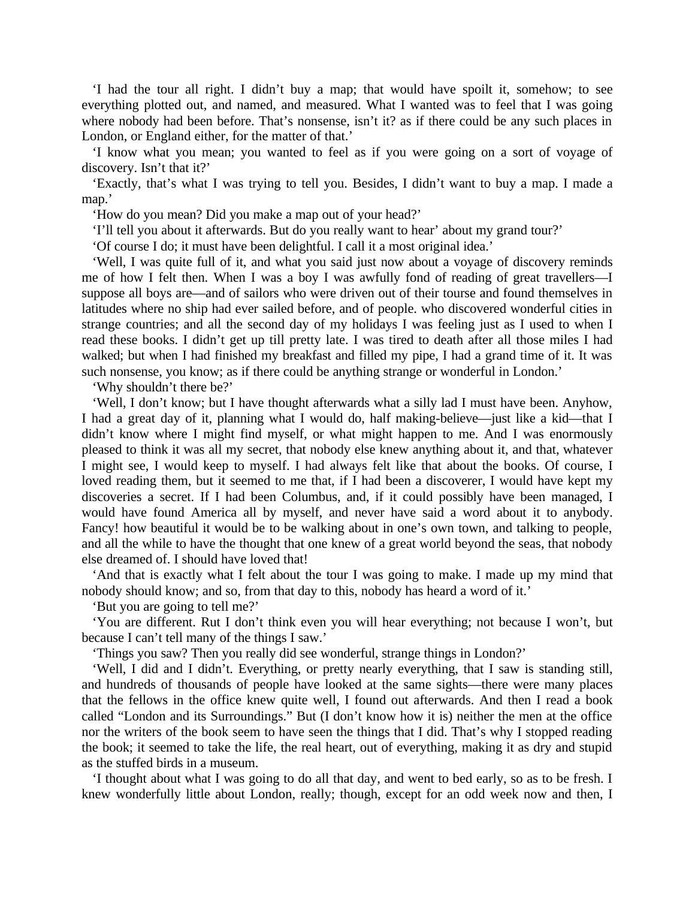'I had the tour all right. I didn't buy a map; that would have spoilt it, somehow; to see everything plotted out, and named, and measured. What I wanted was to feel that I was going where nobody had been before. That's nonsense, isn't it? as if there could be any such places in London, or England either, for the matter of that.'

'I know what you mean; you wanted to feel as if you were going on a sort of voyage of discovery. Isn't that it?'

'Exactly, that's what I was trying to tell you. Besides, I didn't want to buy a map. I made a map.'

'How do you mean? Did you make a map out of your head?'

'I'll tell you about it afterwards. But do you really want to hear' about my grand tour?'

'Of course I do; it must have been delightful. I call it a most original idea.'

'Well, I was quite full of it, and what you said just now about a voyage of discovery reminds me of how I felt then. When I was a boy I was awfully fond of reading of great travellers—I suppose all boys are—and of sailors who were driven out of their tourse and found themselves in latitudes where no ship had ever sailed before, and of people. who discovered wonderful cities in strange countries; and all the second day of my holidays I was feeling just as I used to when I read these books. I didn't get up till pretty late. I was tired to death after all those miles I had walked; but when I had finished my breakfast and filled my pipe, I had a grand time of it. It was such nonsense, you know; as if there could be anything strange or wonderful in London.'

'Why shouldn't there be?'

'Well, I don't know; but I have thought afterwards what a silly lad I must have been. Anyhow, I had a great day of it, planning what I would do, half making-believe—just like a kid—that I didn't know where I might find myself, or what might happen to me. And I was enormously pleased to think it was all my secret, that nobody else knew anything about it, and that, whatever I might see, I would keep to myself. I had always felt like that about the books. Of course, I loved reading them, but it seemed to me that, if I had been a discoverer, I would have kept my discoveries a secret. If I had been Columbus, and, if it could possibly have been managed, I would have found America all by myself, and never have said a word about it to anybody. Fancy! how beautiful it would be to be walking about in one's own town, and talking to people, and all the while to have the thought that one knew of a great world beyond the seas, that nobody else dreamed of. I should have loved that!

'And that is exactly what I felt about the tour I was going to make. I made up my mind that nobody should know; and so, from that day to this, nobody has heard a word of it.'

'But you are going to tell me?'

'You are different. Rut I don't think even you will hear everything; not because I won't, but because I can't tell many of the things I saw.'

'Things you saw? Then you really did see wonderful, strange things in London?'

'Well, I did and I didn't. Everything, or pretty nearly everything, that I saw is standing still, and hundreds of thousands of people have looked at the same sights—there were many places that the fellows in the office knew quite well, I found out afterwards. And then I read a book called "London and its Surroundings." But (I don't know how it is) neither the men at the office nor the writers of the book seem to have seen the things that I did. That's why I stopped reading the book; it seemed to take the life, the real heart, out of everything, making it as dry and stupid as the stuffed birds in a museum.

'I thought about what I was going to do all that day, and went to bed early, so as to be fresh. I knew wonderfully little about London, really; though, except for an odd week now and then, I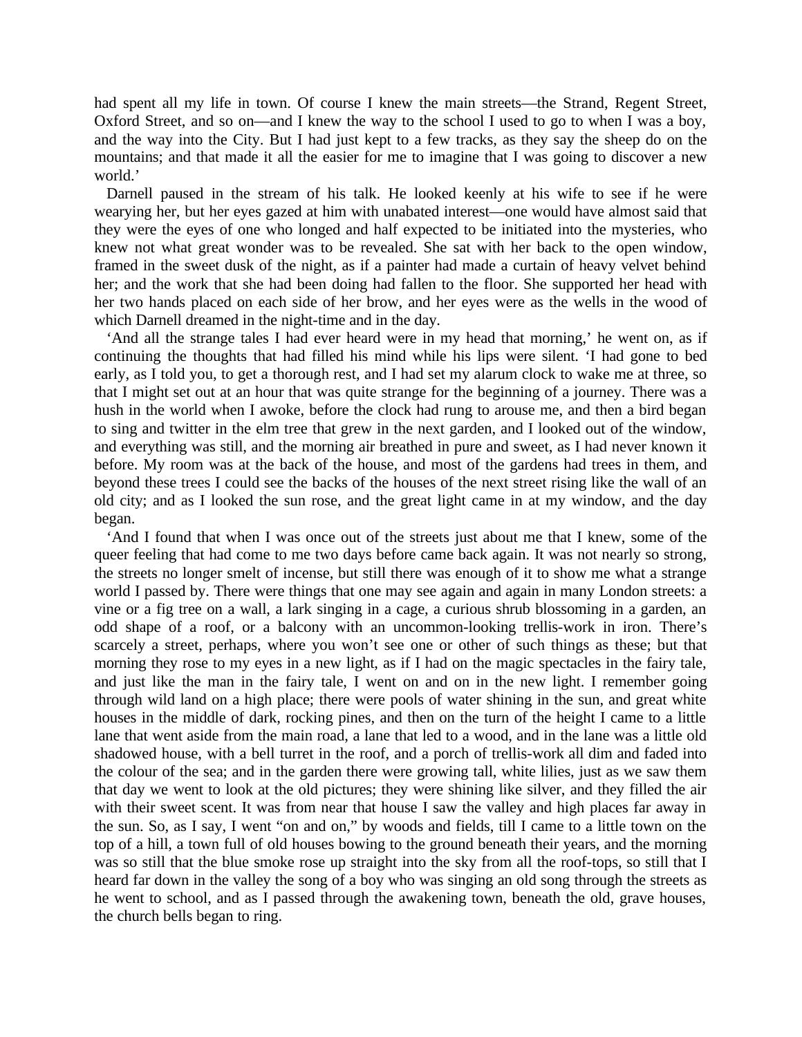had spent all my life in town. Of course I knew the main streets—the Strand, Regent Street, Oxford Street, and so on—and I knew the way to the school I used to go to when I was a boy, and the way into the City. But I had just kept to a few tracks, as they say the sheep do on the mountains; and that made it all the easier for me to imagine that I was going to discover a new world.'

Darnell paused in the stream of his talk. He looked keenly at his wife to see if he were wearying her, but her eyes gazed at him with unabated interest—one would have almost said that they were the eyes of one who longed and half expected to be initiated into the mysteries, who knew not what great wonder was to be revealed. She sat with her back to the open window, framed in the sweet dusk of the night, as if a painter had made a curtain of heavy velvet behind her; and the work that she had been doing had fallen to the floor. She supported her head with her two hands placed on each side of her brow, and her eyes were as the wells in the wood of which Darnell dreamed in the night-time and in the day.

'And all the strange tales I had ever heard were in my head that morning,' he went on, as if continuing the thoughts that had filled his mind while his lips were silent. 'I had gone to bed early, as I told you, to get a thorough rest, and I had set my alarum clock to wake me at three, so that I might set out at an hour that was quite strange for the beginning of a journey. There was a hush in the world when I awoke, before the clock had rung to arouse me, and then a bird began to sing and twitter in the elm tree that grew in the next garden, and I looked out of the window, and everything was still, and the morning air breathed in pure and sweet, as I had never known it before. My room was at the back of the house, and most of the gardens had trees in them, and beyond these trees I could see the backs of the houses of the next street rising like the wall of an old city; and as I looked the sun rose, and the great light came in at my window, and the day began.

'And I found that when I was once out of the streets just about me that I knew, some of the queer feeling that had come to me two days before came back again. It was not nearly so strong, the streets no longer smelt of incense, but still there was enough of it to show me what a strange world I passed by. There were things that one may see again and again in many London streets: a vine or a fig tree on a wall, a lark singing in a cage, a curious shrub blossoming in a garden, an odd shape of a roof, or a balcony with an uncommon-looking trellis-work in iron. There's scarcely a street, perhaps, where you won't see one or other of such things as these; but that morning they rose to my eyes in a new light, as if I had on the magic spectacles in the fairy tale, and just like the man in the fairy tale, I went on and on in the new light. I remember going through wild land on a high place; there were pools of water shining in the sun, and great white houses in the middle of dark, rocking pines, and then on the turn of the height I came to a little lane that went aside from the main road, a lane that led to a wood, and in the lane was a little old shadowed house, with a bell turret in the roof, and a porch of trellis-work all dim and faded into the colour of the sea; and in the garden there were growing tall, white lilies, just as we saw them that day we went to look at the old pictures; they were shining like silver, and they filled the air with their sweet scent. It was from near that house I saw the valley and high places far away in the sun. So, as I say, I went "on and on," by woods and fields, till I came to a little town on the top of a hill, a town full of old houses bowing to the ground beneath their years, and the morning was so still that the blue smoke rose up straight into the sky from all the roof-tops, so still that I heard far down in the valley the song of a boy who was singing an old song through the streets as he went to school, and as I passed through the awakening town, beneath the old, grave houses, the church bells began to ring.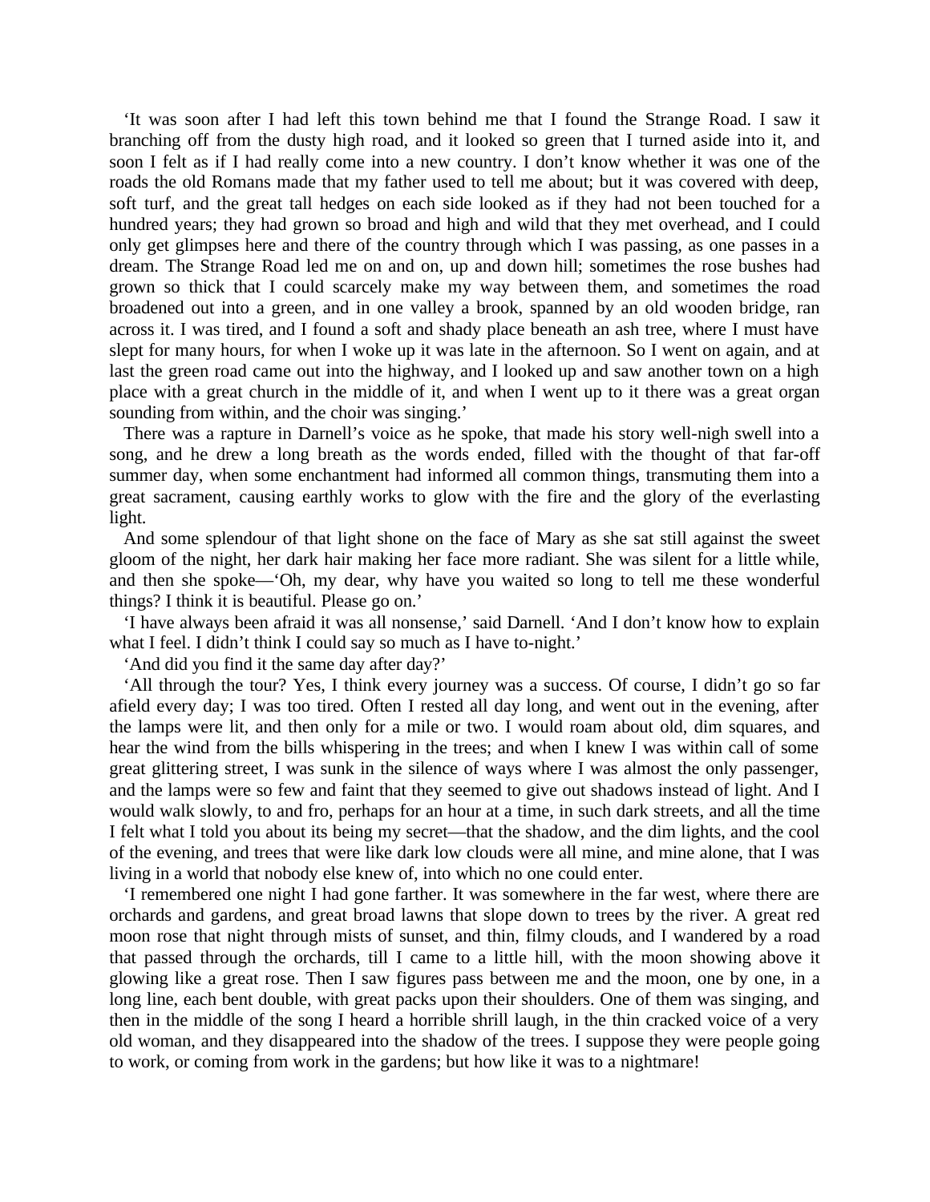'It was soon after I had left this town behind me that I found the Strange Road. I saw it branching off from the dusty high road, and it looked so green that I turned aside into it, and soon I felt as if I had really come into a new country. I don't know whether it was one of the roads the old Romans made that my father used to tell me about; but it was covered with deep, soft turf, and the great tall hedges on each side looked as if they had not been touched for a hundred years; they had grown so broad and high and wild that they met overhead, and I could only get glimpses here and there of the country through which I was passing, as one passes in a dream. The Strange Road led me on and on, up and down hill; sometimes the rose bushes had grown so thick that I could scarcely make my way between them, and sometimes the road broadened out into a green, and in one valley a brook, spanned by an old wooden bridge, ran across it. I was tired, and I found a soft and shady place beneath an ash tree, where I must have slept for many hours, for when I woke up it was late in the afternoon. So I went on again, and at last the green road came out into the highway, and I looked up and saw another town on a high place with a great church in the middle of it, and when I went up to it there was a great organ sounding from within, and the choir was singing.'

There was a rapture in Darnell's voice as he spoke, that made his story well-nigh swell into a song, and he drew a long breath as the words ended, filled with the thought of that far-off summer day, when some enchantment had informed all common things, transmuting them into a great sacrament, causing earthly works to glow with the fire and the glory of the everlasting light.

And some splendour of that light shone on the face of Mary as she sat still against the sweet gloom of the night, her dark hair making her face more radiant. She was silent for a little while, and then she spoke—'Oh, my dear, why have you waited so long to tell me these wonderful things? I think it is beautiful. Please go on.'

'I have always been afraid it was all nonsense,' said Darnell. 'And I don't know how to explain what I feel. I didn't think I could say so much as I have to-night.'

'And did you find it the same day after day?'

'All through the tour? Yes, I think every journey was a success. Of course, I didn't go so far afield every day; I was too tired. Often I rested all day long, and went out in the evening, after the lamps were lit, and then only for a mile or two. I would roam about old, dim squares, and hear the wind from the bills whispering in the trees; and when I knew I was within call of some great glittering street, I was sunk in the silence of ways where I was almost the only passenger, and the lamps were so few and faint that they seemed to give out shadows instead of light. And I would walk slowly, to and fro, perhaps for an hour at a time, in such dark streets, and all the time I felt what I told you about its being my secret—that the shadow, and the dim lights, and the cool of the evening, and trees that were like dark low clouds were all mine, and mine alone, that I was living in a world that nobody else knew of, into which no one could enter.

'I remembered one night I had gone farther. It was somewhere in the far west, where there are orchards and gardens, and great broad lawns that slope down to trees by the river. A great red moon rose that night through mists of sunset, and thin, filmy clouds, and I wandered by a road that passed through the orchards, till I came to a little hill, with the moon showing above it glowing like a great rose. Then I saw figures pass between me and the moon, one by one, in a long line, each bent double, with great packs upon their shoulders. One of them was singing, and then in the middle of the song I heard a horrible shrill laugh, in the thin cracked voice of a very old woman, and they disappeared into the shadow of the trees. I suppose they were people going to work, or coming from work in the gardens; but how like it was to a nightmare!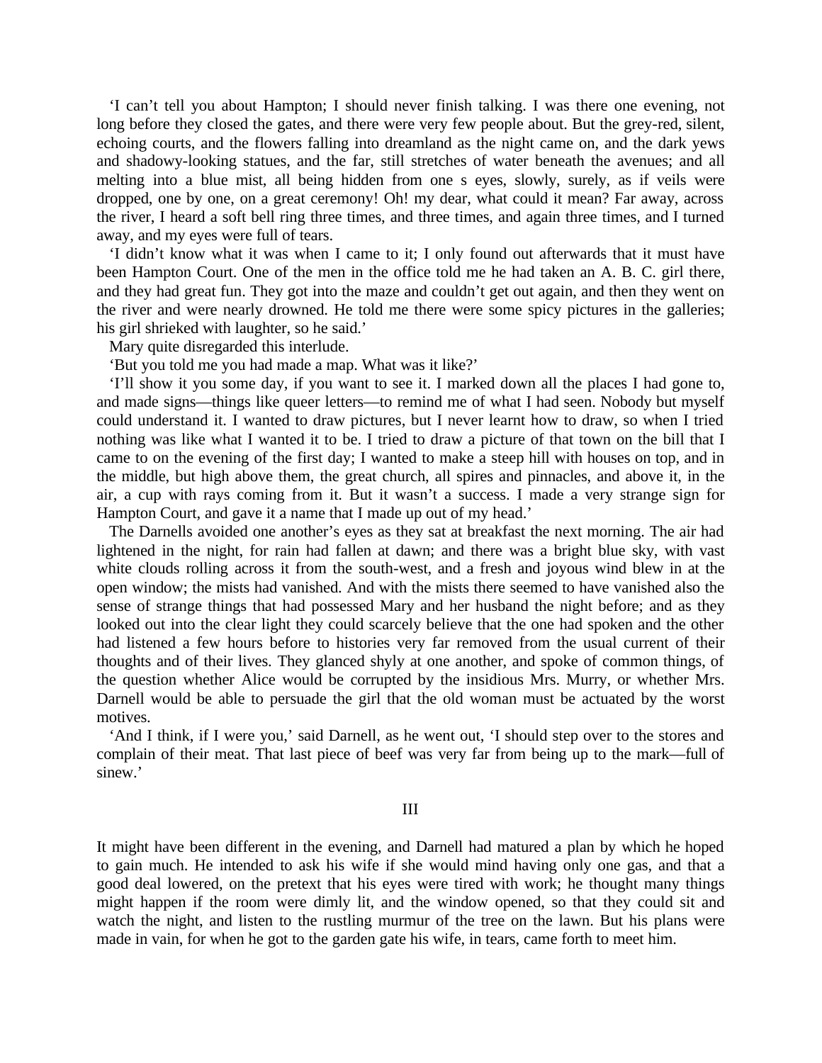'I can't tell you about Hampton; I should never finish talking. I was there one evening, not long before they closed the gates, and there were very few people about. But the grey-red, silent, echoing courts, and the flowers falling into dreamland as the night came on, and the dark yews and shadowy-looking statues, and the far, still stretches of water beneath the avenues; and all melting into a blue mist, all being hidden from one s eyes, slowly, surely, as if veils were dropped, one by one, on a great ceremony! Oh! my dear, what could it mean? Far away, across the river, I heard a soft bell ring three times, and three times, and again three times, and I turned away, and my eyes were full of tears.

'I didn't know what it was when I came to it; I only found out afterwards that it must have been Hampton Court. One of the men in the office told me he had taken an A. B. C. girl there, and they had great fun. They got into the maze and couldn't get out again, and then they went on the river and were nearly drowned. He told me there were some spicy pictures in the galleries; his girl shrieked with laughter, so he said.'

Mary quite disregarded this interlude.

'But you told me you had made a map. What was it like?'

'I'll show it you some day, if you want to see it. I marked down all the places I had gone to, and made signs—things like queer letters—to remind me of what I had seen. Nobody but myself could understand it. I wanted to draw pictures, but I never learnt how to draw, so when I tried nothing was like what I wanted it to be. I tried to draw a picture of that town on the bill that I came to on the evening of the first day; I wanted to make a steep hill with houses on top, and in the middle, but high above them, the great church, all spires and pinnacles, and above it, in the air, a cup with rays coming from it. But it wasn't a success. I made a very strange sign for Hampton Court, and gave it a name that I made up out of my head.'

The Darnells avoided one another's eyes as they sat at breakfast the next morning. The air had lightened in the night, for rain had fallen at dawn; and there was a bright blue sky, with vast white clouds rolling across it from the south-west, and a fresh and joyous wind blew in at the open window; the mists had vanished. And with the mists there seemed to have vanished also the sense of strange things that had possessed Mary and her husband the night before; and as they looked out into the clear light they could scarcely believe that the one had spoken and the other had listened a few hours before to histories very far removed from the usual current of their thoughts and of their lives. They glanced shyly at one another, and spoke of common things, of the question whether Alice would be corrupted by the insidious Mrs. Murry, or whether Mrs. Darnell would be able to persuade the girl that the old woman must be actuated by the worst motives.

'And I think, if I were you,' said Darnell, as he went out, 'I should step over to the stores and complain of their meat. That last piece of beef was very far from being up to the mark—full of sinew.'

## III

It might have been different in the evening, and Darnell had matured a plan by which he hoped to gain much. He intended to ask his wife if she would mind having only one gas, and that a good deal lowered, on the pretext that his eyes were tired with work; he thought many things might happen if the room were dimly lit, and the window opened, so that they could sit and watch the night, and listen to the rustling murmur of the tree on the lawn. But his plans were made in vain, for when he got to the garden gate his wife, in tears, came forth to meet him.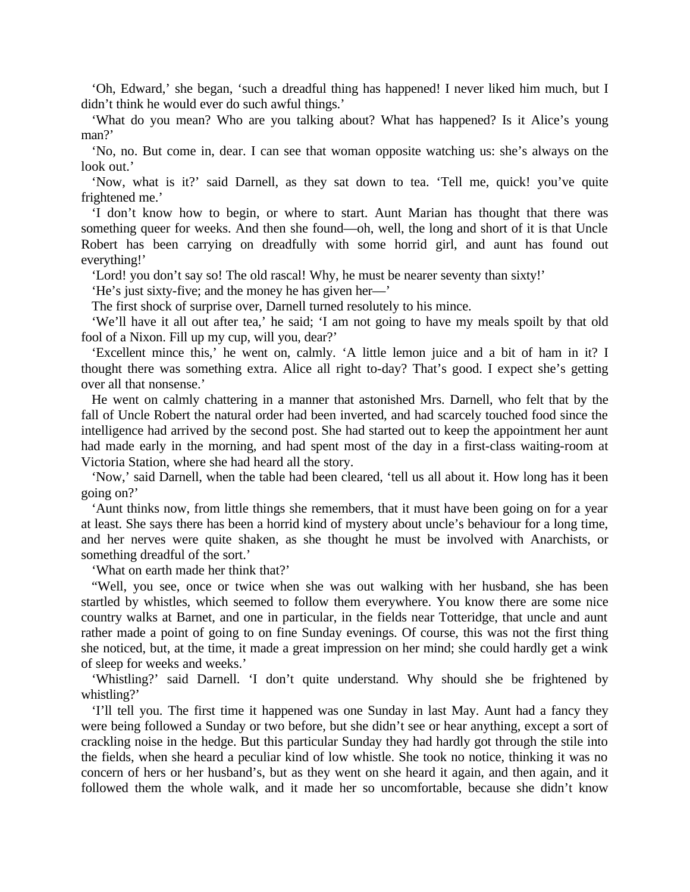‘Oh, Edward,’ she began, ‘such a dreadful thing has happened! I never liked him much, but I didn’t think he would ever do such awful things.’

‘What do you mean? Who are you talking about? What has happened? Is it Alice’s young man?’

‘No, no. But come in, dear. I can see that woman opposite watching us: she’s always on the look out.’

‘Now, what is it?’ said Darnell, as they sat down to tea. ‘Tell me, quick! you’ve quite frightened me.’

‘I don’t know how to begin, or where to start. Aunt Marian has thought that there was something queer for weeks. And then she found—oh, well, the long and short of it is that Uncle Robert has been carrying on dreadfully with some horrid girl, and aunt has found out everything!’

‘Lord! you don’t say so! The old rascal! Why, he must be nearer seventy than sixty!’

‘He’s just sixty-five; and the money he has given her—’

The first shock of surprise over, Darnell turned resolutely to his mince.

‘We’ll have it all out after tea,’ he said; ‘I am not going to have my meals spoilt by that old fool of a Nixon. Fill up my cup, will you, dear?’

‘Excellent mince this,’ he went on, calmly. ‘A little lemon juice and a bit of ham in it? I thought there was something extra. Alice all right to-day? That’s good. I expect she’s getting over all that nonsense.’

He went on calmly chattering in a manner that astonished Mrs. Darnell, who felt that by the fall of Uncle Robert the natural order had been inverted, and had scarcely touched food since the intelligence had arrived by the second post. She had started out to keep the appointment her aunt had made early in the morning, and had spent most of the day in a first-class waiting-room at Victoria Station, where she had heard all the story.

‘Now,’ said Darnell, when the table had been cleared, ‘tell us all about it. How long has it been going on?’

‘Aunt thinks now, from little things she remembers, that it must have been going on for a year at least. She says there has been a horrid kind of mystery about uncle’s behaviour for a long time, and her nerves were quite shaken, as she thought he must be involved with Anarchists, or something dreadful of the sort.’

‘What on earth made her think that?’

“Well, you see, once or twice when she was out walking with her husband, she has been startled by whistles, which seemed to follow them everywhere. You know there are some nice country walks at Barnet, and one in particular, in the fields near Totteridge, that uncle and aunt rather made a point of going to on fine Sunday evenings. Of course, this was not the first thing she noticed, but, at the time, it made a great impression on her mind; she could hardly get a wink of sleep for weeks and weeks.’

‘Whistling?’ said Darnell. ‘I don’t quite understand. Why should she be frightened by whistling?’

‘I’ll tell you. The first time it happened was one Sunday in last May. Aunt had a fancy they were being followed a Sunday or two before, but she didn’t see or hear anything, except a sort of crackling noise in the hedge. But this particular Sunday they had hardly got through the stile into the fields, when she heard a peculiar kind of low whistle. She took no notice, thinking it was no concern of hers or her husband’s, but as they went on she heard it again, and then again, and it followed them the whole walk, and it made her so uncomfortable, because she didn’t know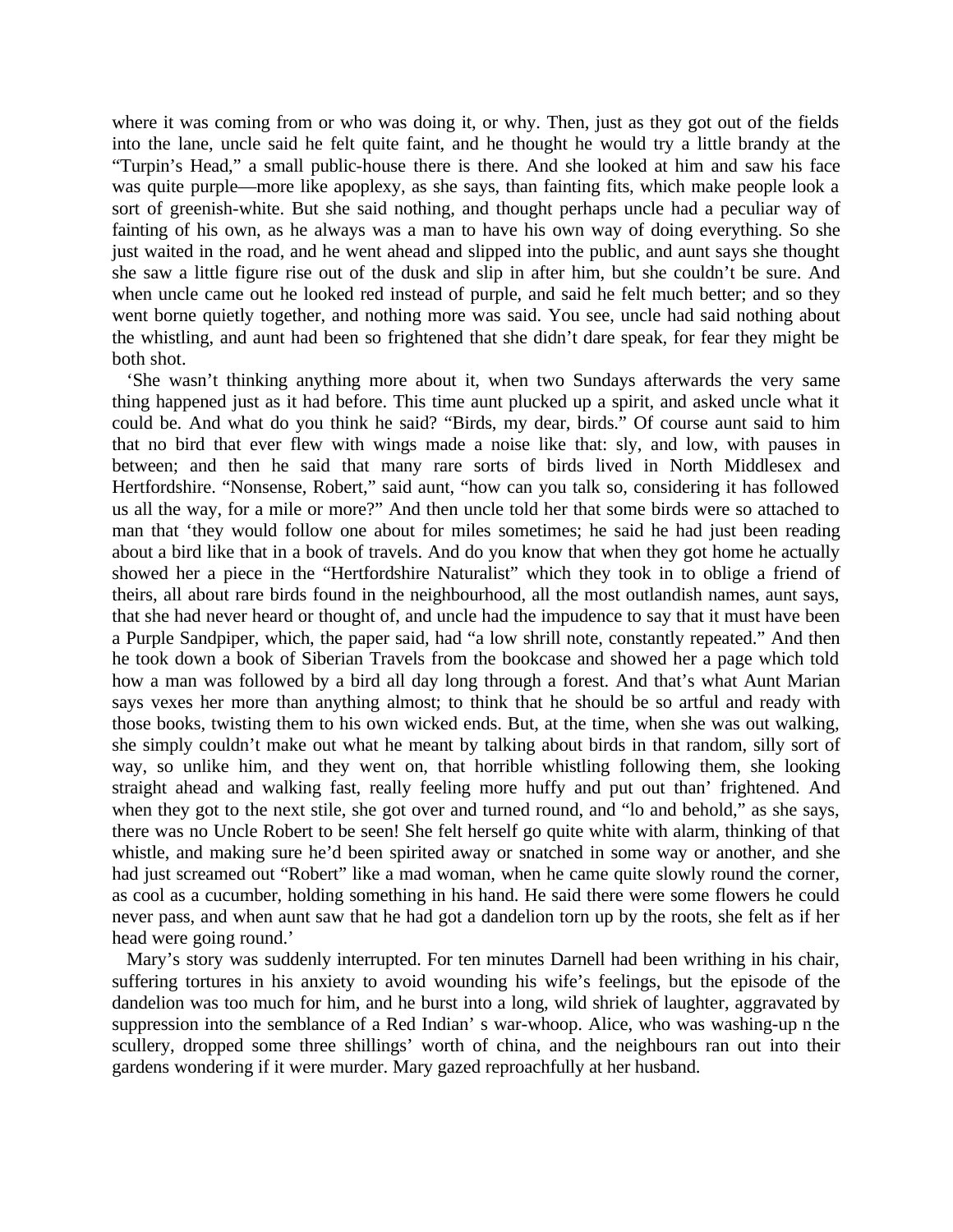where it was coming from or who was doing it, or why. Then, just as they got out of the fields into the lane, uncle said he felt quite faint, and he thought he would try a little brandy at the "Turpin's Head," a small public-house there is there. And she looked at him and saw his face was quite purple—more like apoplexy, as she says, than fainting fits, which make people look a sort of greenish-white. But she said nothing, and thought perhaps uncle had a peculiar way of fainting of his own, as he always was a man to have his own way of doing everything. So she just waited in the road, and he went ahead and slipped into the public, and aunt says she thought she saw a little figure rise out of the dusk and slip in after him, but she couldn't be sure. And when uncle came out he looked red instead of purple, and said he felt much better; and so they went borne quietly together, and nothing more was said. You see, uncle had said nothing about the whistling, and aunt had been so frightened that she didn't dare speak, for fear they might be both shot.

'She wasn't thinking anything more about it, when two Sundays afterwards the very same thing happened just as it had before. This time aunt plucked up a spirit, and asked uncle what it could be. And what do you think he said? "Birds, my dear, birds." Of course aunt said to him that no bird that ever flew with wings made a noise like that: sly, and low, with pauses in between; and then he said that many rare sorts of birds lived in North Middlesex and Hertfordshire. "Nonsense, Robert," said aunt, "how can you talk so, considering it has followed us all the way, for a mile or more?" And then uncle told her that some birds were so attached to man that 'they would follow one about for miles sometimes; he said he had just been reading about a bird like that in a book of travels. And do you know that when they got home he actually showed her a piece in the "Hertfordshire Naturalist" which they took in to oblige a friend of theirs, all about rare birds found in the neighbourhood, all the most outlandish names, aunt says, that she had never heard or thought of, and uncle had the impudence to say that it must have been a Purple Sandpiper, which, the paper said, had "a low shrill note, constantly repeated." And then he took down a book of Siberian Travels from the bookcase and showed her a page which told how a man was followed by a bird all day long through a forest. And that's what Aunt Marian says vexes her more than anything almost; to think that he should be so artful and ready with those books, twisting them to his own wicked ends. But, at the time, when she was out walking, she simply couldn't make out what he meant by talking about birds in that random, silly sort of way, so unlike him, and they went on, that horrible whistling following them, she looking straight ahead and walking fast, really feeling more huffy and put out than' frightened. And when they got to the next stile, she got over and turned round, and "lo and behold," as she says, there was no Uncle Robert to be seen! She felt herself go quite white with alarm, thinking of that whistle, and making sure he'd been spirited away or snatched in some way or another, and she had just screamed out "Robert" like a mad woman, when he came quite slowly round the corner, as cool as a cucumber, holding something in his hand. He said there were some flowers he could never pass, and when aunt saw that he had got a dandelion torn up by the roots, she felt as if her head were going round.'

Mary's story was suddenly interrupted. For ten minutes Darnell had been writhing in his chair, suffering tortures in his anxiety to avoid wounding his wife's feelings, but the episode of the dandelion was too much for him, and he burst into a long, wild shriek of laughter, aggravated by suppression into the semblance of a Red Indian' s war-whoop. Alice, who was washing-up n the scullery, dropped some three shillings' worth of china, and the neighbours ran out into their gardens wondering if it were murder. Mary gazed reproachfully at her husband.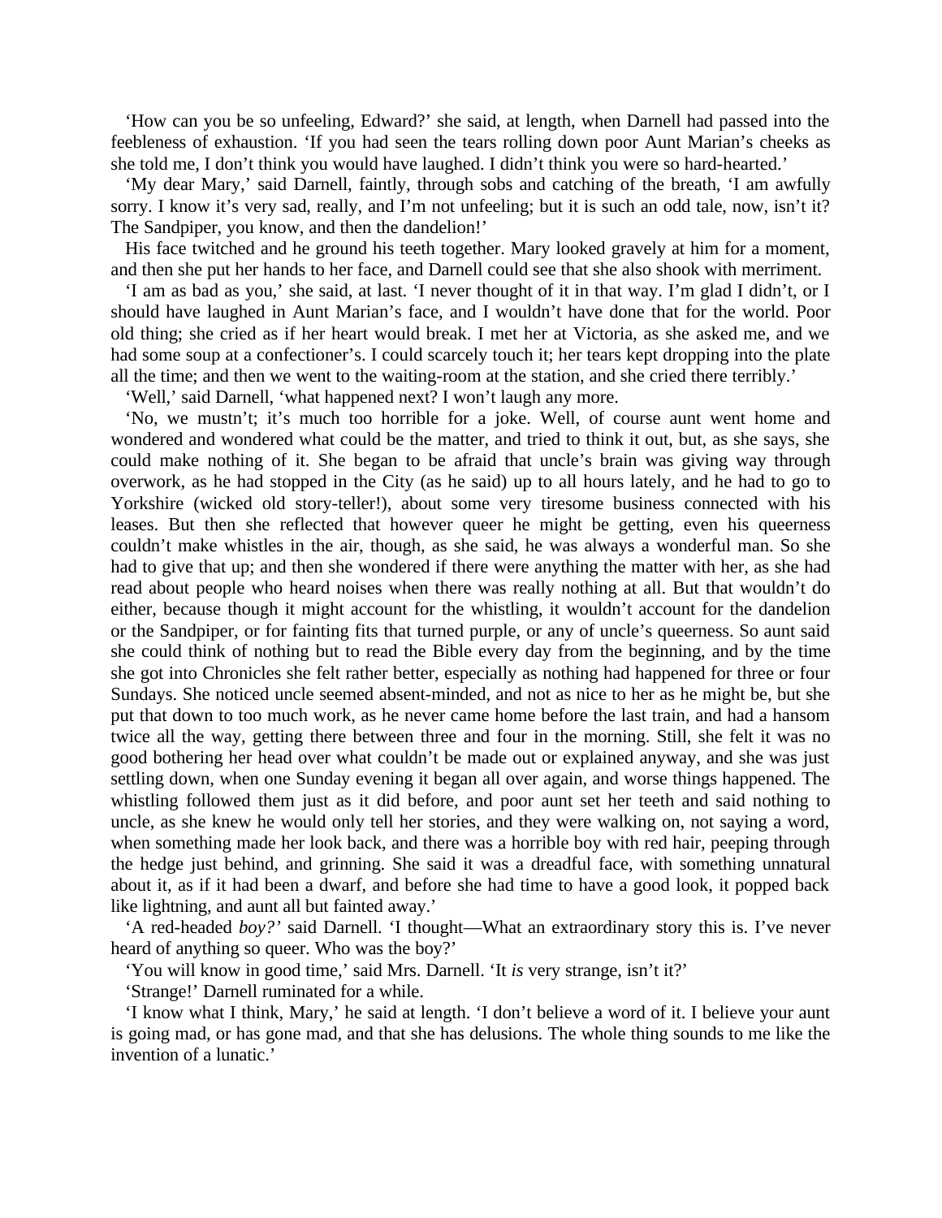‘How can you be so unfeeling, Edward?’ she said, at length, when Darnell had passed into the feebleness of exhaustion. ‘If you had seen the tears rolling down poor Aunt Marian’s cheeks as she told me, I don’t think you would have laughed. I didn’t think you were so hard-hearted.’

‘My dear Mary,’ said Darnell, faintly, through sobs and catching of the breath, ‘I am awfully sorry. I know it’s very sad, really, and I’m not unfeeling; but it is such an odd tale, now, isn’t it? The Sandpiper, you know, and then the dandelion!’

His face twitched and he ground his teeth together. Mary looked gravely at him for a moment, and then she put her hands to her face, and Darnell could see that she also shook with merriment.

‘I am as bad as you,’ she said, at last. ‘I never thought of it in that way. I’m glad I didn’t, or I should have laughed in Aunt Marian’s face, and I wouldn’t have done that for the world. Poor old thing; she cried as if her heart would break. I met her at Victoria, as she asked me, and we had some soup at a confectioner’s. I could scarcely touch it; her tears kept dropping into the plate all the time; and then we went to the waiting-room at the station, and she cried there terribly.’

‘Well,’ said Darnell, ‘what happened next? I won’t laugh any more.

‘No, we mustn’t; it’s much too horrible for a joke. Well, of course aunt went home and wondered and wondered what could be the matter, and tried to think it out, but, as she says, she could make nothing of it. She began to be afraid that uncle’s brain was giving way through overwork, as he had stopped in the City (as he said) up to all hours lately, and he had to go to Yorkshire (wicked old story-teller!), about some very tiresome business connected with his leases. But then she reflected that however queer he might be getting, even his queerness couldn’t make whistles in the air, though, as she said, he was always a wonderful man. So she had to give that up; and then she wondered if there were anything the matter with her, as she had read about people who heard noises when there was really nothing at all. But that wouldn’t do either, because though it might account for the whistling, it wouldn’t account for the dandelion or the Sandpiper, or for fainting fits that turned purple, or any of uncle’s queerness. So aunt said she could think of nothing but to read the Bible every day from the beginning, and by the time she got into Chronicles she felt rather better, especially as nothing had happened for three or four Sundays. She noticed uncle seemed absent-minded, and not as nice to her as he might be, but she put that down to too much work, as he never came home before the last train, and had a hansom twice all the way, getting there between three and four in the morning. Still, she felt it was no good bothering her head over what couldn’t be made out or explained anyway, and she was just settling down, when one Sunday evening it began all over again, and worse things happened. The whistling followed them just as it did before, and poor aunt set her teeth and said nothing to uncle, as she knew he would only tell her stories, and they were walking on, not saying a word, when something made her look back, and there was a horrible boy with red hair, peeping through the hedge just behind, and grinning. She said it was a dreadful face, with something unnatural about it, as if it had been a dwarf, and before she had time to have a good look, it popped back like lightning, and aunt all but fainted away.’

‘A red-headed *boy?’* said Darnell. ‘I thought—What an extraordinary story this is. I’ve never heard of anything so queer. Who was the boy?’

‘You will know in good time,’ said Mrs. Darnell. ‘It *is* very strange, isn’t it?’

‘Strange!’ Darnell ruminated for a while.

‘I know what I think, Mary,’ he said at length. ‘I don’t believe a word of it. I believe your aunt is going mad, or has gone mad, and that she has delusions. The whole thing sounds to me like the invention of a lunatic.’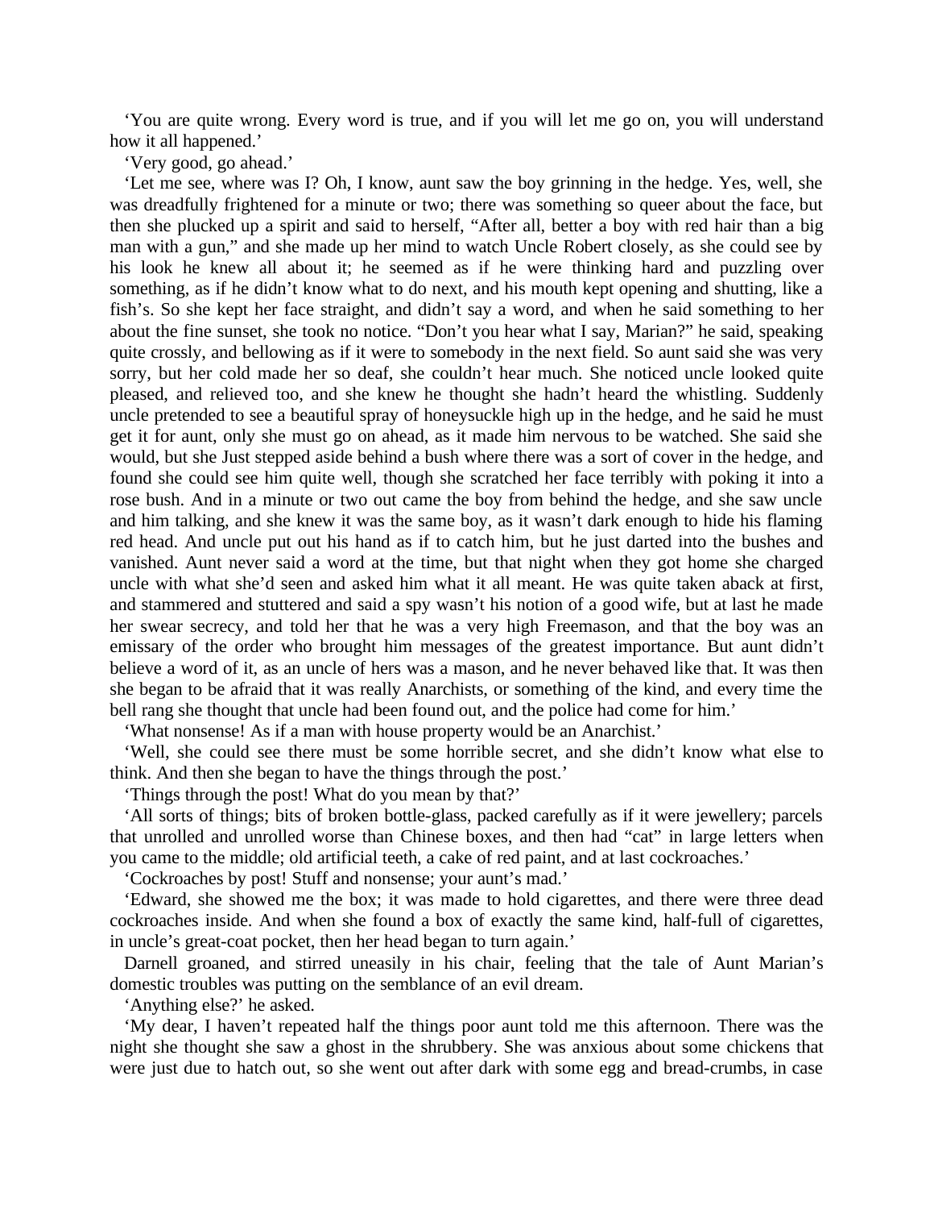‘You are quite wrong. Every word is true, and if you will let me go on, you will understand how it all happened.’

‘Very good, go ahead.’

‘Let me see, where was I? Oh, I know, aunt saw the boy grinning in the hedge. Yes, well, she was dreadfully frightened for a minute or two; there was something so queer about the face, but then she plucked up a spirit and said to herself, “After all, better a boy with red hair than a big man with a gun,” and she made up her mind to watch Uncle Robert closely, as she could see by his look he knew all about it; he seemed as if he were thinking hard and puzzling over something, as if he didn’t know what to do next, and his mouth kept opening and shutting, like a fish’s. So she kept her face straight, and didn’t say a word, and when he said something to her about the fine sunset, she took no notice. “Don’t you hear what I say, Marian?” he said, speaking quite crossly, and bellowing as if it were to somebody in the next field. So aunt said she was very sorry, but her cold made her so deaf, she couldn’t hear much. She noticed uncle looked quite pleased, and relieved too, and she knew he thought she hadn’t heard the whistling. Suddenly uncle pretended to see a beautiful spray of honeysuckle high up in the hedge, and he said he must get it for aunt, only she must go on ahead, as it made him nervous to be watched. She said she would, but she Just stepped aside behind a bush where there was a sort of cover in the hedge, and found she could see him quite well, though she scratched her face terribly with poking it into a rose bush. And in a minute or two out came the boy from behind the hedge, and she saw uncle and him talking, and she knew it was the same boy, as it wasn’t dark enough to hide his flaming red head. And uncle put out his hand as if to catch him, but he just darted into the bushes and vanished. Aunt never said a word at the time, but that night when they got home she charged uncle with what she’d seen and asked him what it all meant. He was quite taken aback at first, and stammered and stuttered and said a spy wasn’t his notion of a good wife, but at last he made her swear secrecy, and told her that he was a very high Freemason, and that the boy was an emissary of the order who brought him messages of the greatest importance. But aunt didn’t believe a word of it, as an uncle of hers was a mason, and he never behaved like that. It was then she began to be afraid that it was really Anarchists, or something of the kind, and every time the bell rang she thought that uncle had been found out, and the police had come for him.’

‘What nonsense! As if a man with house property would be an Anarchist.’

‘Well, she could see there must be some horrible secret, and she didn’t know what else to think. And then she began to have the things through the post.’

‘Things through the post! What do you mean by that?’

‘All sorts of things; bits of broken bottle-glass, packed carefully as if it were jewellery; parcels that unrolled and unrolled worse than Chinese boxes, and then had “cat” in large letters when you came to the middle; old artificial teeth, a cake of red paint, and at last cockroaches.’

‘Cockroaches by post! Stuff and nonsense; your aunt’s mad.’

‘Edward, she showed me the box; it was made to hold cigarettes, and there were three dead cockroaches inside. And when she found a box of exactly the same kind, half-full of cigarettes, in uncle’s great-coat pocket, then her head began to turn again.’

Darnell groaned, and stirred uneasily in his chair, feeling that the tale of Aunt Marian’s domestic troubles was putting on the semblance of an evil dream.

‘Anything else?’ he asked.

‘My dear, I haven’t repeated half the things poor aunt told me this afternoon. There was the night she thought she saw a ghost in the shrubbery. She was anxious about some chickens that were just due to hatch out, so she went out after dark with some egg and bread-crumbs, in case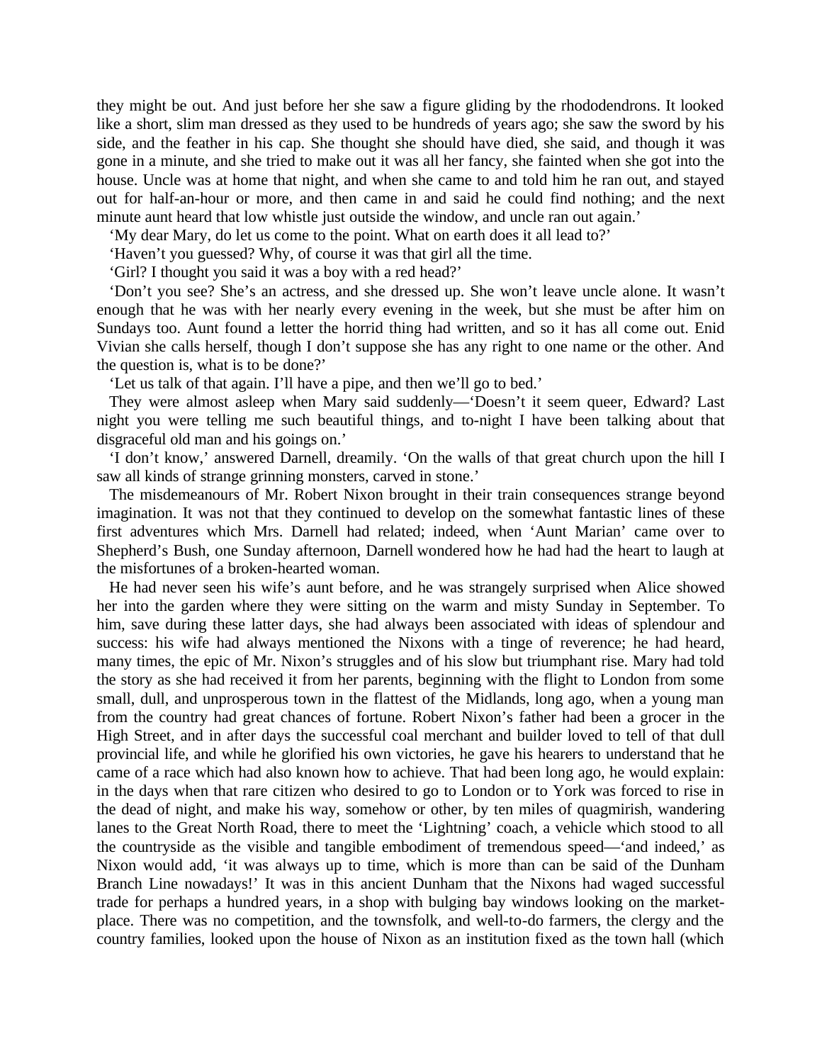they might be out. And just before her she saw a figure gliding by the rhododendrons. It looked like a short, slim man dressed as they used to be hundreds of years ago; she saw the sword by his side, and the feather in his cap. She thought she should have died, she said, and though it was gone in a minute, and she tried to make out it was all her fancy, she fainted when she got into the house. Uncle was at home that night, and when she came to and told him he ran out, and stayed out for half-an-hour or more, and then came in and said he could find nothing; and the next minute aunt heard that low whistle just outside the window, and uncle ran out again.'

'My dear Mary, do let us come to the point. What on earth does it all lead to?'

'Haven't you guessed? Why, of course it was that girl all the time.

'Girl? I thought you said it was a boy with a red head?'

'Don't you see? She's an actress, and she dressed up. She won't leave uncle alone. It wasn't enough that he was with her nearly every evening in the week, but she must be after him on Sundays too. Aunt found a letter the horrid thing had written, and so it has all come out. Enid Vivian she calls herself, though I don't suppose she has any right to one name or the other. And the question is, what is to be done?'

'Let us talk of that again. I'll have a pipe, and then we'll go to bed.'

They were almost asleep when Mary said suddenly—'Doesn't it seem queer, Edward? Last night you were telling me such beautiful things, and to-night I have been talking about that disgraceful old man and his goings on.'

'I don't know,' answered Darnell, dreamily. 'On the walls of that great church upon the hill I saw all kinds of strange grinning monsters, carved in stone.'

The misdemeanours of Mr. Robert Nixon brought in their train consequences strange beyond imagination. It was not that they continued to develop on the somewhat fantastic lines of these first adventures which Mrs. Darnell had related; indeed, when 'Aunt Marian' came over to Shepherd's Bush, one Sunday afternoon, Darnell wondered how he had had the heart to laugh at the misfortunes of a broken-hearted woman.

He had never seen his wife's aunt before, and he was strangely surprised when Alice showed her into the garden where they were sitting on the warm and misty Sunday in September. To him, save during these latter days, she had always been associated with ideas of splendour and success: his wife had always mentioned the Nixons with a tinge of reverence; he had heard, many times, the epic of Mr. Nixon's struggles and of his slow but triumphant rise. Mary had told the story as she had received it from her parents, beginning with the flight to London from some small, dull, and unprosperous town in the flattest of the Midlands, long ago, when a young man from the country had great chances of fortune. Robert Nixon's father had been a grocer in the High Street, and in after days the successful coal merchant and builder loved to tell of that dull provincial life, and while he glorified his own victories, he gave his hearers to understand that he came of a race which had also known how to achieve. That had been long ago, he would explain: in the days when that rare citizen who desired to go to London or to York was forced to rise in the dead of night, and make his way, somehow or other, by ten miles of quagmirish, wandering lanes to the Great North Road, there to meet the 'Lightning' coach, a vehicle which stood to all the countryside as the visible and tangible embodiment of tremendous speed—'and indeed,' as Nixon would add, 'it was always up to time, which is more than can be said of the Dunham Branch Line nowadays!' It was in this ancient Dunham that the Nixons had waged successful trade for perhaps a hundred years, in a shop with bulging bay windows looking on the market-place. There was no competition, and the townsfolk, and well-to-do farmers, the clergy and the country families, looked upon the house of Nixon as an institution fixed as the town hall (which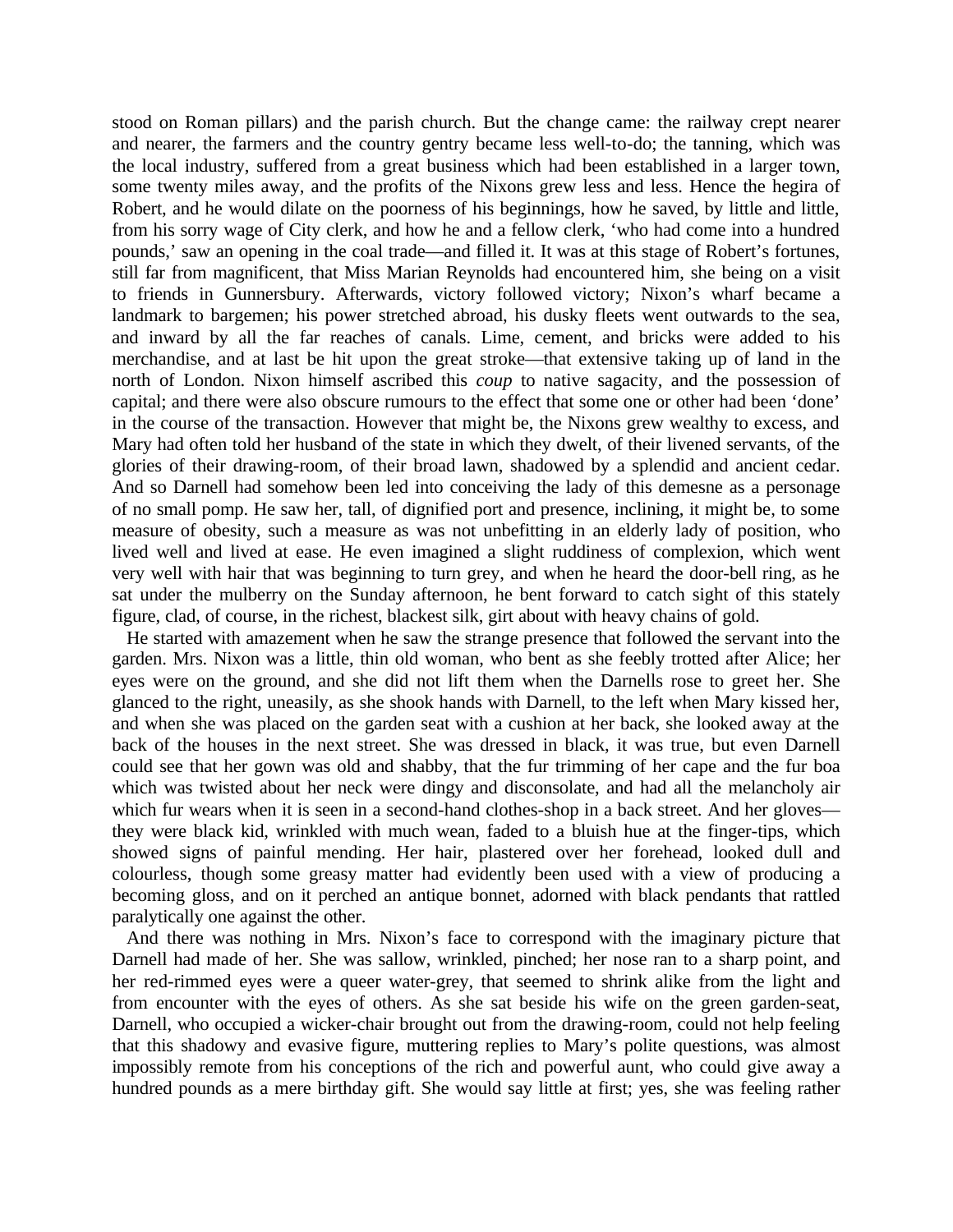stood on Roman pillars) and the parish church. But the change came: the railway crept nearer and nearer, the farmers and the country gentry became less well-to-do; the tanning, which was the local industry, suffered from a great business which had been established in a larger town, some twenty miles away, and the profits of the Nixons grew less and less. Hence the hegira of Robert, and he would dilate on the poorness of his beginnings, how he saved, by little and little, from his sorry wage of City clerk, and how he and a fellow clerk, 'who had come into a hundred pounds,' saw an opening in the coal trade—and filled it. It was at this stage of Robert's fortunes, still far from magnificent, that Miss Marian Reynolds had encountered him, she being on a visit to friends in Gunnersbury. Afterwards, victory followed victory; Nixon's wharf became a landmark to bargemen; his power stretched abroad, his dusky fleets went outwards to the sea, and inward by all the far reaches of canals. Lime, cement, and bricks were added to his merchandise, and at last be hit upon the great stroke—that extensive taking up of land in the north of London. Nixon himself ascribed this *coup* to native sagacity, and the possession of capital; and there were also obscure rumours to the effect that some one or other had been 'done' in the course of the transaction. However that might be, the Nixons grew wealthy to excess, and Mary had often told her husband of the state in which they dwelt, of their livened servants, of the glories of their drawing-room, of their broad lawn, shadowed by a splendid and ancient cedar. And so Darnell had somehow been led into conceiving the lady of this demesne as a personage of no small pomp. He saw her, tall, of dignified port and presence, inclining, it might be, to some measure of obesity, such a measure as was not unbefitting in an elderly lady of position, who lived well and lived at ease. He even imagined a slight ruddiness of complexion, which went very well with hair that was beginning to turn grey, and when he heard the door-bell ring, as he sat under the mulberry on the Sunday afternoon, he bent forward to catch sight of this stately figure, clad, of course, in the richest, blackest silk, girt about with heavy chains of gold.

He started with amazement when he saw the strange presence that followed the servant into the garden. Mrs. Nixon was a little, thin old woman, who bent as she feebly trotted after Alice; her eyes were on the ground, and she did not lift them when the Darnells rose to greet her. She glanced to the right, uneasily, as she shook hands with Darnell, to the left when Mary kissed her, and when she was placed on the garden seat with a cushion at her back, she looked away at the back of the houses in the next street. She was dressed in black, it was true, but even Darnell could see that her gown was old and shabby, that the fur trimming of her cape and the fur boa which was twisted about her neck were dingy and disconsolate, and had all the melancholy air which fur wears when it is seen in a second-hand clothes-shop in a back street. And her gloves—they were black kid, wrinkled with much wean, faded to a bluish hue at the finger-tips, which showed signs of painful mending. Her hair, plastered over her forehead, looked dull and colourless, though some greasy matter had evidently been used with a view of producing a becoming gloss, and on it perched an antique bonnet, adorned with black pendants that rattled paralytically one against the other.

And there was nothing in Mrs. Nixon's face to correspond with the imaginary picture that Darnell had made of her. She was sallow, wrinkled, pinched; her nose ran to a sharp point, and her red-rimmed eyes were a queer water-grey, that seemed to shrink alike from the light and from encounter with the eyes of others. As she sat beside his wife on the green garden-seat, Darnell, who occupied a wicker-chair brought out from the drawing-room, could not help feeling that this shadowy and evasive figure, muttering replies to Mary's polite questions, was almost impossibly remote from his conceptions of the rich and powerful aunt, who could give away a hundred pounds as a mere birthday gift. She would say little at first; yes, she was feeling rather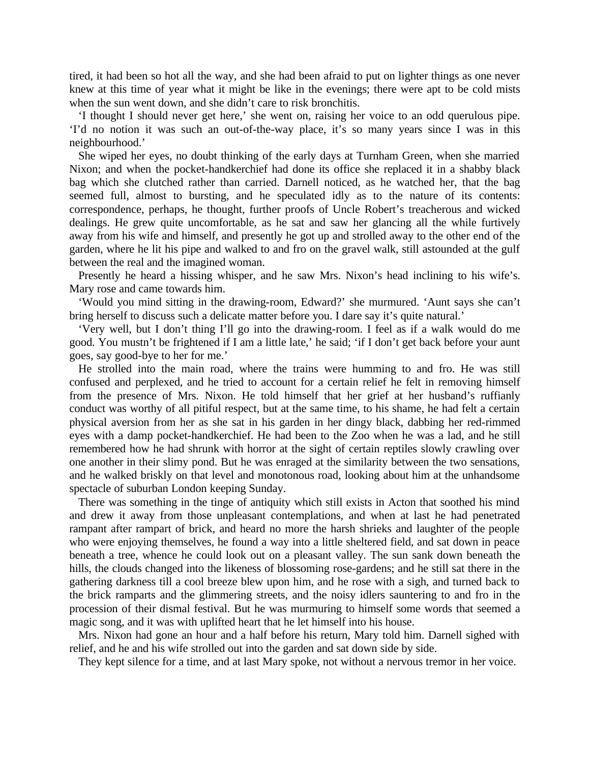tired, it had been so hot all the way, and she had been afraid to put on lighter things as one never knew at this time of year what it might be like in the evenings; there were apt to be cold mists when the sun went down, and she didn't care to risk bronchitis.

'I thought I should never get here,' she went on, raising her voice to an odd querulous pipe. 'I'd no notion it was such an out-of-the-way place, it's so many years since I was in this neighbourhood.'

She wiped her eyes, no doubt thinking of the early days at Turnham Green, when she married Nixon; and when the pocket-handkerchief had done its office she replaced it in a shabby black bag which she clutched rather than carried. Darnell noticed, as he watched her, that the bag seemed full, almost to bursting, and he speculated idly as to the nature of its contents: correspondence, perhaps, he thought, further proofs of Uncle Robert's treacherous and wicked dealings. He grew quite uncomfortable, as he sat and saw her glancing all the while furtively away from his wife and himself, and presently he got up and strolled away to the other end of the garden, where he lit his pipe and walked to and fro on the gravel walk, still astounded at the gulf between the real and the imagined woman.

Presently he heard a hissing whisper, and he saw Mrs. Nixon's head inclining to his wife's. Mary rose and came towards him.

'Would you mind sitting in the drawing-room, Edward?' she murmured. 'Aunt says she can't bring herself to discuss such a delicate matter before you. I dare say it's quite natural.'

'Very well, but I don't thing I'll go into the drawing-room. I feel as if a walk would do me good. You mustn't be frightened if I am a little late,' he said; 'if I don't get back before your aunt goes, say good-bye to her for me.'

He strolled into the main road, where the trains were humming to and fro. He was still confused and perplexed, and he tried to account for a certain relief he felt in removing himself from the presence of Mrs. Nixon. He told himself that her grief at her husband's ruffianly conduct was worthy of all pitiful respect, but at the same time, to his shame, he had felt a certain physical aversion from her as she sat in his garden in her dingy black, dabbing her red-rimmed eyes with a damp pocket-handkerchief. He had been to the Zoo when he was a lad, and he still remembered how he had shrunk with horror at the sight of certain reptiles slowly crawling over one another in their slimy pond. But he was enraged at the similarity between the two sensations, and he walked briskly on that level and monotonous road, looking about him at the unhandsome spectacle of suburban London keeping Sunday.

There was something in the tinge of antiquity which still exists in Acton that soothed his mind and drew it away from those unpleasant contemplations, and when at last he had penetrated rampant after rampart of brick, and heard no more the harsh shrieks and laughter of the people who were enjoying themselves, he found a way into a little sheltered field, and sat down in peace beneath a tree, whence he could look out on a pleasant valley. The sun sank down beneath the hills, the clouds changed into the likeness of blossoming rose-gardens; and he still sat there in the gathering darkness till a cool breeze blew upon him, and he rose with a sigh, and turned back to the brick ramparts and the glimmering streets, and the noisy idlers sauntering to and fro in the procession of their dismal festival. But he was murmuring to himself some words that seemed a magic song, and it was with uplifted heart that he let himself into his house.

Mrs. Nixon had gone an hour and a half before his return, Mary told him. Darnell sighed with relief, and he and his wife strolled out into the garden and sat down side by side.

They kept silence for a time, and at last Mary spoke, not without a nervous tremor in her voice.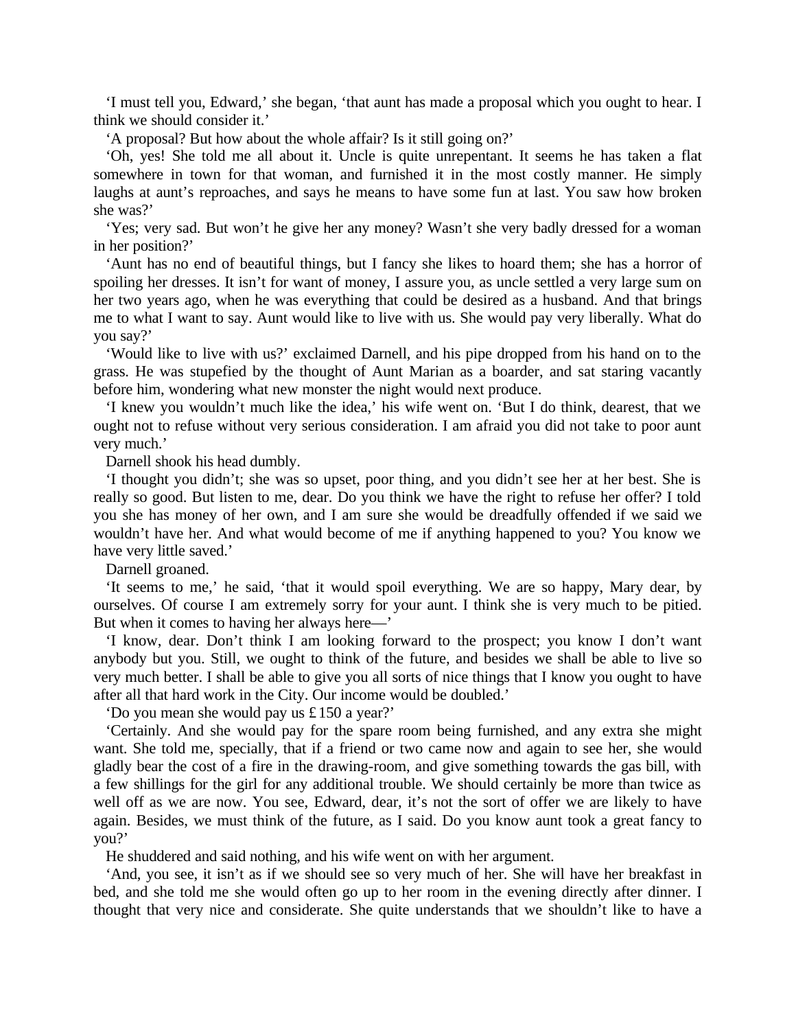'I must tell you, Edward,' she began, 'that aunt has made a proposal which you ought to hear. I think we should consider it.'

'A proposal? But how about the whole affair? Is it still going on?'

'Oh, yes! She told me all about it. Uncle is quite unrepentant. It seems he has taken a flat somewhere in town for that woman, and furnished it in the most costly manner. He simply laughs at aunt's reproaches, and says he means to have some fun at last. You saw how broken she was?'

'Yes; very sad. But won't he give her any money? Wasn't she very badly dressed for a woman in her position?'

'Aunt has no end of beautiful things, but I fancy she likes to hoard them; she has a horror of spoiling her dresses. It isn't for want of money, I assure you, as uncle settled a very large sum on her two years ago, when he was everything that could be desired as a husband. And that brings me to what I want to say. Aunt would like to live with us. She would pay very liberally. What do you say?'

'Would like to live with us?' exclaimed Darnell, and his pipe dropped from his hand on to the grass. He was stupefied by the thought of Aunt Marian as a boarder, and sat staring vacantly before him, wondering what new monster the night would next produce.

'I knew you wouldn't much like the idea,' his wife went on. 'But I do think, dearest, that we ought not to refuse without very serious consideration. I am afraid you did not take to poor aunt very much.'

Darnell shook his head dumbly.

'I thought you didn't; she was so upset, poor thing, and you didn't see her at her best. She is really so good. But listen to me, dear. Do you think we have the right to refuse her offer? I told you she has money of her own, and I am sure she would be dreadfully offended if we said we wouldn't have her. And what would become of me if anything happened to you? You know we have very little saved.'

Darnell groaned.

'It seems to me,' he said, 'that it would spoil everything. We are so happy, Mary dear, by ourselves. Of course I am extremely sorry for your aunt. I think she is very much to be pitied. But when it comes to having her always here—'

'I know, dear. Don't think I am looking forward to the prospect; you know I don't want anybody but you. Still, we ought to think of the future, and besides we shall be able to live so very much better. I shall be able to give you all sorts of nice things that I know you ought to have after all that hard work in the City. Our income would be doubled.'

'Do you mean she would pay us £150 a year?'

'Certainly. And she would pay for the spare room being furnished, and any extra she might want. She told me, specially, that if a friend or two came now and again to see her, she would gladly bear the cost of a fire in the drawing-room, and give something towards the gas bill, with a few shillings for the girl for any additional trouble. We should certainly be more than twice as well off as we are now. You see, Edward, dear, it's not the sort of offer we are likely to have again. Besides, we must think of the future, as I said. Do you know aunt took a great fancy to you?'

He shuddered and said nothing, and his wife went on with her argument.

'And, you see, it isn't as if we should see so very much of her. She will have her breakfast in bed, and she told me she would often go up to her room in the evening directly after dinner. I thought that very nice and considerate. She quite understands that we shouldn't like to have a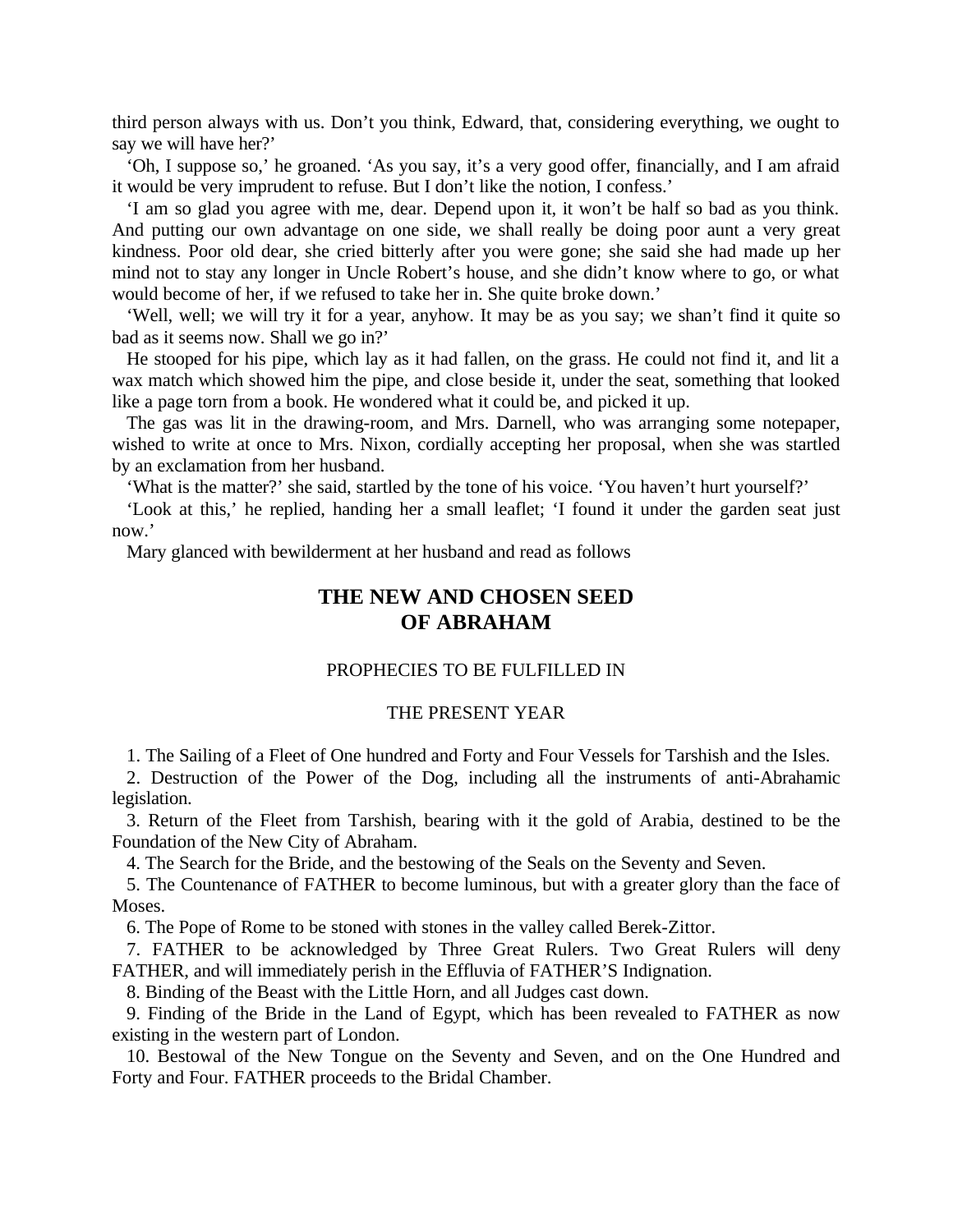third person always with us. Don’t you think, Edward, that, considering everything, we ought to say we will have her?’

‘Oh, I suppose so,’ he groaned. ‘As you say, it’s a very good offer, financially, and I am afraid it would be very imprudent to refuse. But I don’t like the notion, I confess.’

‘I am so glad you agree with me, dear. Depend upon it, it won’t be half so bad as you think. And putting our own advantage on one side, we shall really be doing poor aunt a very great kindness. Poor old dear, she cried bitterly after you were gone; she said she had made up her mind not to stay any longer in Uncle Robert’s house, and she didn’t know where to go, or what would become of her, if we refused to take her in. She quite broke down.’

‘Well, well; we will try it for a year, anyhow. It may be as you say; we shan’t find it quite so bad as it seems now. Shall we go in?’

He stooped for his pipe, which lay as it had fallen, on the grass. He could not find it, and lit a wax match which showed him the pipe, and close beside it, under the seat, something that looked like a page torn from a book. He wondered what it could be, and picked it up.

The gas was lit in the drawing-room, and Mrs. Darnell, who was arranging some notepaper, wished to write at once to Mrs. Nixon, cordially accepting her proposal, when she was startled by an exclamation from her husband.

‘What is the matter?’ she said, startled by the tone of his voice. ‘You haven’t hurt yourself?’

‘Look at this,’ he replied, handing her a small leaflet; ‘I found it under the garden seat just now.’

Mary glanced with bewilderment at her husband and read as follows

## THE NEW AND CHOSEN SEED OF ABRAHAM

PROPHECIES TO BE FULFILLED IN

THE PRESENT YEAR

1. The Sailing of a Fleet of One hundred and Forty and Four Vessels for Tarshish and the Isles.
2. Destruction of the Power of the Dog, including all the instruments of anti-Abrahamic legislation.
3. Return of the Fleet from Tarshish, bearing with it the gold of Arabia, destined to be the Foundation of the New City of Abraham.
4. The Search for the Bride, and the bestowing of the Seals on the Seventy and Seven.
5. The Countenance of FATHER to become luminous, but with a greater glory than the face of Moses.
6. The Pope of Rome to be stoned with stones in the valley called Berek-Zittor.
7. FATHER to be acknowledged by Three Great Rulers. Two Great Rulers will deny FATHER, and will immediately perish in the Effluvia of FATHER’S Indignation.
8. Binding of the Beast with the Little Horn, and all Judges cast down.
9. Finding of the Bride in the Land of Egypt, which has been revealed to FATHER as now existing in the western part of London.
10. Bestowal of the New Tongue on the Seventy and Seven, and on the One Hundred and Forty and Four. FATHER proceeds to the Bridal Chamber.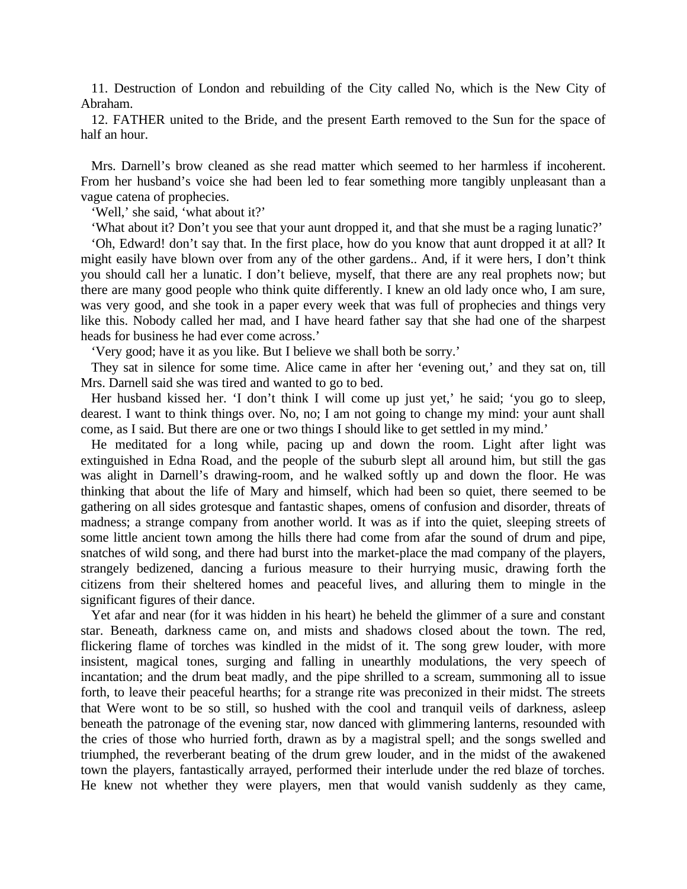11. Destruction of London and rebuilding of the City called No, which is the New City of Abraham.

12. FATHER united to the Bride, and the present Earth removed to the Sun for the space of half an hour.

Mrs. Darnell's brow cleaned as she read matter which seemed to her harmless if incoherent. From her husband's voice she had been led to fear something more tangibly unpleasant than a vague catena of prophecies.

'Well,' she said, 'what about it?'

'What about it? Don't you see that your aunt dropped it, and that she must be a raging lunatic?'

'Oh, Edward! don't say that. In the first place, how do you know that aunt dropped it at all? It might easily have blown over from any of the other gardens.. And, if it were hers, I don't think you should call her a lunatic. I don't believe, myself, that there are any real prophets now; but there are many good people who think quite differently. I knew an old lady once who, I am sure, was very good, and she took in a paper every week that was full of prophecies and things very like this. Nobody called her mad, and I have heard father say that she had one of the sharpest heads for business he had ever come across.'

'Very good; have it as you like. But I believe we shall both be sorry.'

They sat in silence for some time. Alice came in after her 'evening out,' and they sat on, till Mrs. Darnell said she was tired and wanted to go to bed.

Her husband kissed her. 'I don't think I will come up just yet,' he said; 'you go to sleep, dearest. I want to think things over. No, no; I am not going to change my mind: your aunt shall come, as I said. But there are one or two things I should like to get settled in my mind.'

He meditated for a long while, pacing up and down the room. Light after light was extinguished in Edna Road, and the people of the suburb slept all around him, but still the gas was alight in Darnell's drawing-room, and he walked softly up and down the floor. He was thinking that about the life of Mary and himself, which had been so quiet, there seemed to be gathering on all sides grotesque and fantastic shapes, omens of confusion and disorder, threats of madness; a strange company from another world. It was as if into the quiet, sleeping streets of some little ancient town among the hills there had come from afar the sound of drum and pipe, snatches of wild song, and there had burst into the market-place the mad company of the players, strangely bedizened, dancing a furious measure to their hurrying music, drawing forth the citizens from their sheltered homes and peaceful lives, and alluring them to mingle in the significant figures of their dance.

Yet afar and near (for it was hidden in his heart) he beheld the glimmer of a sure and constant star. Beneath, darkness came on, and mists and shadows closed about the town. The red, flickering flame of torches was kindled in the midst of it. The song grew louder, with more insistent, magical tones, surging and falling in unearthly modulations, the very speech of incantation; and the drum beat madly, and the pipe shrilled to a scream, summoning all to issue forth, to leave their peaceful hearths; for a strange rite was preconized in their midst. The streets that Were wont to be so still, so hushed with the cool and tranquil veils of darkness, asleep beneath the patronage of the evening star, now danced with glimmering lanterns, resounded with the cries of those who hurried forth, drawn as by a magistral spell; and the songs swelled and triumphed, the reverberant beating of the drum grew louder, and in the midst of the awakened town the players, fantastically arrayed, performed their interlude under the red blaze of torches. He knew not whether they were players, men that would vanish suddenly as they came,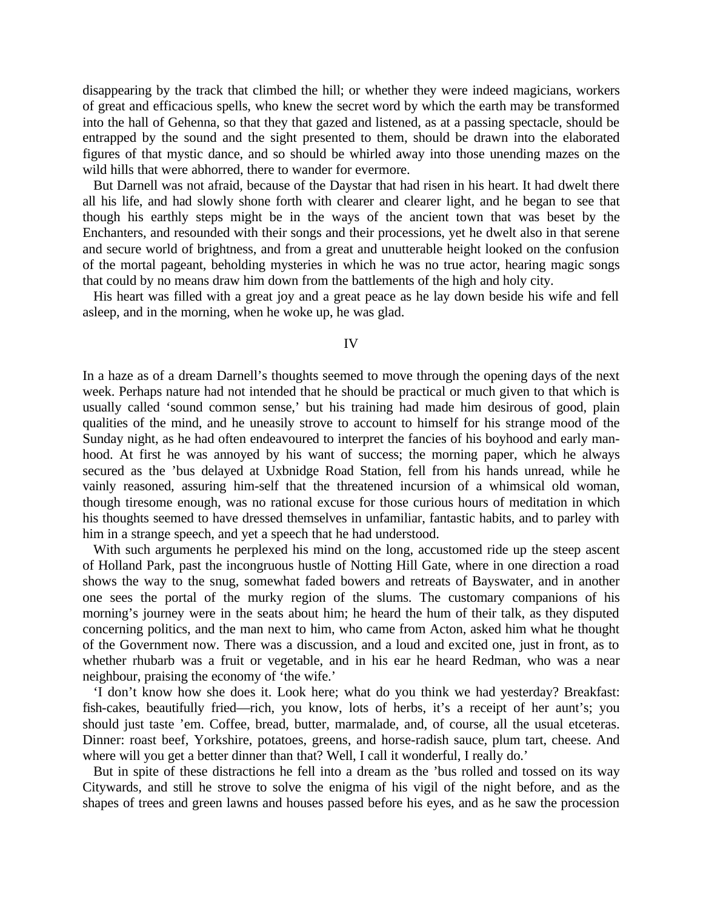disappearing by the track that climbed the hill; or whether they were indeed magicians, workers of great and efficacious spells, who knew the secret word by which the earth may be transformed into the hall of Gehenna, so that they that gazed and listened, as at a passing spectacle, should be entrapped by the sound and the sight presented to them, should be drawn into the elaborated figures of that mystic dance, and so should be whirled away into those unending mazes on the wild hills that were abhorred, there to wander for evermore.

But Darnell was not afraid, because of the Daystar that had risen in his heart. It had dwelt there all his life, and had slowly shone forth with clearer and clearer light, and he began to see that though his earthly steps might be in the ways of the ancient town that was beset by the Enchanters, and resounded with their songs and their processions, yet he dwelt also in that serene and secure world of brightness, and from a great and unutterable height looked on the confusion of the mortal pageant, beholding mysteries in which he was no true actor, hearing magic songs that could by no means draw him down from the battlements of the high and holy city.

His heart was filled with a great joy and a great peace as he lay down beside his wife and fell asleep, and in the morning, when he woke up, he was glad.

## IV

In a haze as of a dream Darnell's thoughts seemed to move through the opening days of the next week. Perhaps nature had not intended that he should be practical or much given to that which is usually called 'sound common sense,' but his training had made him desirous of good, plain qualities of the mind, and he uneasily strove to account to himself for his strange mood of the Sunday night, as he had often endeavoured to interpret the fancies of his boyhood and early man-hood. At first he was annoyed by his want of success; the morning paper, which he always secured as the 'bus delayed at Uxbnidge Road Station, fell from his hands unread, while he vainly reasoned, assuring him-self that the threatened incursion of a whimsical old woman, though tiresome enough, was no rational excuse for those curious hours of meditation in which his thoughts seemed to have dressed themselves in unfamiliar, fantastic habits, and to parley with him in a strange speech, and yet a speech that he had understood.

With such arguments he perplexed his mind on the long, accustomed ride up the steep ascent of Holland Park, past the incongruous hustle of Notting Hill Gate, where in one direction a road shows the way to the snug, somewhat faded bowers and retreats of Bayswater, and in another one sees the portal of the murky region of the slums. The customary companions of his morning's journey were in the seats about him; he heard the hum of their talk, as they disputed concerning politics, and the man next to him, who came from Acton, asked him what he thought of the Government now. There was a discussion, and a loud and excited one, just in front, as to whether rhubarb was a fruit or vegetable, and in his ear he heard Redman, who was a near neighbour, praising the economy of 'the wife.'

'I don't know how she does it. Look here; what do you think we had yesterday? Breakfast: fish-cakes, beautifully fried—rich, you know, lots of herbs, it's a receipt of her aunt's; you should just taste 'em. Coffee, bread, butter, marmalade, and, of course, all the usual etceteras. Dinner: roast beef, Yorkshire, potatoes, greens, and horse-radish sauce, plum tart, cheese. And where will you get a better dinner than that? Well, I call it wonderful, I really do.'

But in spite of these distractions he fell into a dream as the 'bus rolled and tossed on its way Citywards, and still he strove to solve the enigma of his vigil of the night before, and as the shapes of trees and green lawns and houses passed before his eyes, and as he saw the procession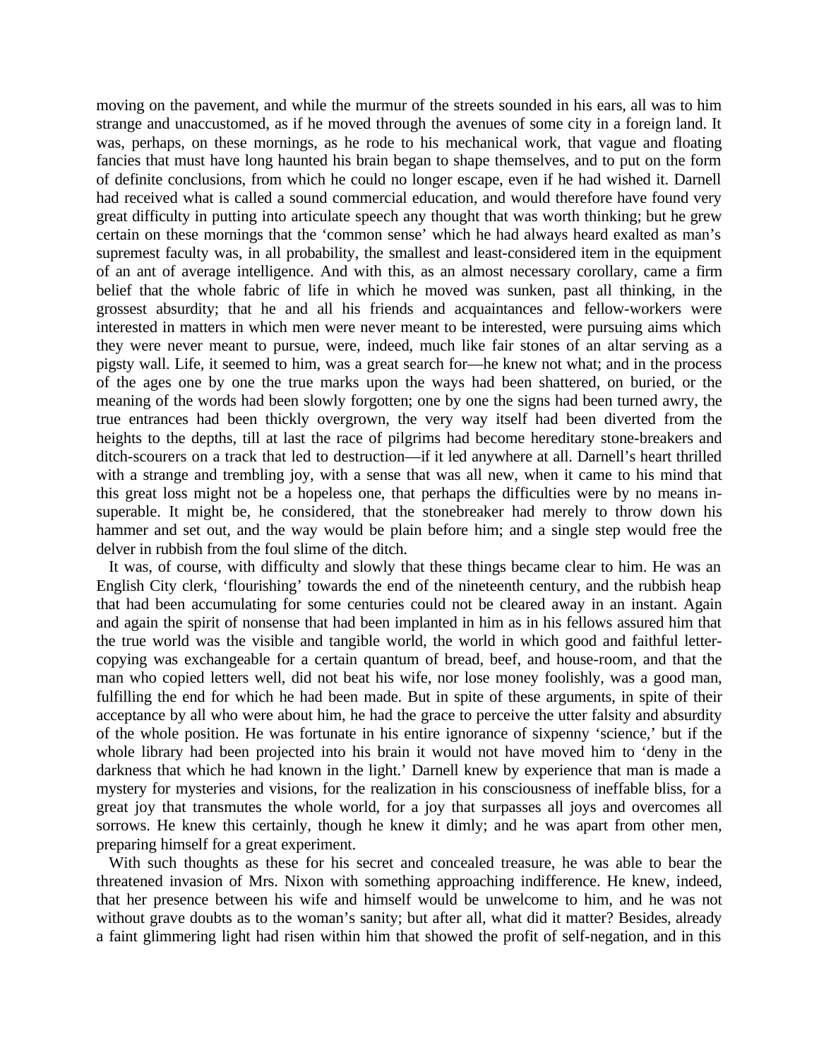moving on the pavement, and while the murmur of the streets sounded in his ears, all was to him strange and unaccustomed, as if he moved through the avenues of some city in a foreign land. It was, perhaps, on these mornings, as he rode to his mechanical work, that vague and floating fancies that must have long haunted his brain began to shape themselves, and to put on the form of definite conclusions, from which he could no longer escape, even if he had wished it. Darnell had received what is called a sound commercial education, and would therefore have found very great difficulty in putting into articulate speech any thought that was worth thinking; but he grew certain on these mornings that the 'common sense' which he had always heard exalted as man's supremest faculty was, in all probability, the smallest and least-considered item in the equipment of an ant of average intelligence. And with this, as an almost necessary corollary, came a firm belief that the whole fabric of life in which he moved was sunken, past all thinking, in the grossest absurdity; that he and all his friends and acquaintances and fellow-workers were interested in matters in which men were never meant to be interested, were pursuing aims which they were never meant to pursue, were, indeed, much like fair stones of an altar serving as a pigsty wall. Life, it seemed to him, was a great search for—he knew not what; and in the process of the ages one by one the true marks upon the ways had been shattered, on buried, or the meaning of the words had been slowly forgotten; one by one the signs had been turned awry, the true entrances had been thickly overgrown, the very way itself had been diverted from the heights to the depths, till at last the race of pilgrims had become hereditary stone-breakers and ditch-scourers on a track that led to destruction—if it led anywhere at all. Darnell's heart thrilled with a strange and trembling joy, with a sense that was all new, when it came to his mind that this great loss might not be a hopeless one, that perhaps the difficulties were by no means insuperable. It might be, he considered, that the stonebreaker had merely to throw down his hammer and set out, and the way would be plain before him; and a single step would free the delver in rubbish from the foul slime of the ditch.

It was, of course, with difficulty and slowly that these things became clear to him. He was an English City clerk, 'flourishing' towards the end of the nineteenth century, and the rubbish heap that had been accumulating for some centuries could not be cleared away in an instant. Again and again the spirit of nonsense that had been implanted in him as in his fellows assured him that the true world was the visible and tangible world, the world in which good and faithful letter-copying was exchangeable for a certain quantum of bread, beef, and house-room, and that the man who copied letters well, did not beat his wife, nor lose money foolishly, was a good man, fulfilling the end for which he had been made. But in spite of these arguments, in spite of their acceptance by all who were about him, he had the grace to perceive the utter falsity and absurdity of the whole position. He was fortunate in his entire ignorance of sixpenny 'science,' but if the whole library had been projected into his brain it would not have moved him to 'deny in the darkness that which he had known in the light.' Darnell knew by experience that man is made a mystery for mysteries and visions, for the realization in his consciousness of ineffable bliss, for a great joy that transmutes the whole world, for a joy that surpasses all joys and overcomes all sorrows. He knew this certainly, though he knew it dimly; and he was apart from other men, preparing himself for a great experiment.

With such thoughts as these for his secret and concealed treasure, he was able to bear the threatened invasion of Mrs. Nixon with something approaching indifference. He knew, indeed, that her presence between his wife and himself would be unwelcome to him, and he was not without grave doubts as to the woman's sanity; but after all, what did it matter? Besides, already a faint glimmering light had risen within him that showed the profit of self-negation, and in this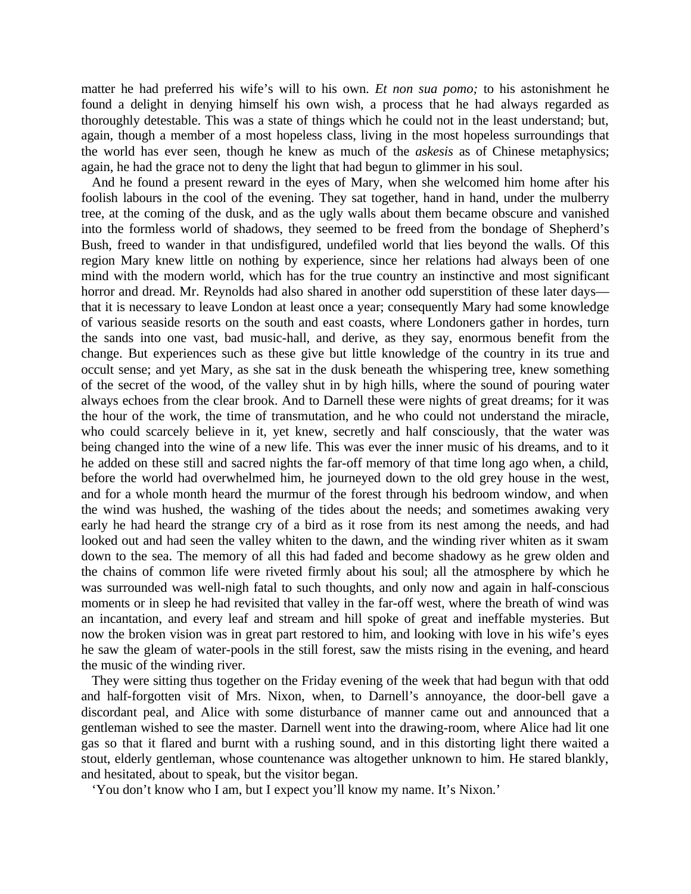matter he had preferred his wife's will to his own. *Et non sua pomo;* to his astonishment he found a delight in denying himself his own wish, a process that he had always regarded as thoroughly detestable. This was a state of things which he could not in the least understand; but, again, though a member of a most hopeless class, living in the most hopeless surroundings that the world has ever seen, though he knew as much of the *askesis* as of Chinese metaphysics; again, he had the grace not to deny the light that had begun to glimmer in his soul.

And he found a present reward in the eyes of Mary, when she welcomed him home after his foolish labours in the cool of the evening. They sat together, hand in hand, under the mulberry tree, at the coming of the dusk, and as the ugly walls about them became obscure and vanished into the formless world of shadows, they seemed to be freed from the bondage of Shepherd's Bush, freed to wander in that undisfigured, undefiled world that lies beyond the walls. Of this region Mary knew little on nothing by experience, since her relations had always been of one mind with the modern world, which has for the true country an instinctive and most significant horror and dread. Mr. Reynolds had also shared in another odd superstition of these later days—that it is necessary to leave London at least once a year; consequently Mary had some knowledge of various seaside resorts on the south and east coasts, where Londoners gather in hordes, turn the sands into one vast, bad music-hall, and derive, as they say, enormous benefit from the change. But experiences such as these give but little knowledge of the country in its true and occult sense; and yet Mary, as she sat in the dusk beneath the whispering tree, knew something of the secret of the wood, of the valley shut in by high hills, where the sound of pouring water always echoes from the clear brook. And to Darnell these were nights of great dreams; for it was the hour of the work, the time of transmutation, and he who could not understand the miracle, who could scarcely believe in it, yet knew, secretly and half consciously, that the water was being changed into the wine of a new life. This was ever the inner music of his dreams, and to it he added on these still and sacred nights the far-off memory of that time long ago when, a child, before the world had overwhelmed him, he journeyed down to the old grey house in the west, and for a whole month heard the murmur of the forest through his bedroom window, and when the wind was hushed, the washing of the tides about the needs; and sometimes awaking very early he had heard the strange cry of a bird as it rose from its nest among the needs, and had looked out and had seen the valley whiten to the dawn, and the winding river whiten as it swam down to the sea. The memory of all this had faded and become shadowy as he grew olden and the chains of common life were riveted firmly about his soul; all the atmosphere by which he was surrounded was well-nigh fatal to such thoughts, and only now and again in half-conscious moments or in sleep he had revisited that valley in the far-off west, where the breath of wind was an incantation, and every leaf and stream and hill spoke of great and ineffable mysteries. But now the broken vision was in great part restored to him, and looking with love in his wife's eyes he saw the gleam of water-pools in the still forest, saw the mists rising in the evening, and heard the music of the winding river.

They were sitting thus together on the Friday evening of the week that had begun with that odd and half-forgotten visit of Mrs. Nixon, when, to Darnell's annoyance, the door-bell gave a discordant peal, and Alice with some disturbance of manner came out and announced that a gentleman wished to see the master. Darnell went into the drawing-room, where Alice had lit one gas so that it flared and burnt with a rushing sound, and in this distorting light there waited a stout, elderly gentleman, whose countenance was altogether unknown to him. He stared blankly, and hesitated, about to speak, but the visitor began.

'You don't know who I am, but I expect you'll know my name. It's Nixon.'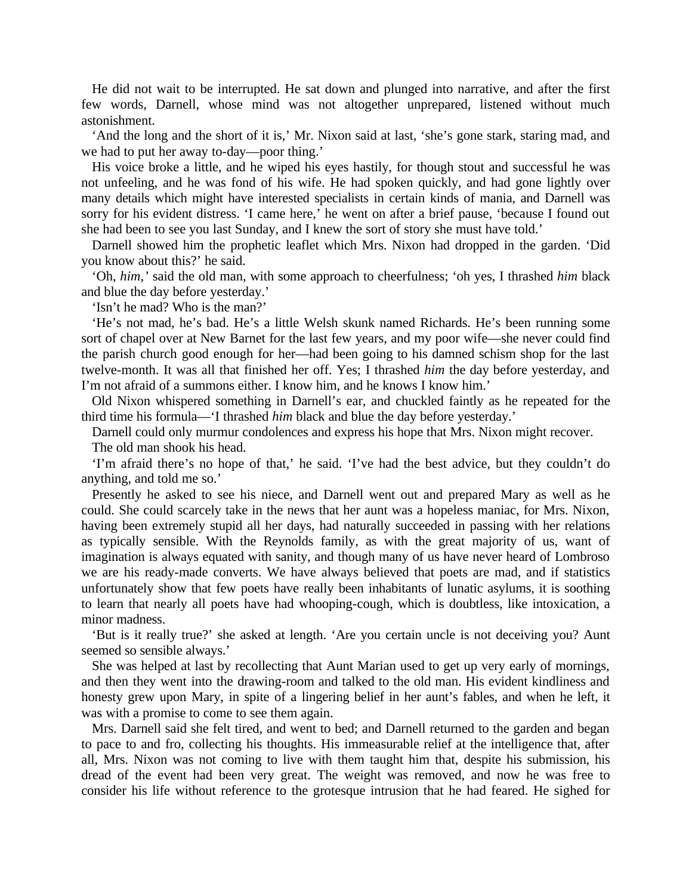He did not wait to be interrupted. He sat down and plunged into narrative, and after the first few words, Darnell, whose mind was not altogether unprepared, listened without much astonishment.

'And the long and the short of it is,' Mr. Nixon said at last, 'she's gone stark, staring mad, and we had to put her away to-day—poor thing.'

His voice broke a little, and he wiped his eyes hastily, for though stout and successful he was not unfeeling, and he was fond of his wife. He had spoken quickly, and had gone lightly over many details which might have interested specialists in certain kinds of mania, and Darnell was sorry for his evident distress. 'I came here,' he went on after a brief pause, 'because I found out she had been to see you last Sunday, and I knew the sort of story she must have told.'

Darnell showed him the prophetic leaflet which Mrs. Nixon had dropped in the garden. 'Did you know about this?' he said.

'Oh, *him*,' said the old man, with some approach to cheerfulness; 'oh yes, I thrashed *him* black and blue the day before yesterday.'

'Isn't he mad? Who is the man?'

'He's not mad, he's bad. He's a little Welsh skunk named Richards. He's been running some sort of chapel over at New Barnet for the last few years, and my poor wife—she never could find the parish church good enough for her—had been going to his damned schism shop for the last twelve-month. It was all that finished her off. Yes; I thrashed *him* the day before yesterday, and I'm not afraid of a summons either. I know him, and he knows I know him.'

Old Nixon whispered something in Darnell's ear, and chuckled faintly as he repeated for the third time his formula—'I thrashed *him* black and blue the day before yesterday.'

Darnell could only murmur condolences and express his hope that Mrs. Nixon might recover.

The old man shook his head.

'I'm afraid there's no hope of that,' he said. 'I've had the best advice, but they couldn't do anything, and told me so.'

Presently he asked to see his niece, and Darnell went out and prepared Mary as well as he could. She could scarcely take in the news that her aunt was a hopeless maniac, for Mrs. Nixon, having been extremely stupid all her days, had naturally succeeded in passing with her relations as typically sensible. With the Reynolds family, as with the great majority of us, want of imagination is always equated with sanity, and though many of us have never heard of Lombroso we are his ready-made converts. We have always believed that poets are mad, and if statistics unfortunately show that few poets have really been inhabitants of lunatic asylums, it is soothing to learn that nearly all poets have had whooping-cough, which is doubtless, like intoxication, a minor madness.

'But is it really true?' she asked at length. 'Are you certain uncle is not deceiving you? Aunt seemed so sensible always.'

She was helped at last by recollecting that Aunt Marian used to get up very early of mornings, and then they went into the drawing-room and talked to the old man. His evident kindliness and honesty grew upon Mary, in spite of a lingering belief in her aunt's fables, and when he left, it was with a promise to come to see them again.

Mrs. Darnell said she felt tired, and went to bed; and Darnell returned to the garden and began to pace to and fro, collecting his thoughts. His immeasurable relief at the intelligence that, after all, Mrs. Nixon was not coming to live with them taught him that, despite his submission, his dread of the event had been very great. The weight was removed, and now he was free to consider his life without reference to the grotesque intrusion that he had feared. He sighed for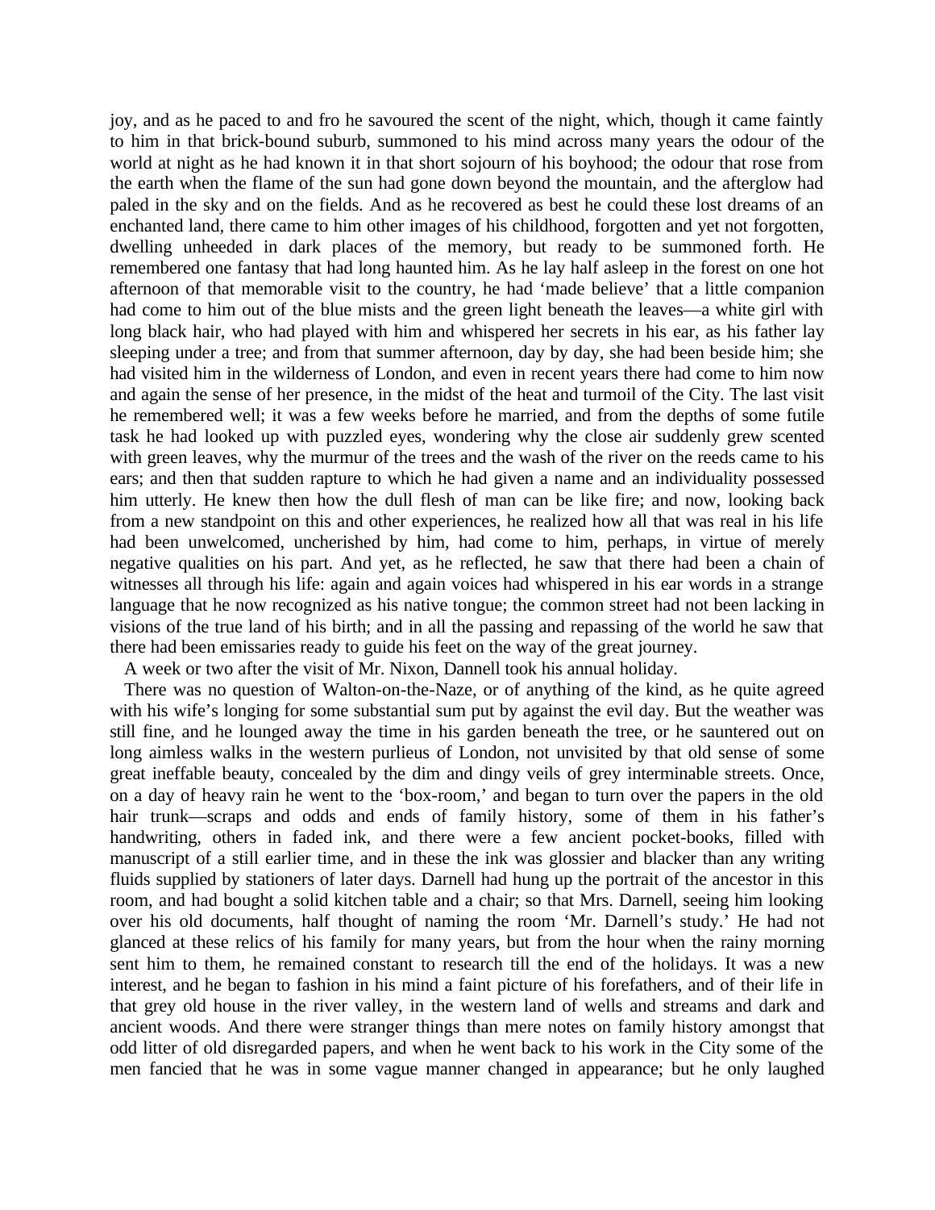joy, and as he paced to and fro he savoured the scent of the night, which, though it came faintly to him in that brick-bound suburb, summoned to his mind across many years the odour of the world at night as he had known it in that short sojourn of his boyhood; the odour that rose from the earth when the flame of the sun had gone down beyond the mountain, and the afterglow had paled in the sky and on the fields. And as he recovered as best he could these lost dreams of an enchanted land, there came to him other images of his childhood, forgotten and yet not forgotten, dwelling unheeded in dark places of the memory, but ready to be summoned forth. He remembered one fantasy that had long haunted him. As he lay half asleep in the forest on one hot afternoon of that memorable visit to the country, he had 'made believe' that a little companion had come to him out of the blue mists and the green light beneath the leaves—a white girl with long black hair, who had played with him and whispered her secrets in his ear, as his father lay sleeping under a tree; and from that summer afternoon, day by day, she had been beside him; she had visited him in the wilderness of London, and even in recent years there had come to him now and again the sense of her presence, in the midst of the heat and turmoil of the City. The last visit he remembered well; it was a few weeks before he married, and from the depths of some futile task he had looked up with puzzled eyes, wondering why the close air suddenly grew scented with green leaves, why the murmur of the trees and the wash of the river on the reeds came to his ears; and then that sudden rapture to which he had given a name and an individuality possessed him utterly. He knew then how the dull flesh of man can be like fire; and now, looking back from a new standpoint on this and other experiences, he realized how all that was real in his life had been unwelcomed, uncherished by him, had come to him, perhaps, in virtue of merely negative qualities on his part. And yet, as he reflected, he saw that there had been a chain of witnesses all through his life: again and again voices had whispered in his ear words in a strange language that he now recognized as his native tongue; the common street had not been lacking in visions of the true land of his birth; and in all the passing and repassing of the world he saw that there had been emissaries ready to guide his feet on the way of the great journey.

A week or two after the visit of Mr. Nixon, Dannell took his annual holiday.

There was no question of Walton-on-the-Naze, or of anything of the kind, as he quite agreed with his wife's longing for some substantial sum put by against the evil day. But the weather was still fine, and he lounged away the time in his garden beneath the tree, or he sauntered out on long aimless walks in the western purlieus of London, not unvisited by that old sense of some great ineffable beauty, concealed by the dim and dingy veils of grey interminable streets. Once, on a day of heavy rain he went to the 'box-room,' and began to turn over the papers in the old hair trunk—scraps and odds and ends of family history, some of them in his father's handwriting, others in faded ink, and there were a few ancient pocket-books, filled with manuscript of a still earlier time, and in these the ink was glossier and blacker than any writing fluids supplied by stationers of later days. Darnell had hung up the portrait of the ancestor in this room, and had bought a solid kitchen table and a chair; so that Mrs. Darnell, seeing him looking over his old documents, half thought of naming the room 'Mr. Darnell's study.' He had not glanced at these relics of his family for many years, but from the hour when the rainy morning sent him to them, he remained constant to research till the end of the holidays. It was a new interest, and he began to fashion in his mind a faint picture of his forefathers, and of their life in that grey old house in the river valley, in the western land of wells and streams and dark and ancient woods. And there were stranger things than mere notes on family history amongst that odd litter of old disregarded papers, and when he went back to his work in the City some of the men fancied that he was in some vague manner changed in appearance; but he only laughed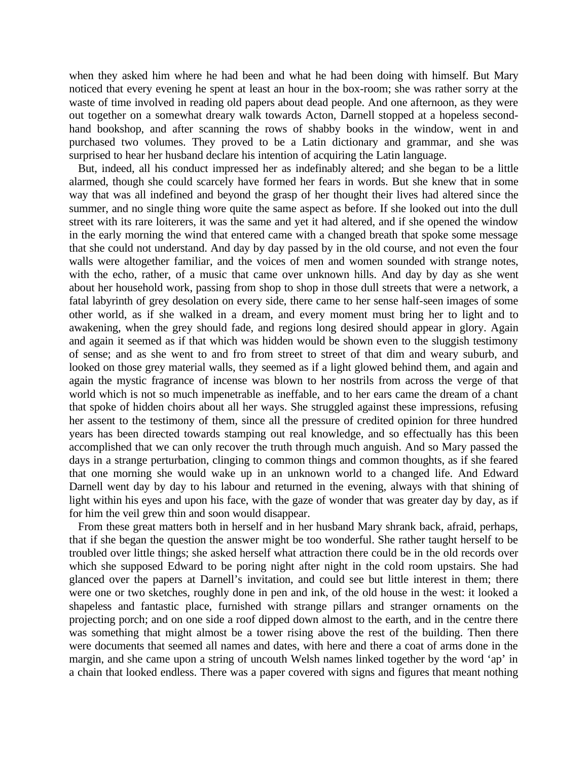when they asked him where he had been and what he had been doing with himself. But Mary noticed that every evening he spent at least an hour in the box-room; she was rather sorry at the waste of time involved in reading old papers about dead people. And one afternoon, as they were out together on a somewhat dreary walk towards Acton, Darnell stopped at a hopeless second-hand bookshop, and after scanning the rows of shabby books in the window, went in and purchased two volumes. They proved to be a Latin dictionary and grammar, and she was surprised to hear her husband declare his intention of acquiring the Latin language.

But, indeed, all his conduct impressed her as indefinably altered; and she began to be a little alarmed, though she could scarcely have formed her fears in words. But she knew that in some way that was all indefined and beyond the grasp of her thought their lives had altered since the summer, and no single thing wore quite the same aspect as before. If she looked out into the dull street with its rare loiterers, it was the same and yet it had altered, and if she opened the window in the early morning the wind that entered came with a changed breath that spoke some message that she could not understand. And day by day passed by in the old course, and not even the four walls were altogether familiar, and the voices of men and women sounded with strange notes, with the echo, rather, of a music that came over unknown hills. And day by day as she went about her household work, passing from shop to shop in those dull streets that were a network, a fatal labyrinth of grey desolation on every side, there came to her sense half-seen images of some other world, as if she walked in a dream, and every moment must bring her to light and to awakening, when the grey should fade, and regions long desired should appear in glory. Again and again it seemed as if that which was hidden would be shown even to the sluggish testimony of sense; and as she went to and fro from street to street of that dim and weary suburb, and looked on those grey material walls, they seemed as if a light glowed behind them, and again and again the mystic fragrance of incense was blown to her nostrils from across the verge of that world which is not so much impenetrable as ineffable, and to her ears came the dream of a chant that spoke of hidden choirs about all her ways. She struggled against these impressions, refusing her assent to the testimony of them, since all the pressure of credited opinion for three hundred years has been directed towards stamping out real knowledge, and so effectually has this been accomplished that we can only recover the truth through much anguish. And so Mary passed the days in a strange perturbation, clinging to common things and common thoughts, as if she feared that one morning she would wake up in an unknown world to a changed life. And Edward Darnell went day by day to his labour and returned in the evening, always with that shining of light within his eyes and upon his face, with the gaze of wonder that was greater day by day, as if for him the veil grew thin and soon would disappear.

From these great matters both in herself and in her husband Mary shrank back, afraid, perhaps, that if she began the question the answer might be too wonderful. She rather taught herself to be troubled over little things; she asked herself what attraction there could be in the old records over which she supposed Edward to be poring night after night in the cold room upstairs. She had glanced over the papers at Darnell's invitation, and could see but little interest in them; there were one or two sketches, roughly done in pen and ink, of the old house in the west: it looked a shapeless and fantastic place, furnished with strange pillars and stranger ornaments on the projecting porch; and on one side a roof dipped down almost to the earth, and in the centre there was something that might almost be a tower rising above the rest of the building. Then there were documents that seemed all names and dates, with here and there a coat of arms done in the margin, and she came upon a string of uncouth Welsh names linked together by the word 'ap' in a chain that looked endless. There was a paper covered with signs and figures that meant nothing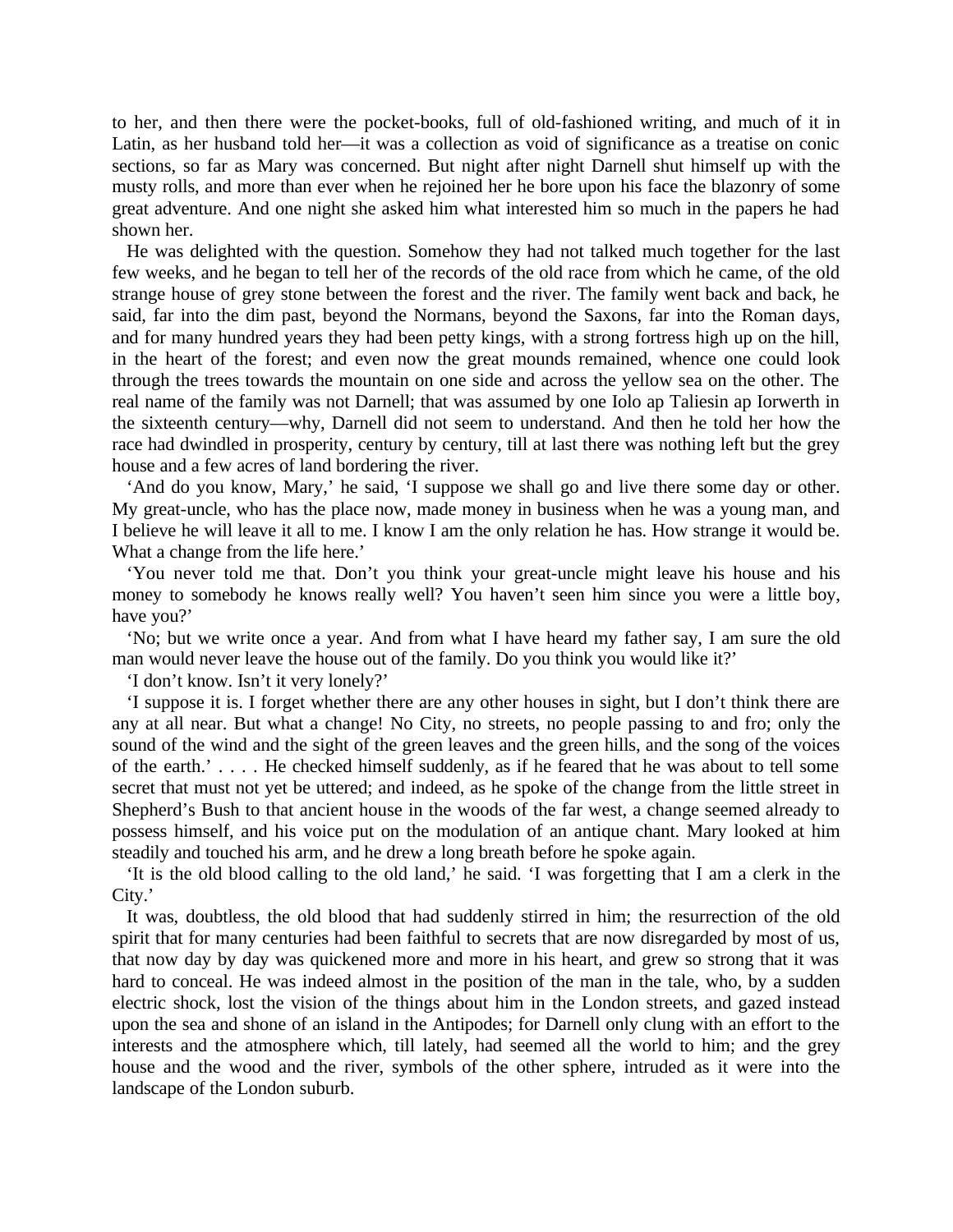to her, and then there were the pocket-books, full of old-fashioned writing, and much of it in Latin, as her husband told her—it was a collection as void of significance as a treatise on conic sections, so far as Mary was concerned. But night after night Darnell shut himself up with the musty rolls, and more than ever when he rejoined her he bore upon his face the blazonry of some great adventure. And one night she asked him what interested him so much in the papers he had shown her.

He was delighted with the question. Somehow they had not talked much together for the last few weeks, and he began to tell her of the records of the old race from which he came, of the old strange house of grey stone between the forest and the river. The family went back and back, he said, far into the dim past, beyond the Normans, beyond the Saxons, far into the Roman days, and for many hundred years they had been petty kings, with a strong fortress high up on the hill, in the heart of the forest; and even now the great mounds remained, whence one could look through the trees towards the mountain on one side and across the yellow sea on the other. The real name of the family was not Darnell; that was assumed by one Iolo ap Taliesin ap Iorwerth in the sixteenth century—why, Darnell did not seem to understand. And then he told her how the race had dwindled in prosperity, century by century, till at last there was nothing left but the grey house and a few acres of land bordering the river.

'And do you know, Mary,' he said, 'I suppose we shall go and live there some day or other. My great-uncle, who has the place now, made money in business when he was a young man, and I believe he will leave it all to me. I know I am the only relation he has. How strange it would be. What a change from the life here.'

'You never told me that. Don't you think your great-uncle might leave his house and his money to somebody he knows really well? You haven't seen him since you were a little boy, have you?'

'No; but we write once a year. And from what I have heard my father say, I am sure the old man would never leave the house out of the family. Do you think you would like it?'

'I don't know. Isn't it very lonely?'

'I suppose it is. I forget whether there are any other houses in sight, but I don't think there are any at all near. But what a change! No City, no streets, no people passing to and fro; only the sound of the wind and the sight of the green leaves and the green hills, and the song of the voices of the earth.' . . . . He checked himself suddenly, as if he feared that he was about to tell some secret that must not yet be uttered; and indeed, as he spoke of the change from the little street in Shepherd's Bush to that ancient house in the woods of the far west, a change seemed already to possess himself, and his voice put on the modulation of an antique chant. Mary looked at him steadily and touched his arm, and he drew a long breath before he spoke again.

'It is the old blood calling to the old land,' he said. 'I was forgetting that I am a clerk in the City.'

It was, doubtless, the old blood that had suddenly stirred in him; the resurrection of the old spirit that for many centuries had been faithful to secrets that are now disregarded by most of us, that now day by day was quickened more and more in his heart, and grew so strong that it was hard to conceal. He was indeed almost in the position of the man in the tale, who, by a sudden electric shock, lost the vision of the things about him in the London streets, and gazed instead upon the sea and shone of an island in the Antipodes; for Darnell only clung with an effort to the interests and the atmosphere which, till lately, had seemed all the world to him; and the grey house and the wood and the river, symbols of the other sphere, intruded as it were into the landscape of the London suburb.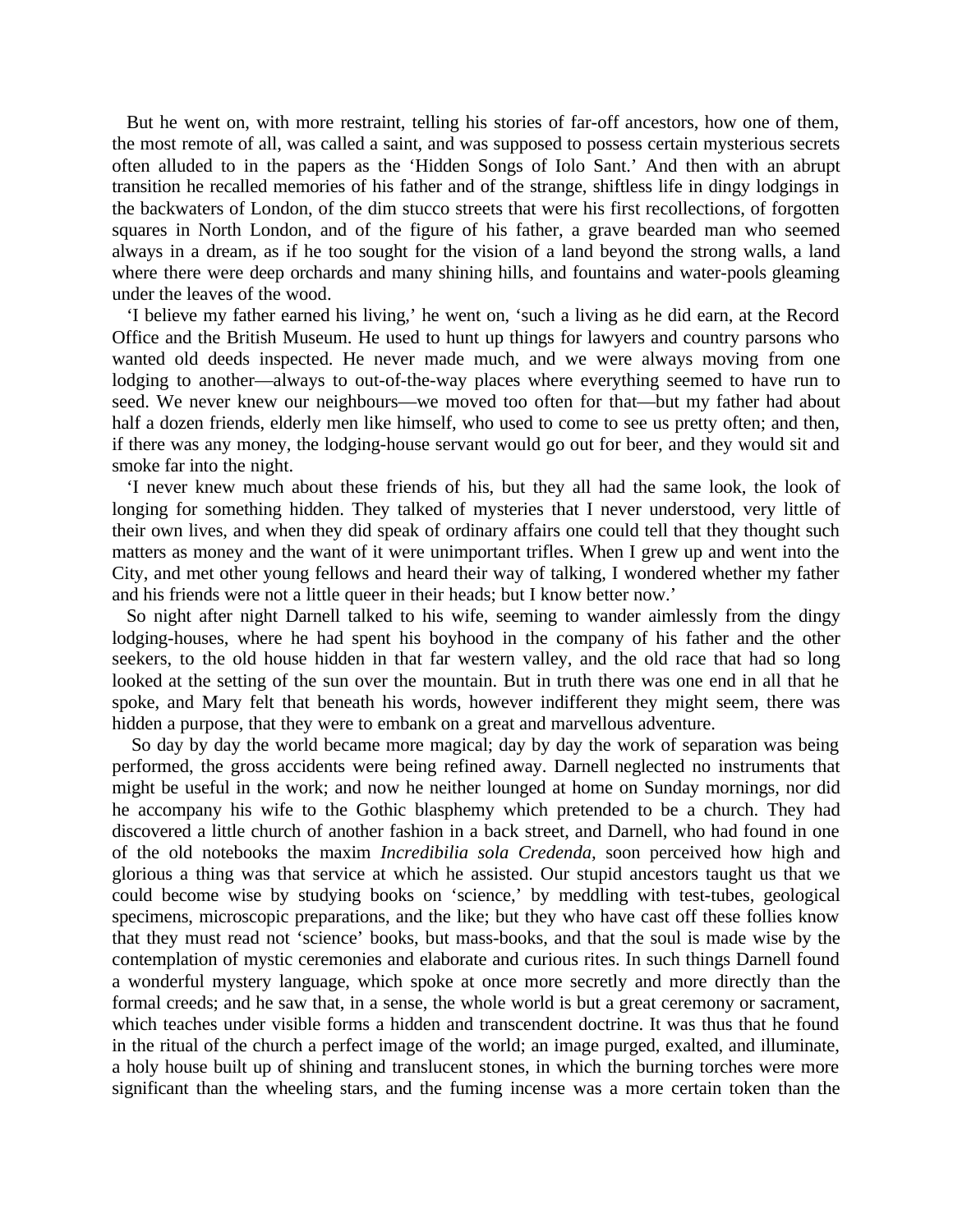But he went on, with more restraint, telling his stories of far-off ancestors, how one of them, the most remote of all, was called a saint, and was supposed to possess certain mysterious secrets often alluded to in the papers as the 'Hidden Songs of Iolo Sant.' And then with an abrupt transition he recalled memories of his father and of the strange, shiftless life in dingy lodgings in the backwaters of London, of the dim stucco streets that were his first recollections, of forgotten squares in North London, and of the figure of his father, a grave bearded man who seemed always in a dream, as if he too sought for the vision of a land beyond the strong walls, a land where there were deep orchards and many shining hills, and fountains and water-pools gleaming under the leaves of the wood.

'I believe my father earned his living,' he went on, 'such a living as he did earn, at the Record Office and the British Museum. He used to hunt up things for lawyers and country parsons who wanted old deeds inspected. He never made much, and we were always moving from one lodging to another—always to out-of-the-way places where everything seemed to have run to seed. We never knew our neighbours—we moved too often for that—but my father had about half a dozen friends, elderly men like himself, who used to come to see us pretty often; and then, if there was any money, the lodging-house servant would go out for beer, and they would sit and smoke far into the night.

'I never knew much about these friends of his, but they all had the same look, the look of longing for something hidden. They talked of mysteries that I never understood, very little of their own lives, and when they did speak of ordinary affairs one could tell that they thought such matters as money and the want of it were unimportant trifles. When I grew up and went into the City, and met other young fellows and heard their way of talking, I wondered whether my father and his friends were not a little queer in their heads; but I know better now.'

So night after night Darnell talked to his wife, seeming to wander aimlessly from the dingy lodging-houses, where he had spent his boyhood in the company of his father and the other seekers, to the old house hidden in that far western valley, and the old race that had so long looked at the setting of the sun over the mountain. But in truth there was one end in all that he spoke, and Mary felt that beneath his words, however indifferent they might seem, there was hidden a purpose, that they were to embank on a great and marvellous adventure.

So day by day the world became more magical; day by day the work of separation was being performed, the gross accidents were being refined away. Darnell neglected no instruments that might be useful in the work; and now he neither lounged at home on Sunday mornings, nor did he accompany his wife to the Gothic blasphemy which pretended to be a church. They had discovered a little church of another fashion in a back street, and Darnell, who had found in one of the old notebooks the maxim *Incredibilia sola Credenda,* soon perceived how high and glorious a thing was that service at which he assisted. Our stupid ancestors taught us that we could become wise by studying books on 'science,' by meddling with test-tubes, geological specimens, microscopic preparations, and the like; but they who have cast off these follies know that they must read not 'science' books, but mass-books, and that the soul is made wise by the contemplation of mystic ceremonies and elaborate and curious rites. In such things Darnell found a wonderful mystery language, which spoke at once more secretly and more directly than the formal creeds; and he saw that, in a sense, the whole world is but a great ceremony or sacrament, which teaches under visible forms a hidden and transcendent doctrine. It was thus that he found in the ritual of the church a perfect image of the world; an image purged, exalted, and illuminate, a holy house built up of shining and translucent stones, in which the burning torches were more significant than the wheeling stars, and the fuming incense was a more certain token than the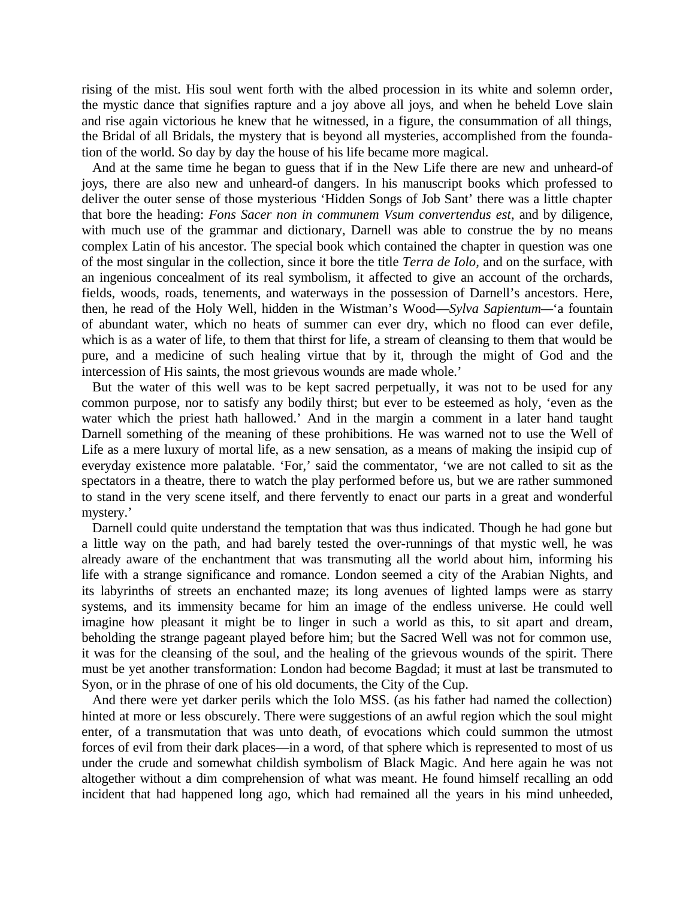rising of the mist. His soul went forth with the albed procession in its white and solemn order, the mystic dance that signifies rapture and a joy above all joys, and when he beheld Love slain and rise again victorious he knew that he witnessed, in a figure, the consummation of all things, the Bridal of all Bridals, the mystery that is beyond all mysteries, accomplished from the foundation of the world. So day by day the house of his life became more magical.

And at the same time he began to guess that if in the New Life there are new and unheard-of joys, there are also new and unheard-of dangers. In his manuscript books which professed to deliver the outer sense of those mysterious 'Hidden Songs of Job Sant' there was a little chapter that bore the heading: *Fons Sacer non in communem Vsum convertendus est,* and by diligence, with much use of the grammar and dictionary, Darnell was able to construe the by no means complex Latin of his ancestor. The special book which contained the chapter in question was one of the most singular in the collection, since it bore the title *Terra de Iolo,* and on the surface, with an ingenious concealment of its real symbolism, it affected to give an account of the orchards, fields, woods, roads, tenements, and waterways in the possession of Darnell's ancestors. Here, then, he read of the Holy Well, hidden in the Wistman's Wood—*Sylva Sapientum*—'a fountain of abundant water, which no heats of summer can ever dry, which no flood can ever defile, which is as a water of life, to them that thirst for life, a stream of cleansing to them that would be pure, and a medicine of such healing virtue that by it, through the might of God and the intercession of His saints, the most grievous wounds are made whole.'

But the water of this well was to be kept sacred perpetually, it was not to be used for any common purpose, nor to satisfy any bodily thirst; but ever to be esteemed as holy, 'even as the water which the priest hath hallowed.' And in the margin a comment in a later hand taught Darnell something of the meaning of these prohibitions. He was warned not to use the Well of Life as a mere luxury of mortal life, as a new sensation, as a means of making the insipid cup of everyday existence more palatable. 'For,' said the commentator, 'we are not called to sit as the spectators in a theatre, there to watch the play performed before us, but we are rather summoned to stand in the very scene itself, and there fervently to enact our parts in a great and wonderful mystery.'

Darnell could quite understand the temptation that was thus indicated. Though he had gone but a little way on the path, and had barely tested the over-runnings of that mystic well, he was already aware of the enchantment that was transmuting all the world about him, informing his life with a strange significance and romance. London seemed a city of the Arabian Nights, and its labyrinths of streets an enchanted maze; its long avenues of lighted lamps were as starry systems, and its immensity became for him an image of the endless universe. He could well imagine how pleasant it might be to linger in such a world as this, to sit apart and dream, beholding the strange pageant played before him; but the Sacred Well was not for common use, it was for the cleansing of the soul, and the healing of the grievous wounds of the spirit. There must be yet another transformation: London had become Bagdad; it must at last be transmuted to Syon, or in the phrase of one of his old documents, the City of the Cup.

And there were yet darker perils which the Iolo MSS. (as his father had named the collection) hinted at more or less obscurely. There were suggestions of an awful region which the soul might enter, of a transmutation that was unto death, of evocations which could summon the utmost forces of evil from their dark places—in a word, of that sphere which is represented to most of us under the crude and somewhat childish symbolism of Black Magic. And here again he was not altogether without a dim comprehension of what was meant. He found himself recalling an odd incident that had happened long ago, which had remained all the years in his mind unheeded,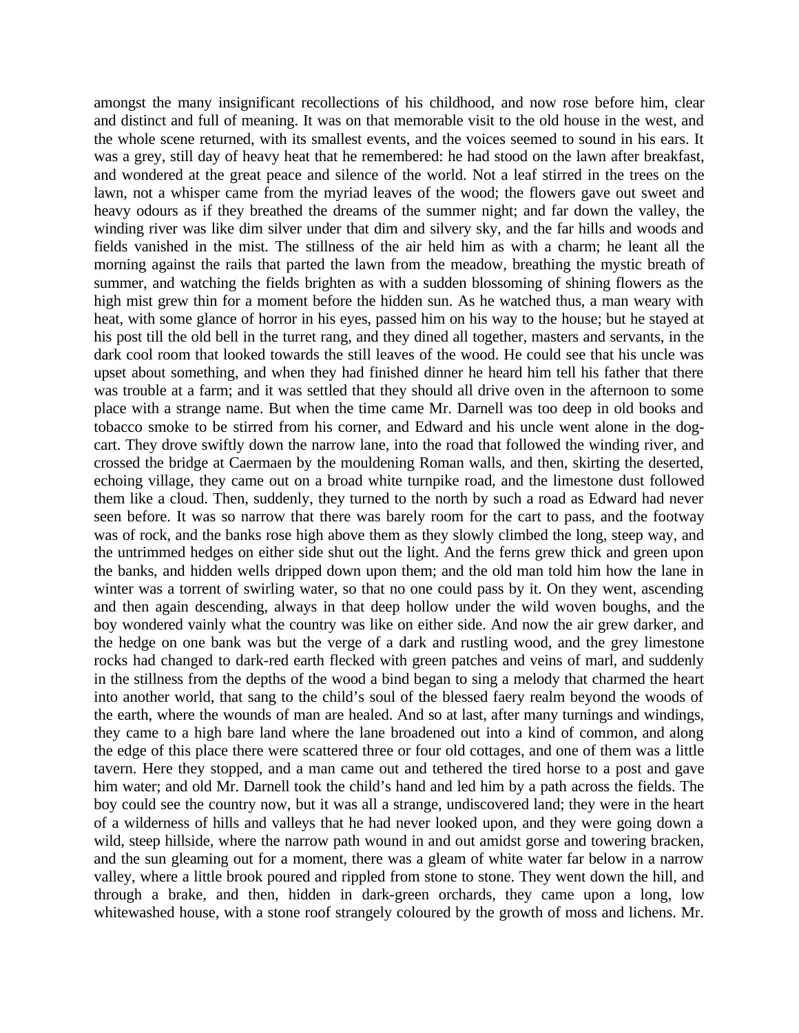amongst the many insignificant recollections of his childhood, and now rose before him, clear and distinct and full of meaning. It was on that memorable visit to the old house in the west, and the whole scene returned, with its smallest events, and the voices seemed to sound in his ears. It was a grey, still day of heavy heat that he remembered: he had stood on the lawn after breakfast, and wondered at the great peace and silence of the world. Not a leaf stirred in the trees on the lawn, not a whisper came from the myriad leaves of the wood; the flowers gave out sweet and heavy odours as if they breathed the dreams of the summer night; and far down the valley, the winding river was like dim silver under that dim and silvery sky, and the far hills and woods and fields vanished in the mist. The stillness of the air held him as with a charm; he leant all the morning against the rails that parted the lawn from the meadow, breathing the mystic breath of summer, and watching the fields brighten as with a sudden blossoming of shining flowers as the high mist grew thin for a moment before the hidden sun. As he watched thus, a man weary with heat, with some glance of horror in his eyes, passed him on his way to the house; but he stayed at his post till the old bell in the turret rang, and they dined all together, masters and servants, in the dark cool room that looked towards the still leaves of the wood. He could see that his uncle was upset about something, and when they had finished dinner he heard him tell his father that there was trouble at a farm; and it was settled that they should all drive oven in the afternoon to some place with a strange name. But when the time came Mr. Darnell was too deep in old books and tobacco smoke to be stirred from his corner, and Edward and his uncle went alone in the dog-cart. They drove swiftly down the narrow lane, into the road that followed the winding river, and crossed the bridge at Caermaen by the mouldening Roman walls, and then, skirting the deserted, echoing village, they came out on a broad white turnpike road, and the limestone dust followed them like a cloud. Then, suddenly, they turned to the north by such a road as Edward had never seen before. It was so narrow that there was barely room for the cart to pass, and the footway was of rock, and the banks rose high above them as they slowly climbed the long, steep way, and the untrimmed hedges on either side shut out the light. And the ferns grew thick and green upon the banks, and hidden wells dripped down upon them; and the old man told him how the lane in winter was a torrent of swirling water, so that no one could pass by it. On they went, ascending and then again descending, always in that deep hollow under the wild woven boughs, and the boy wondered vainly what the country was like on either side. And now the air grew darker, and the hedge on one bank was but the verge of a dark and rustling wood, and the grey limestone rocks had changed to dark-red earth flecked with green patches and veins of marl, and suddenly in the stillness from the depths of the wood a bind began to sing a melody that charmed the heart into another world, that sang to the child's soul of the blessed faery realm beyond the woods of the earth, where the wounds of man are healed. And so at last, after many turnings and windings, they came to a high bare land where the lane broadened out into a kind of common, and along the edge of this place there were scattered three or four old cottages, and one of them was a little tavern. Here they stopped, and a man came out and tethered the tired horse to a post and gave him water; and old Mr. Darnell took the child's hand and led him by a path across the fields. The boy could see the country now, but it was all a strange, undiscovered land; they were in the heart of a wilderness of hills and valleys that he had never looked upon, and they were going down a wild, steep hillside, where the narrow path wound in and out amidst gorse and towering bracken, and the sun gleaming out for a moment, there was a gleam of white water far below in a narrow valley, where a little brook poured and rippled from stone to stone. They went down the hill, and through a brake, and then, hidden in dark-green orchards, they came upon a long, low whitewashed house, with a stone roof strangely coloured by the growth of moss and lichens. Mr.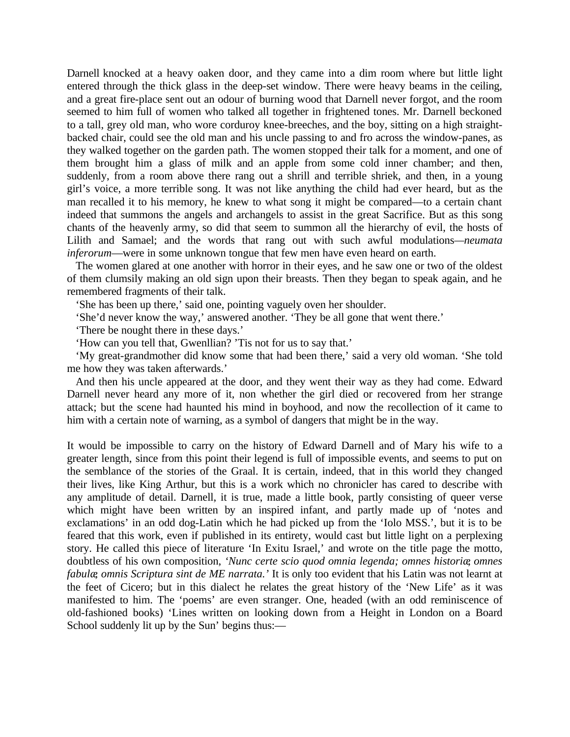Darnell knocked at a heavy oaken door, and they came into a dim room where but little light entered through the thick glass in the deep-set window. There were heavy beams in the ceiling, and a great fire-place sent out an odour of burning wood that Darnell never forgot, and the room seemed to him full of women who talked all together in frightened tones. Mr. Darnell beckoned to a tall, grey old man, who wore corduroy knee-breeches, and the boy, sitting on a high straight-backed chair, could see the old man and his uncle passing to and fro across the window-panes, as they walked together on the garden path. The women stopped their talk for a moment, and one of them brought him a glass of milk and an apple from some cold inner chamber; and then, suddenly, from a room above there rang out a shrill and terrible shriek, and then, in a young girl's voice, a more terrible song. It was not like anything the child had ever heard, but as the man recalled it to his memory, he knew to what song it might be compared—to a certain chant indeed that summons the angels and archangels to assist in the great Sacrifice. But as this song chants of the heavenly army, so did that seem to summon all the hierarchy of evil, the hosts of Lilith and Samael; and the words that rang out with such awful modulations—*neumata inferorum*—were in some unknown tongue that few men have even heard on earth.

The women glared at one another with horror in their eyes, and he saw one or two of the oldest of them clumsily making an old sign upon their breasts. Then they began to speak again, and he remembered fragments of their talk.

'She has been up there,' said one, pointing vaguely oven her shoulder.

'She'd never know the way,' answered another. 'They be all gone that went there.'

'There be nought there in these days.'

'How can you tell that, Gwenllian? 'Tis not for us to say that.'

'My great-grandmother did know some that had been there,' said a very old woman. 'She told me how they was taken afterwards.'

And then his uncle appeared at the door, and they went their way as they had come. Edward Darnell never heard any more of it, non whether the girl died or recovered from her strange attack; but the scene had haunted his mind in boyhood, and now the recollection of it came to him with a certain note of warning, as a symbol of dangers that might be in the way.

It would be impossible to carry on the history of Edward Darnell and of Mary his wife to a greater length, since from this point their legend is full of impossible events, and seems to put on the semblance of the stories of the Graal. It is certain, indeed, that in this world they changed their lives, like King Arthur, but this is a work which no chronicler has cared to describe with any amplitude of detail. Darnell, it is true, made a little book, partly consisting of queer verse which might have been written by an inspired infant, and partly made up of 'notes and exclamations' in an odd dog-Latin which he had picked up from the 'Iolo MSS.', but it is to be feared that this work, even if published in its entirety, would cast but little light on a perplexing story. He called this piece of literature 'In Exitu Israel,' and wrote on the title page the motto, doubtless of his own composition, *'Nunc certe scio quod omnia legenda; omnes historiæ, omnes fabulæ, omnis Scriptura sint de ME narrata.'* It is only too evident that his Latin was not learnt at the feet of Cicero; but in this dialect he relates the great history of the 'New Life' as it was manifested to him. The 'poems' are even stranger. One, headed (with an odd reminiscence of old-fashioned books) 'Lines written on looking down from a Height in London on a Board School suddenly lit up by the Sun' begins thus:—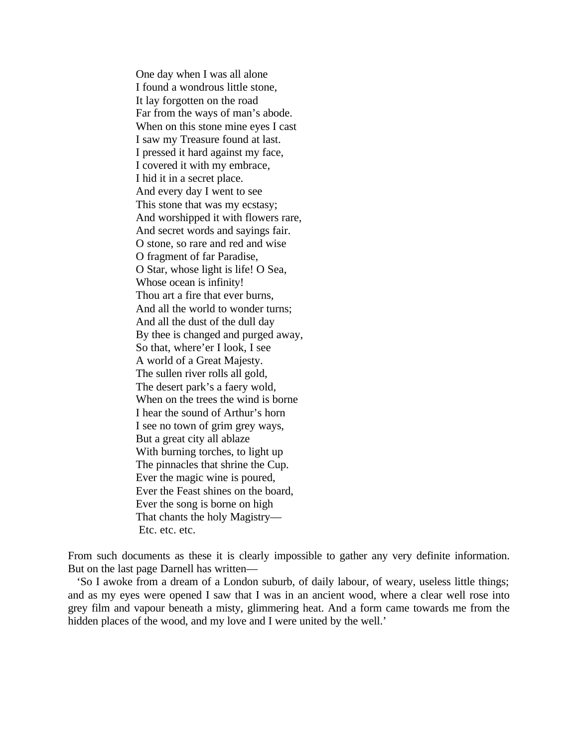One day when I was all alone  
I found a wondrous little stone,  
It lay forgotten on the road  
Far from the ways of man's abode.  
When on this stone mine eyes I cast  
I saw my Treasure found at last.  
I pressed it hard against my face,  
I covered it with my embrace,  
I hid it in a secret place.  
And every day I went to see  
This stone that was my ecstasy;  
And worshipped it with flowers rare,  
And secret words and sayings fair.  
O stone, so rare and red and wise  
O fragment of far Paradise,  
O Star, whose light is life! O Sea,  
Whose ocean is infinity!  
Thou art a fire that ever burns,  
And all the world to wonder turns;  
And all the dust of the dull day  
By thee is changed and purged away,  
So that, where'er I look, I see  
A world of a Great Majesty.  
The sullen river rolls all gold,  
The desert park's a faery wold,  
When on the trees the wind is borne  
I hear the sound of Arthur's horn  
I see no town of grim grey ways,  
But a great city all ablaze  
With burning torches, to light up  
The pinnacles that shrine the Cup.  
Ever the magic wine is poured,  
Ever the Feast shines on the board,  
Ever the song is borne on high  
That chants the holy Magistry—  
 Etc. etc. etc.

From such documents as these it is clearly impossible to gather any very definite information. But on the last page Darnell has written—

'So I awoke from a dream of a London suburb, of daily labour, of weary, useless little things; and as my eyes were opened I saw that I was in an ancient wood, where a clear well rose into grey film and vapour beneath a misty, glimmering heat. And a form came towards me from the hidden places of the wood, and my love and I were united by the well.'